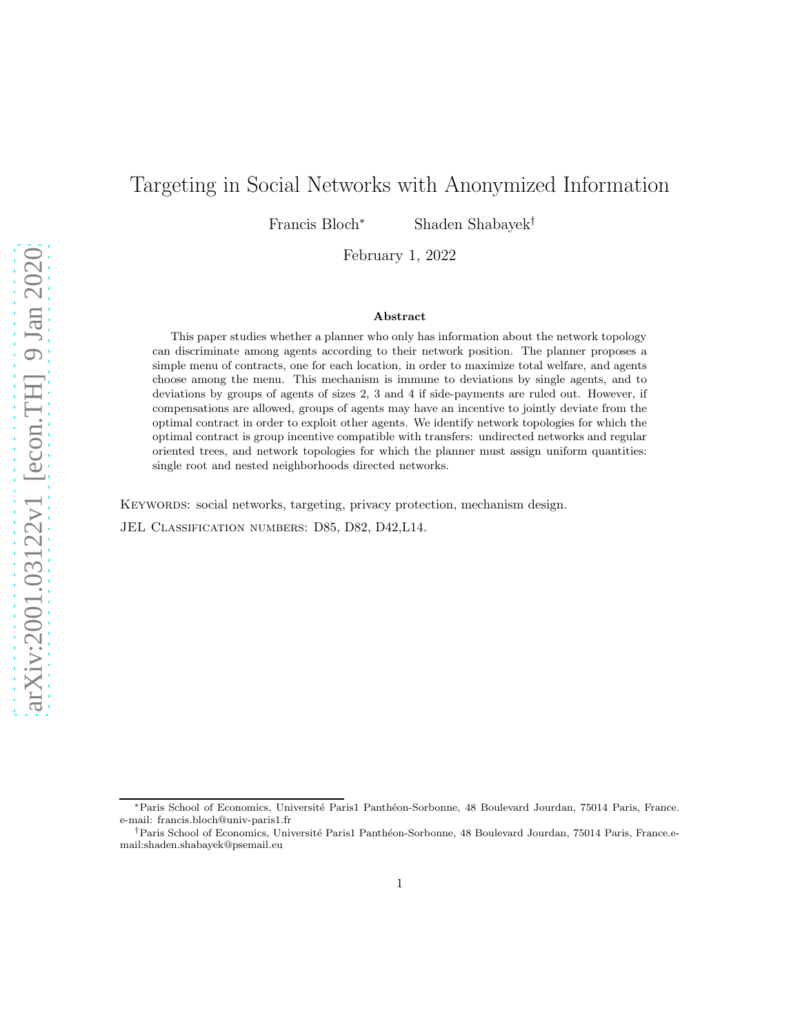# Targeting in Social Networks with Anonymized Information

Francis Bloch[*] Shaden Shabayek[†]

February 1, 2022

## Abstract

This paper studies whether a planner who only has information about the network topology can discriminate among agents according to their network position. The planner proposes a simple menu of contracts, one for each location, in order to maximize total welfare, and agents choose among the menu. This mechanism is immune to deviations by single agents, and to deviations by groups of agents of sizes 2, 3 and 4 if side-payments are ruled out. However, if compensations are allowed, groups of agents may have an incentive to jointly deviate from the optimal contract in order to exploit other agents. We identify network topologies for which the optimal contract is group incentive compatible with transfers: undirected networks and regular oriented trees, and network topologies for which the planner must assign uniform quantities: single root and nested neighborhoods directed networks.

Keywords: social networks, targeting, privacy protection, mechanism design.

JEL Classification numbers: D85, D82, D42,L14.

[*]Paris School of Economics, Université Paris1 Panthéon-Sorbonne, 48 Boulevard Jourdan, 75014 Paris, France. e-mail: francis.bloch@univ-paris1.fr

[†]Paris School of Economics, Université Paris1 Panthéon-Sorbonne, 48 Boulevard Jourdan, 75014 Paris, France.e-mail:shaden.shabayek@psemail.eu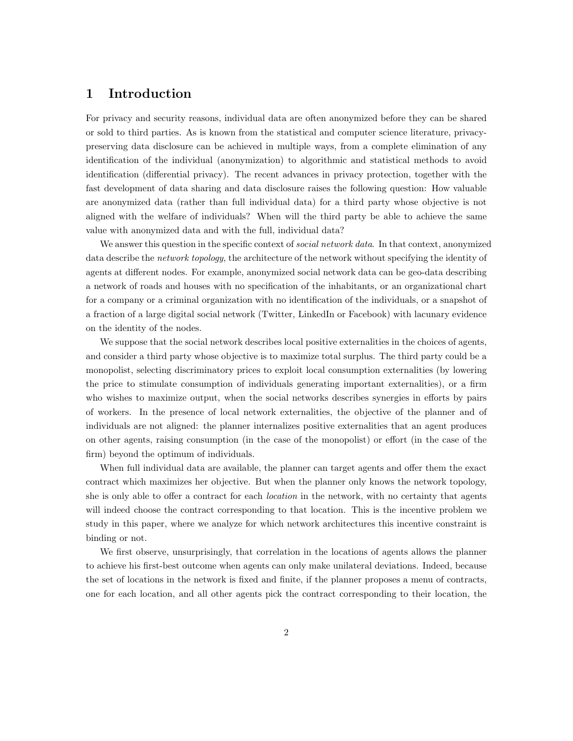# 1 Introduction

For privacy and security reasons, individual data are often anonymized before they can be shared or sold to third parties. As is known from the statistical and computer science literature, privacy-preserving data disclosure can be achieved in multiple ways, from a complete elimination of any identification of the individual (anonymization) to algorithmic and statistical methods to avoid identification (differential privacy). The recent advances in privacy protection, together with the fast development of data sharing and data disclosure raises the following question: How valuable are anonymized data (rather than full individual data) for a third party whose objective is not aligned with the welfare of individuals? When will the third party be able to achieve the same value with anonymized data and with the full, individual data?

We answer this question in the specific context of *social network data*. In that context, anonymized data describe the *network topology*, the architecture of the network without specifying the identity of agents at different nodes. For example, anonymized social network data can be geo-data describing a network of roads and houses with no specification of the inhabitants, or an organizational chart for a company or a criminal organization with no identification of the individuals, or a snapshot of a fraction of a large digital social network (Twitter, LinkedIn or Facebook) with lacunary evidence on the identity of the nodes.

We suppose that the social network describes local positive externalities in the choices of agents, and consider a third party whose objective is to maximize total surplus. The third party could be a monopolist, selecting discriminatory prices to exploit local consumption externalities (by lowering the price to stimulate consumption of individuals generating important externalities), or a firm who wishes to maximize output, when the social networks describes synergies in efforts by pairs of workers. In the presence of local network externalities, the objective of the planner and of individuals are not aligned: the planner internalizes positive externalities that an agent produces on other agents, raising consumption (in the case of the monopolist) or effort (in the case of the firm) beyond the optimum of individuals.

When full individual data are available, the planner can target agents and offer them the exact contract which maximizes her objective. But when the planner only knows the network topology, she is only able to offer a contract for each *location* in the network, with no certainty that agents will indeed choose the contract corresponding to that location. This is the incentive problem we study in this paper, where we analyze for which network architectures this incentive constraint is binding or not.

We first observe, unsurprisingly, that correlation in the locations of agents allows the planner to achieve his first-best outcome when agents can only make unilateral deviations. Indeed, because the set of locations in the network is fixed and finite, if the planner proposes a menu of contracts, one for each location, and all other agents pick the contract corresponding to their location, the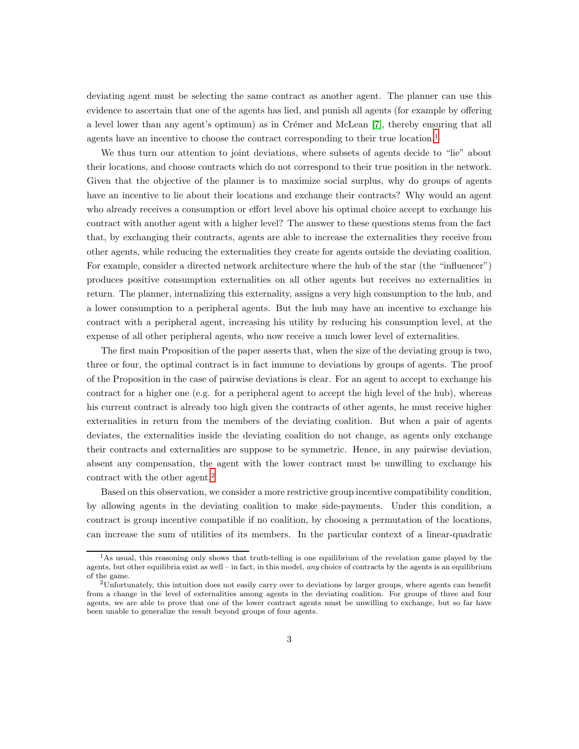deviating agent must be selecting the same contract as another agent. The planner can use this evidence to ascertain that one of the agents has lied, and punish all agents (for example by offering a level lower than any agent's optimum) as in Crémer and McLean [7], thereby ensuring that all agents have an incentive to choose the contract corresponding to their true location.[1]

We thus turn our attention to joint deviations, where subsets of agents decide to "lie" about their locations, and choose contracts which do not correspond to their true position in the network. Given that the objective of the planner is to maximize social surplus, why do groups of agents have an incentive to lie about their locations and exchange their contracts? Why would an agent who already receives a consumption or effort level above his optimal choice accept to exchange his contract with another agent with a higher level? The answer to these questions stems from the fact that, by exchanging their contracts, agents are able to increase the externalities they receive from other agents, while reducing the externalities they create for agents outside the deviating coalition. For example, consider a directed network architecture where the hub of the star (the "influencer") produces positive consumption externalities on all other agents but receives no externalities in return. The planner, internalizing this externality, assigns a very high consumption to the hub, and a lower consumption to a peripheral agents. But the hub may have an incentive to exchange his contract with a peripheral agent, increasing his utility by reducing his consumption level, at the expense of all other peripheral agents, who now receive a much lower level of externalities.

The first main Proposition of the paper asserts that, when the size of the deviating group is two, three or four, the optimal contract is in fact immune to deviations by groups of agents. The proof of the Proposition in the case of pairwise deviations is clear. For an agent to accept to exchange his contract for a higher one (e.g. for a peripheral agent to accept the high level of the hub), whereas his current contract is already too high given the contracts of other agents, he must receive higher externalities in return from the members of the deviating coalition. But when a pair of agents deviates, the externalities inside the deviating coalition do not change, as agents only exchange their contracts and externalities are suppose to be symmetric. Hence, in any pairwise deviation, absent any compensation, the agent with the lower contract must be unwilling to exchange his contract with the other agent.[2]

Based on this observation, we consider a more restrictive group incentive compatibility condition, by allowing agents in the deviating coalition to make side-payments. Under this condition, a contract is group incentive compatible if no coalition, by choosing a permutation of the locations, can increase the sum of utilities of its members. In the particular context of a linear-quadratic

[1] As usual, this reasoning only shows that truth-telling is one equilibrium of the revelation game played by the agents, but other equilibria exist as well – in fact, in this model, *any* choice of contracts by the agents is an equilibrium of the game.

[2] Unfortunately, this intuition does not easily carry over to deviations by larger groups, where agents can benefit from a change in the level of externalities among agents in the deviating coalition. For groups of three and four agents, we are able to prove that one of the lower contract agents must be unwilling to exchange, but so far have been unable to generalize the result beyond groups of four agents.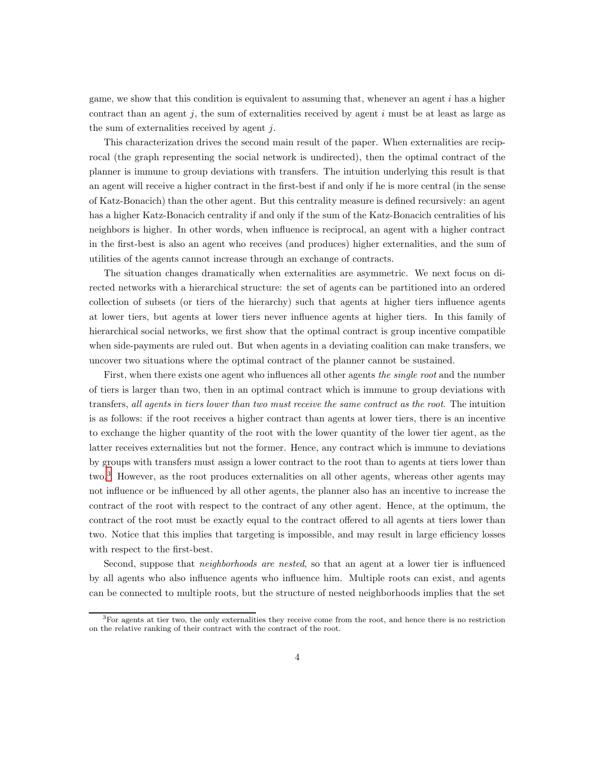game, we show that this condition is equivalent to assuming that, whenever an agent $i$ has a higher contract than an agent $j$, the sum of externalities received by agent $i$ must be at least as large as the sum of externalities received by agent $j$.

This characterization drives the second main result of the paper. When externalities are reciprocal (the graph representing the social network is undirected), then the optimal contract of the planner is immune to group deviations with transfers. The intuition underlying this result is that an agent will receive a higher contract in the first-best if and only if he is more central (in the sense of Katz-Bonacich) than the other agent. But this centrality measure is defined recursively: an agent has a higher Katz-Bonacich centrality if and only if the sum of the Katz-Bonacich centralities of his neighbors is higher. In other words, when influence is reciprocal, an agent with a higher contract in the first-best is also an agent who receives (and produces) higher externalities, and the sum of utilities of the agents cannot increase through an exchange of contracts.

The situation changes dramatically when externalities are asymmetric. We next focus on directed networks with a hierarchical structure: the set of agents can be partitioned into an ordered collection of subsets (or tiers of the hierarchy) such that agents at higher tiers influence agents at lower tiers, but agents at lower tiers never influence agents at higher tiers. In this family of hierarchical social networks, we first show that the optimal contract is group incentive compatible when side-payments are ruled out. But when agents in a deviating coalition can make transfers, we uncover two situations where the optimal contract of the planner cannot be sustained.

First, when there exists one agent who influences all other agents *the single root* and the number of tiers is larger than two, then in an optimal contract which is immune to group deviations with transfers, *all agents in tiers lower than two must receive the same contract as the root*. The intuition is as follows: if the root receives a higher contract than agents at lower tiers, there is an incentive to exchange the higher quantity of the root with the lower quantity of the lower tier agent, as the latter receives externalities but not the former. Hence, any contract which is immune to deviations by groups with transfers must assign a lower contract to the root than to agents at tiers lower than two.[3] However, as the root produces externalities on all other agents, whereas other agents may not influence or be influenced by all other agents, the planner also has an incentive to increase the contract of the root with respect to the contract of any other agent. Hence, at the optimum, the contract of the root must be exactly equal to the contract offered to all agents at tiers lower than two. Notice that this implies that targeting is impossible, and may result in large efficiency losses with respect to the first-best.

Second, suppose that *neighborhoods are nested*, so that an agent at a lower tier is influenced by all agents who also influence agents who influence him. Multiple roots can exist, and agents can be connected to multiple roots, but the structure of nested neighborhoods implies that the set

[3] For agents at tier two, the only externalities they receive come from the root, and hence there is no restriction on the relative ranking of their contract with the contract of the root.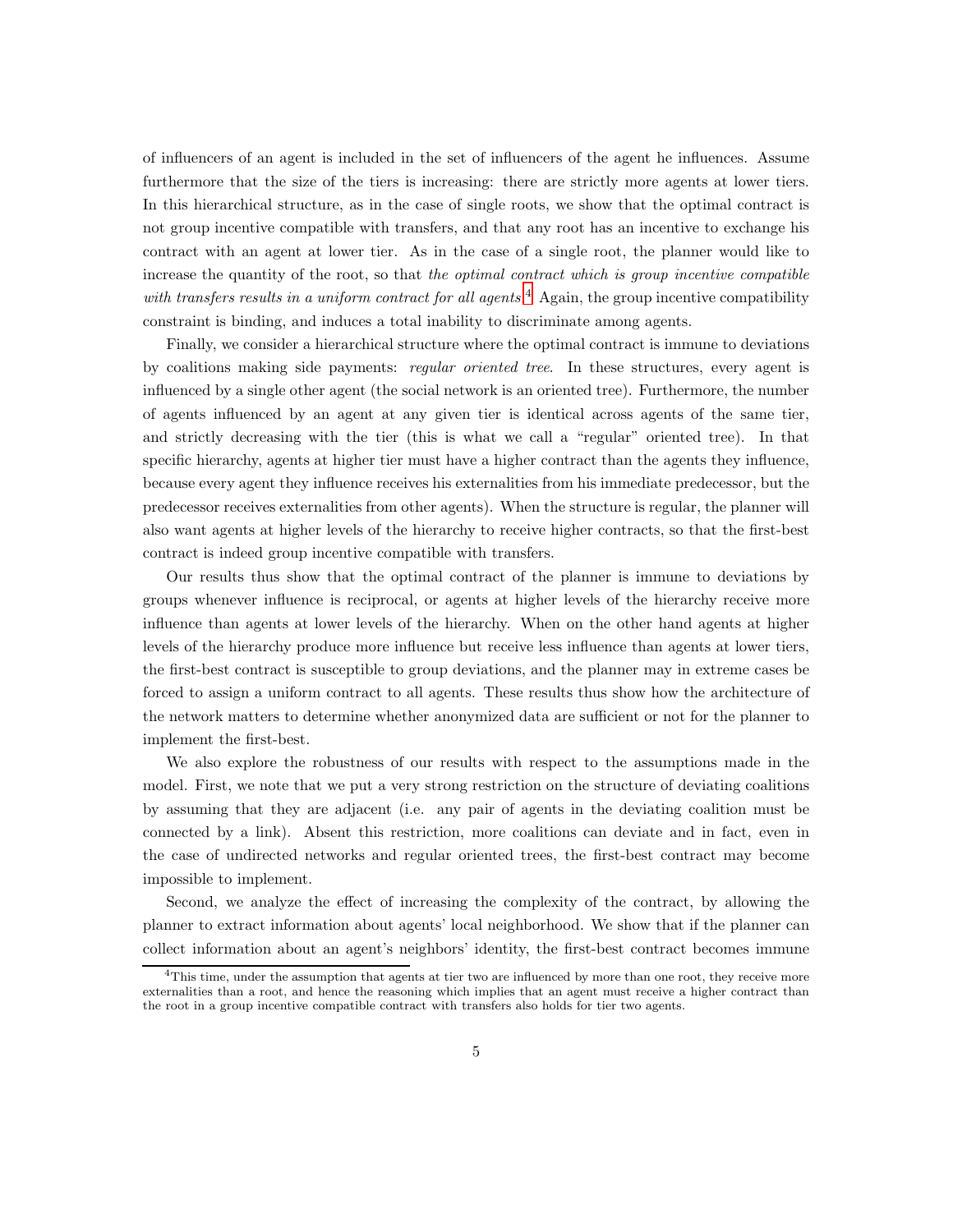of influencers of an agent is included in the set of influencers of the agent he influences. Assume furthermore that the size of the tiers is increasing: there are strictly more agents at lower tiers. In this hierarchical structure, as in the case of single roots, we show that the optimal contract is not group incentive compatible with transfers, and that any root has an incentive to exchange his contract with an agent at lower tier. As in the case of a single root, the planner would like to increase the quantity of the root, so that *the optimal contract which is group incentive compatible with transfers results in a uniform contract for all agents*.[4] Again, the group incentive compatibility constraint is binding, and induces a total inability to discriminate among agents.

Finally, we consider a hierarchical structure where the optimal contract is immune to deviations by coalitions making side payments: *regular oriented tree*. In these structures, every agent is influenced by a single other agent (the social network is an oriented tree). Furthermore, the number of agents influenced by an agent at any given tier is identical across agents of the same tier, and strictly decreasing with the tier (this is what we call a "regular" oriented tree). In that specific hierarchy, agents at higher tier must have a higher contract than the agents they influence, because every agent they influence receives his externalities from his immediate predecessor, but the predecessor receives externalities from other agents). When the structure is regular, the planner will also want agents at higher levels of the hierarchy to receive higher contracts, so that the first-best contract is indeed group incentive compatible with transfers.

Our results thus show that the optimal contract of the planner is immune to deviations by groups whenever influence is reciprocal, or agents at higher levels of the hierarchy receive more influence than agents at lower levels of the hierarchy. When on the other hand agents at higher levels of the hierarchy produce more influence but receive less influence than agents at lower tiers, the first-best contract is susceptible to group deviations, and the planner may in extreme cases be forced to assign a uniform contract to all agents. These results thus show how the architecture of the network matters to determine whether anonymized data are sufficient or not for the planner to implement the first-best.

We also explore the robustness of our results with respect to the assumptions made in the model. First, we note that we put a very strong restriction on the structure of deviating coalitions by assuming that they are adjacent (i.e. any pair of agents in the deviating coalition must be connected by a link). Absent this restriction, more coalitions can deviate and in fact, even in the case of undirected networks and regular oriented trees, the first-best contract may become impossible to implement.

Second, we analyze the effect of increasing the complexity of the contract, by allowing the planner to extract information about agents' local neighborhood. We show that if the planner can collect information about an agent's neighbors' identity, the first-best contract becomes immune

[4] This time, under the assumption that agents at tier two are influenced by more than one root, they receive more externalities than a root, and hence the reasoning which implies that an agent must receive a higher contract than the root in a group incentive compatible contract with transfers also holds for tier two agents.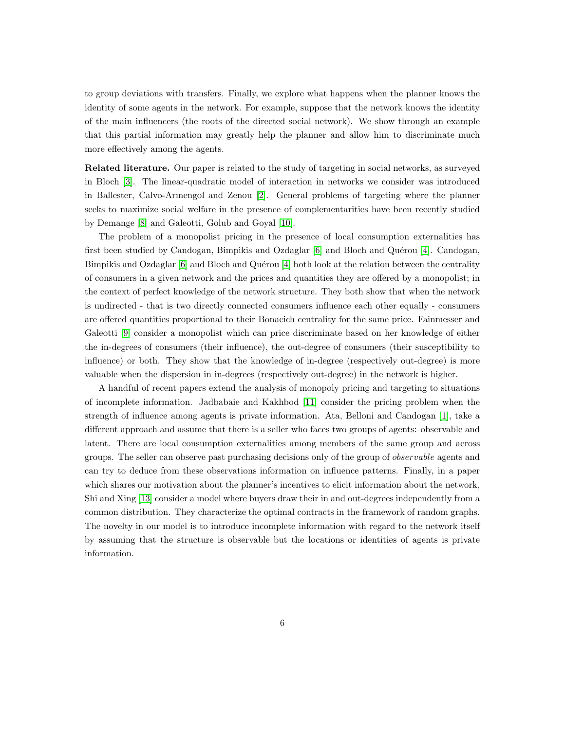to group deviations with transfers. Finally, we explore what happens when the planner knows the identity of some agents in the network. For example, suppose that the network knows the identity of the main influencers (the roots of the directed social network). We show through an example that this partial information may greatly help the planner and allow him to discriminate much more effectively among the agents.

**Related literature.** Our paper is related to the study of targeting in social networks, as surveyed in Bloch [3]. The linear-quadratic model of interaction in networks we consider was introduced in Ballester, Calvo-Armengol and Zenou [2]. General problems of targeting where the planner seeks to maximize social welfare in the presence of complementarities have been recently studied by Demange [8] and Galeotti, Golub and Goyal [10].

The problem of a monopolist pricing in the presence of local consumption externalities has first been studied by Candogan, Bimpikis and Ozdaglar [6] and Bloch and Quérou [4]. Candogan, Bimpikis and Ozdaglar [6] and Bloch and Quérou [4] both look at the relation between the centrality of consumers in a given network and the prices and quantities they are offered by a monopolist; in the context of perfect knowledge of the network structure. They both show that when the network is undirected - that is two directly connected consumers influence each other equally - consumers are offered quantities proportional to their Bonacich centrality for the same price. Fainmesser and Galeotti [9] consider a monopolist which can price discriminate based on her knowledge of either the in-degrees of consumers (their influence), the out-degree of consumers (their susceptibility to influence) or both. They show that the knowledge of in-degree (respectively out-degree) is more valuable when the dispersion in in-degrees (respectively out-degree) in the network is higher.

A handful of recent papers extend the analysis of monopoly pricing and targeting to situations of incomplete information. Jadbabaie and Kakhbod [11] consider the pricing problem when the strength of influence among agents is private information. Ata, Belloni and Candogan [1], take a different approach and assume that there is a seller who faces two groups of agents: observable and latent. There are local consumption externalities among members of the same group and across groups. The seller can observe past purchasing decisions only of the group of *observable* agents and can try to deduce from these observations information on influence patterns. Finally, in a paper which shares our motivation about the planner's incentives to elicit information about the network, Shi and Xing [13] consider a model where buyers draw their in and out-degrees independently from a common distribution. They characterize the optimal contracts in the framework of random graphs. The novelty in our model is to introduce incomplete information with regard to the network itself by assuming that the structure is observable but the locations or identities of agents is private information.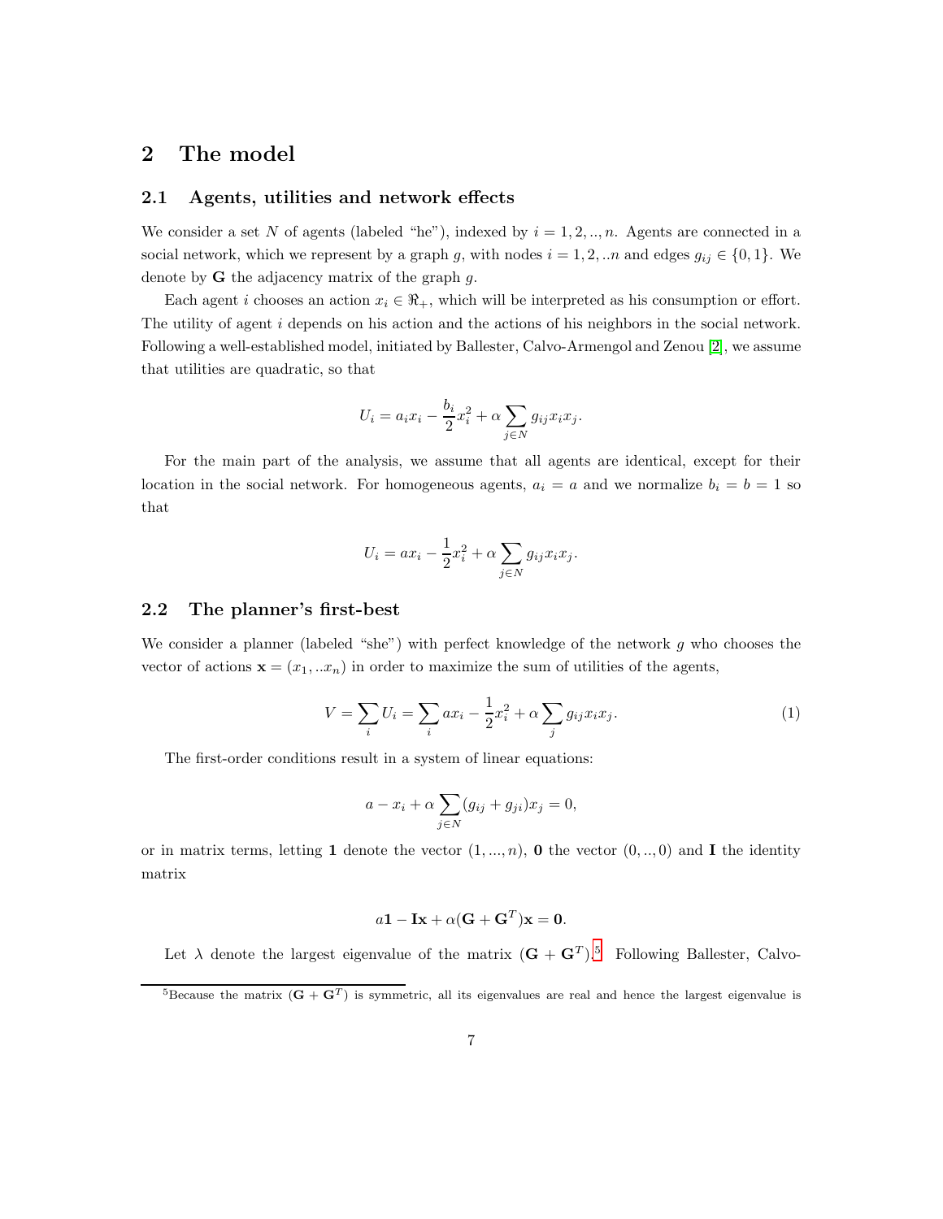## 2 The model

### 2.1 Agents, utilities and network effects

We consider a set $N$ of agents (labeled "he"), indexed by $i = 1, 2, .., n$. Agents are connected in a social network, which we represent by a graph $g$, with nodes $i = 1, 2, ..n$ and edges $g_{ij} \in \{0, 1\}$. We denote by $\mathbf{G}$ the adjacency matrix of the graph $g$.

Each agent $i$ chooses an action $x_i \in \Re_+$, which will be interpreted as his consumption or effort. The utility of agent $i$ depends on his action and the actions of his neighbors in the social network. Following a well-established model, initiated by Ballester, Calvo-Armengol and Zenou [2], we assume that utilities are quadratic, so that

$$U_i = a_i x_i - \frac{b_i}{2} x_i^2 + \alpha \sum_{j \in N} g_{ij} x_i x_j.$$

For the main part of the analysis, we assume that all agents are identical, except for their location in the social network. For homogeneous agents, $a_i = a$ and we normalize $b_i = b = 1$ so that

$$U_i = a x_i - \frac{1}{2} x_i^2 + \alpha \sum_{j \in N} g_{ij} x_i x_j.$$

### 2.2 The planner's first-best

We consider a planner (labeled "she") with perfect knowledge of the network $g$ who chooses the vector of actions $\mathbf{x} = (x_1, ..x_n)$ in order to maximize the sum of utilities of the agents,

$$V = \sum_i U_i = \sum_i a x_i - \frac{1}{2} x_i^2 + \alpha \sum_j g_{ij} x_i x_j. \tag{1}$$

The first-order conditions result in a system of linear equations:

$$a - x_i + \alpha \sum_{j \in N} (g_{ij} + g_{ji}) x_j = 0,$$

or in matrix terms, letting $\mathbf{1}$ denote the vector $(1, ..., n)$, $\mathbf{0}$ the vector $(0, .., 0)$ and $\mathbf{I}$ the identity matrix

$$a\mathbf{1} - \mathbf{I}\mathbf{x} + \alpha(\mathbf{G} + \mathbf{G}^T)\mathbf{x} = \mathbf{0}.$$

Let $\lambda$ denote the largest eigenvalue of the matrix $(\mathbf{G} + \mathbf{G}^T)$.[5] Following Ballester, Calvo-

[5] Because the matrix $(\mathbf{G} + \mathbf{G}^T)$ is symmetric, all its eigenvalues are real and hence the largest eigenvalue is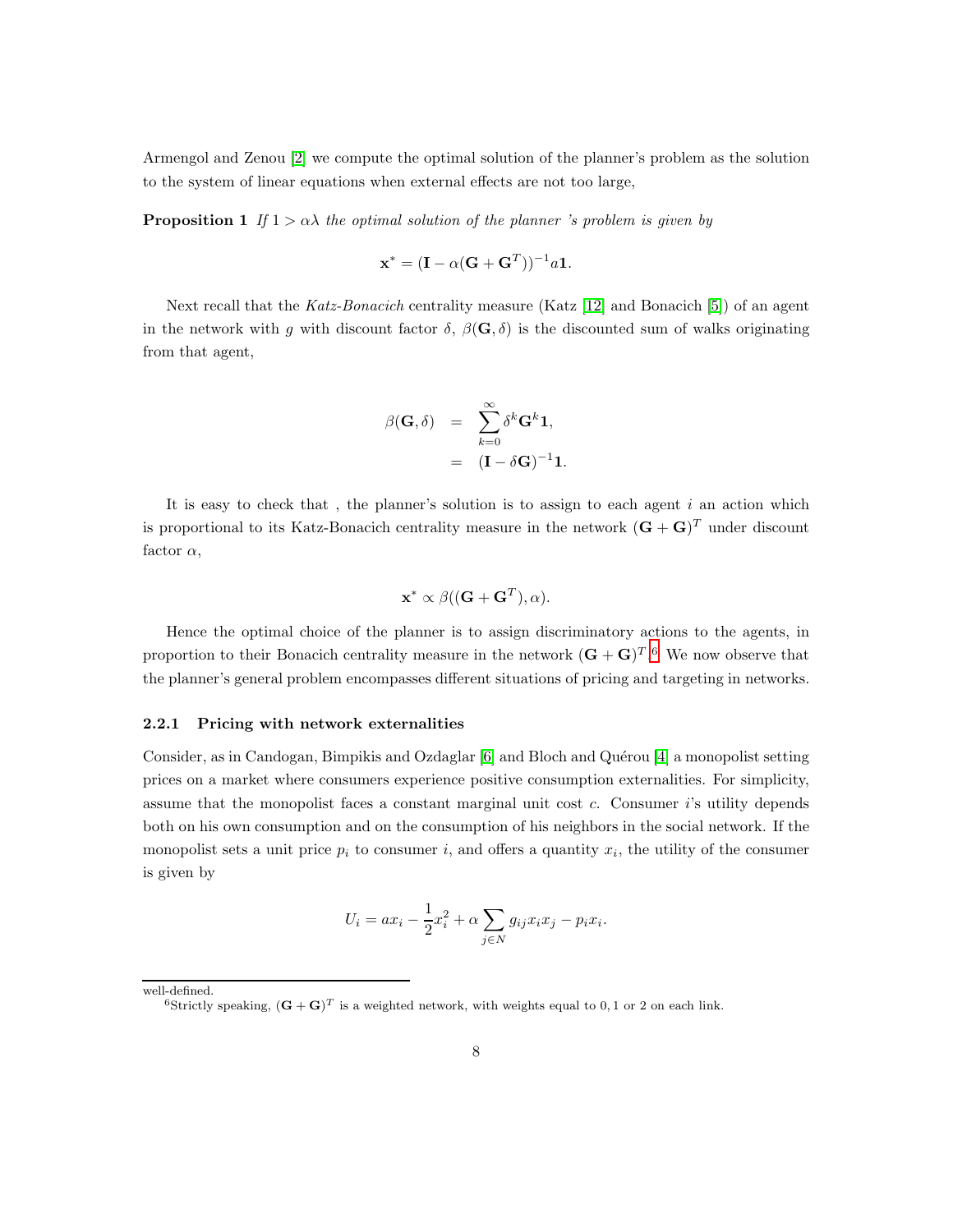Armengol and Zenou [2] we compute the optimal solution of the planner's problem as the solution to the system of linear equations when external effects are not too large,

**Proposition 1** *If $1 > \alpha\lambda$ the optimal solution of the planner 's problem is given by*

$$\mathbf{x}^* = (\mathbf{I} - \alpha(\mathbf{G} + \mathbf{G}^T))^{-1} a\mathbf{1}.$$

Next recall that the *Katz-Bonacich* centrality measure (Katz [12] and Bonacich [5]) of an agent in the network with $g$ with discount factor $\delta$, $\beta(\mathbf{G}, \delta)$ is the discounted sum of walks originating from that agent,

$$\begin{aligned}
\beta(\mathbf{G}, \delta) &= \sum_{k=0}^{\infty} \delta^k \mathbf{G}^k \mathbf{1}, \\
&= (\mathbf{I} - \delta \mathbf{G})^{-1} \mathbf{1}.
\end{aligned}$$

It is easy to check that , the planner's solution is to assign to each agent $i$ an action which is proportional to its Katz-Bonacich centrality measure in the network $(\mathbf{G} + \mathbf{G})^T$ under discount factor $\alpha$,

$$\mathbf{x}^* \propto \beta((\mathbf{G} + \mathbf{G}^T), \alpha).$$

Hence the optimal choice of the planner is to assign discriminatory actions to the agents, in proportion to their Bonacich centrality measure in the network $(\mathbf{G} + \mathbf{G})^T$.[6] We now observe that the planner's general problem encompasses different situations of pricing and targeting in networks.

### 2.2.1 Pricing with network externalities

Consider, as in Candogan, Bimpikis and Ozdaglar [6] and Bloch and Quérou [4] a monopolist setting prices on a market where consumers experience positive consumption externalities. For simplicity, assume that the monopolist faces a constant marginal unit cost $c$. Consumer $i$'s utility depends both on his own consumption and on the consumption of his neighbors in the social network. If the monopolist sets a unit price $p_i$ to consumer $i$, and offers a quantity $x_i$, the utility of the consumer is given by

$$U_i = a x_i - \frac{1}{2} x_i^2 + \alpha \sum_{j \in N} g_{ij} x_i x_j - p_i x_i.$$

---

well-defined.

[6] Strictly speaking, $(\mathbf{G} + \mathbf{G})^T$ is a weighted network, with weights equal to $0, 1$ or $2$ on each link.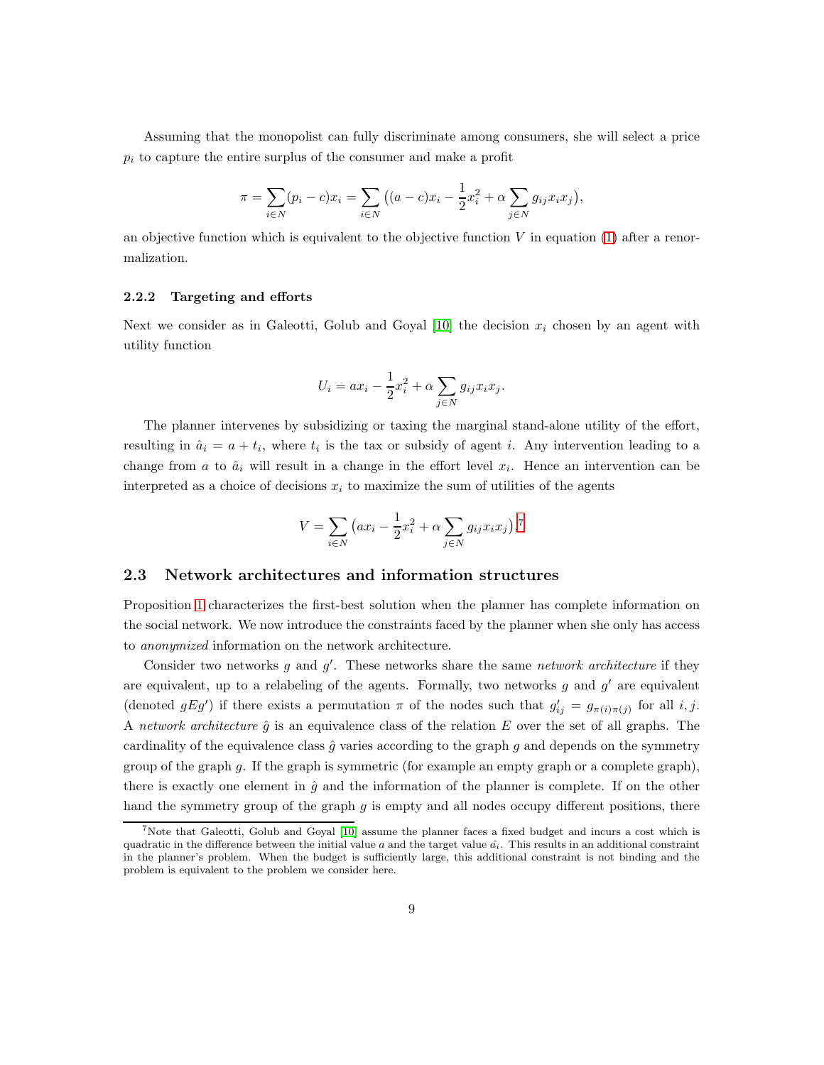Assuming that the monopolist can fully discriminate among consumers, she will select a price $p_i$ to capture the entire surplus of the consumer and make a profit

$$\pi = \sum_{i \in N} (p_i - c) x_i = \sum_{i \in N} \big( (a-c) x_i - \frac{1}{2} x_i^2 + \alpha \sum_{j \in N} g_{ij} x_i x_j \big),$$

an objective function which is equivalent to the objective function $V$ in equation (1) after a renormalization.

#### 2.2.2 Targeting and efforts

Next we consider as in Galeotti, Golub and Goyal [10] the decision $x_i$ chosen by an agent with utility function

$$U_i = a x_i - \frac{1}{2} x_i^2 + \alpha \sum_{j \in N} g_{ij} x_i x_j.$$

The planner intervenes by subsidizing or taxing the marginal stand-alone utility of the effort, resulting in $\hat{a}_i = a + t_i$, where $t_i$ is the tax or subsidy of agent $i$. Any intervention leading to a change from $a$ to $\hat{a}_i$ will result in a change in the effort level $x_i$. Hence an intervention can be interpreted as a choice of decisions $x_i$ to maximize the sum of utilities of the agents

$$V = \sum_{i \in N} \big( a x_i - \frac{1}{2} x_i^2 + \alpha \sum_{j \in N} g_{ij} x_i x_j \big).$$[7]

### 2.3 Network architectures and information structures

Proposition 1 characterizes the first-best solution when the planner has complete information on the social network. We now introduce the constraints faced by the planner when she only has access to *anonymized* information on the network architecture.

Consider two networks $g$ and $g'$. These networks share the same *network architecture* if they are equivalent, up to a relabeling of the agents. Formally, two networks $g$ and $g'$ are equivalent (denoted $gEg'$) if there exists a permutation $\pi$ of the nodes such that $g'_{ij} = g_{\pi(i)\pi(j)}$ for all $i, j$. A *network architecture* $\hat{g}$ is an equivalence class of the relation $E$ over the set of all graphs. The cardinality of the equivalence class $\hat{g}$ varies according to the graph $g$ and depends on the symmetry group of the graph $g$. If the graph is symmetric (for example an empty graph or a complete graph), there is exactly one element in $\hat{g}$ and the information of the planner is complete. If on the other hand the symmetry group of the graph $g$ is empty and all nodes occupy different positions, there

[7] Note that Galeotti, Golub and Goyal [10] assume the planner faces a fixed budget and incurs a cost which is quadratic in the difference between the initial value $a$ and the target value $\hat{a}_i$. This results in an additional constraint in the planner's problem. When the budget is sufficiently large, this additional constraint is not binding and the problem is equivalent to the problem we consider here.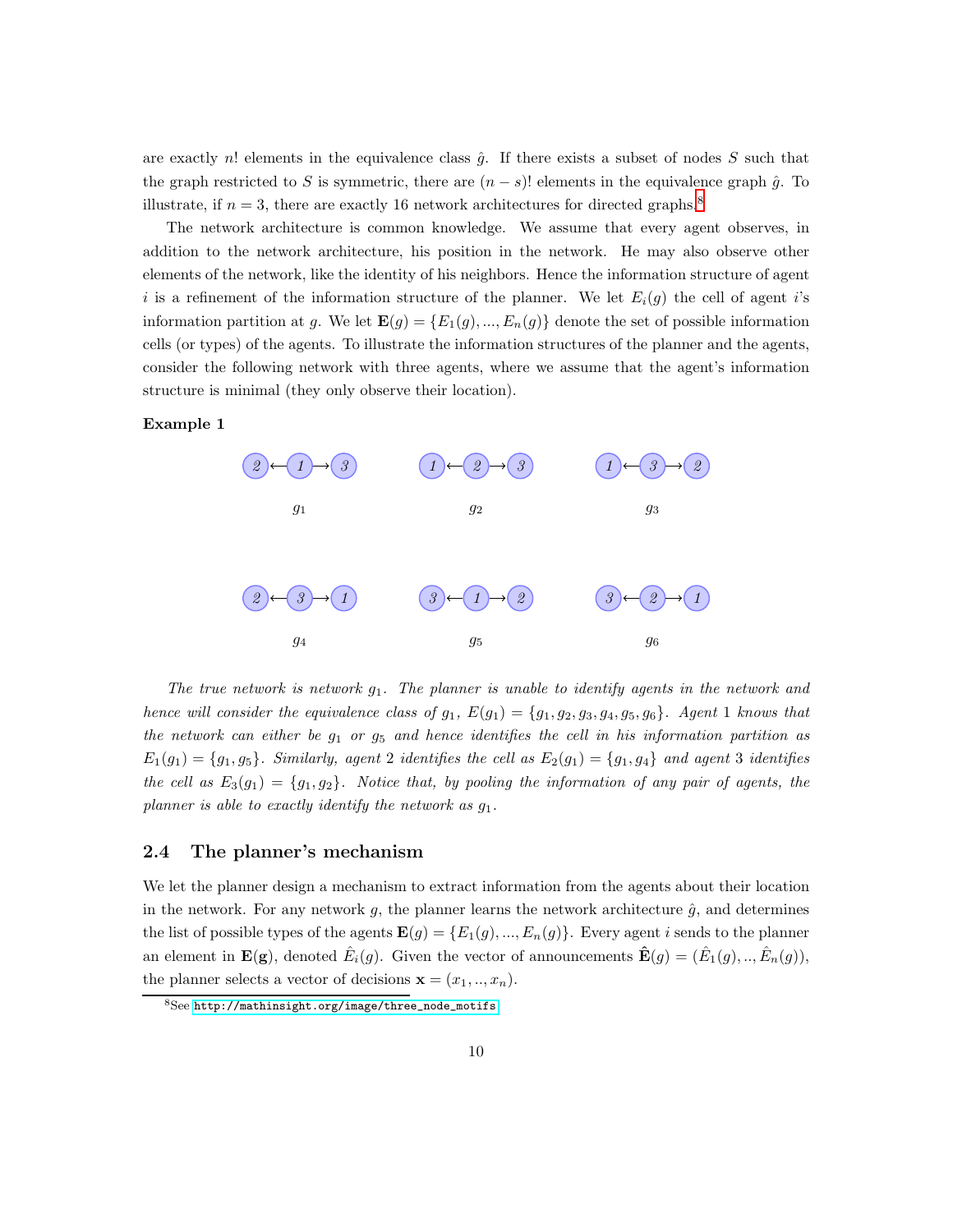are exactly $n!$ elements in the equivalence class $\hat{g}$. If there exists a subset of nodes $S$ such that the graph restricted to $S$ is symmetric, there are $(n-s)!$ elements in the equivalence graph $\hat{g}$. To illustrate, if $n = 3$, there are exactly 16 network architectures for directed graphs.[8]

The network architecture is common knowledge. We assume that every agent observes, in addition to the network architecture, his position in the network. He may also observe other elements of the network, like the identity of his neighbors. Hence the information structure of agent $i$ is a refinement of the information structure of the planner. We let $E_i(g)$ the cell of agent $i$'s information partition at $g$. We let $\mathbf{E}(g) = \{E_1(g), ..., E_n(g)\}$ denote the set of possible information cells (or types) of the agents. To illustrate the information structures of the planner and the agents, consider the following network with three agents, where we assume that the agent's information structure is minimal (they only observe their location).

**Example 1**

$2 \leftarrow 1 \rightarrow 3$ ($g_1$), $1 \leftarrow 2 \rightarrow 3$ ($g_2$), $1 \leftarrow 3 \rightarrow 2$ ($g_3$)

$2 \leftarrow 3 \rightarrow 1$ ($g_4$), $3 \leftarrow 1 \rightarrow 2$ ($g_5$), $3 \leftarrow 2 \rightarrow 1$ ($g_6$)

*The true network is network $g_1$. The planner is unable to identify agents in the network and hence will consider the equivalence class of $g_1$, $E(g_1) = \{g_1, g_2, g_3, g_4, g_5, g_6\}$. Agent 1 knows that the network can either be $g_1$ or $g_5$ and hence identifies the cell in his information partition as $E_1(g_1) = \{g_1, g_5\}$. Similarly, agent 2 identifies the cell as $E_2(g_1) = \{g_1, g_4\}$ and agent 3 identifies the cell as $E_3(g_1) = \{g_1, g_2\}$. Notice that, by pooling the information of any pair of agents, the planner is able to exactly identify the network as $g_1$.*

## 2.4 The planner's mechanism

We let the planner design a mechanism to extract information from the agents about their location in the network. For any network $g$, the planner learns the network architecture $\hat{g}$, and determines the list of possible types of the agents $\mathbf{E}(g) = \{E_1(g), ..., E_n(g)\}$. Every agent $i$ sends to the planner an element in $\mathbf{E}(\mathbf{g})$, denoted $\hat{E}_i(g)$. Given the vector of announcements $\hat{\mathbf{E}}(g) = (\hat{E}_1(g), .., \hat{E}_n(g))$, the planner selects a vector of decisions $\mathbf{x} = (x_1, .., x_n)$.

[8] See http://mathinsight.org/image/three_node_motifs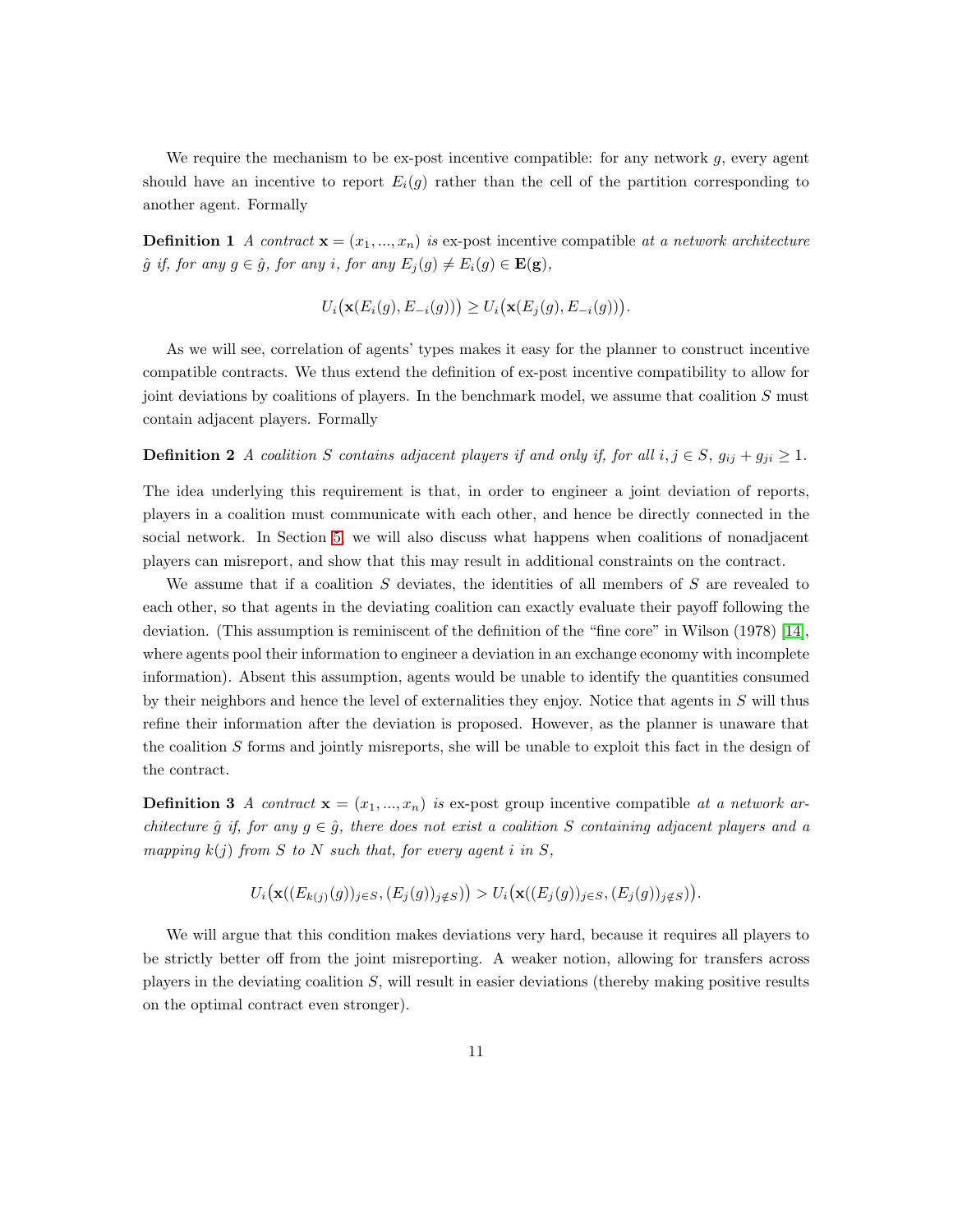We require the mechanism to be ex-post incentive compatible: for any network $g$, every agent should have an incentive to report $E_i(g)$ rather than the cell of the partition corresponding to another agent. Formally

**Definition 1** *A contract* $\mathbf{x} = (x_1, ..., x_n)$ *is* ex-post incentive compatible *at a network architecture* $\hat{g}$ *if, for any* $g \in \hat{g}$*, for any* $i$*, for any* $E_j(g) \neq E_i(g) \in \mathbf{E(g)}$*,*

$$U_i\big(\mathbf{x}(E_i(g), E_{-i}(g))\big) \geq U_i\big(\mathbf{x}(E_j(g), E_{-i}(g))\big).$$

As we will see, correlation of agents' types makes it easy for the planner to construct incentive compatible contracts. We thus extend the definition of ex-post incentive compatibility to allow for joint deviations by coalitions of players. In the benchmark model, we assume that coalition $S$ must contain adjacent players. Formally

**Definition 2** *A coalition* $S$ *contains adjacent players if and only if, for all* $i, j \in S$*,* $g_{ij} + g_{ji} \geq 1$*.*

The idea underlying this requirement is that, in order to engineer a joint deviation of reports, players in a coalition must communicate with each other, and hence be directly connected in the social network. In Section 5, we will also discuss what happens when coalitions of nonadjacent players can misreport, and show that this may result in additional constraints on the contract.

We assume that if a coalition $S$ deviates, the identities of all members of $S$ are revealed to each other, so that agents in the deviating coalition can exactly evaluate their payoff following the deviation. (This assumption is reminiscent of the definition of the "fine core" in Wilson (1978) [14], where agents pool their information to engineer a deviation in an exchange economy with incomplete information). Absent this assumption, agents would be unable to identify the quantities consumed by their neighbors and hence the level of externalities they enjoy. Notice that agents in $S$ will thus refine their information after the deviation is proposed. However, as the planner is unaware that the coalition $S$ forms and jointly misreports, she will be unable to exploit this fact in the design of the contract.

**Definition 3** *A contract* $\mathbf{x} = (x_1, ..., x_n)$ *is* ex-post group incentive compatible *at a network architecture* $\hat{g}$ *if, for any* $g \in \hat{g}$*, there does not exist a coalition* $S$ *containing adjacent players and a mapping* $k(j)$ *from* $S$ *to* $N$ *such that, for every agent* $i$ *in* $S$*,*

$$U_i\big(\mathbf{x}((E_{k(j)}(g))_{j\in S}, (E_j(g))_{j\notin S})\big) > U_i\big(\mathbf{x}((E_j(g))_{j\in S}, (E_j(g))_{j\notin S})\big).$$

We will argue that this condition makes deviations very hard, because it requires all players to be strictly better off from the joint misreporting. A weaker notion, allowing for transfers across players in the deviating coalition $S$, will result in easier deviations (thereby making positive results on the optimal contract even stronger).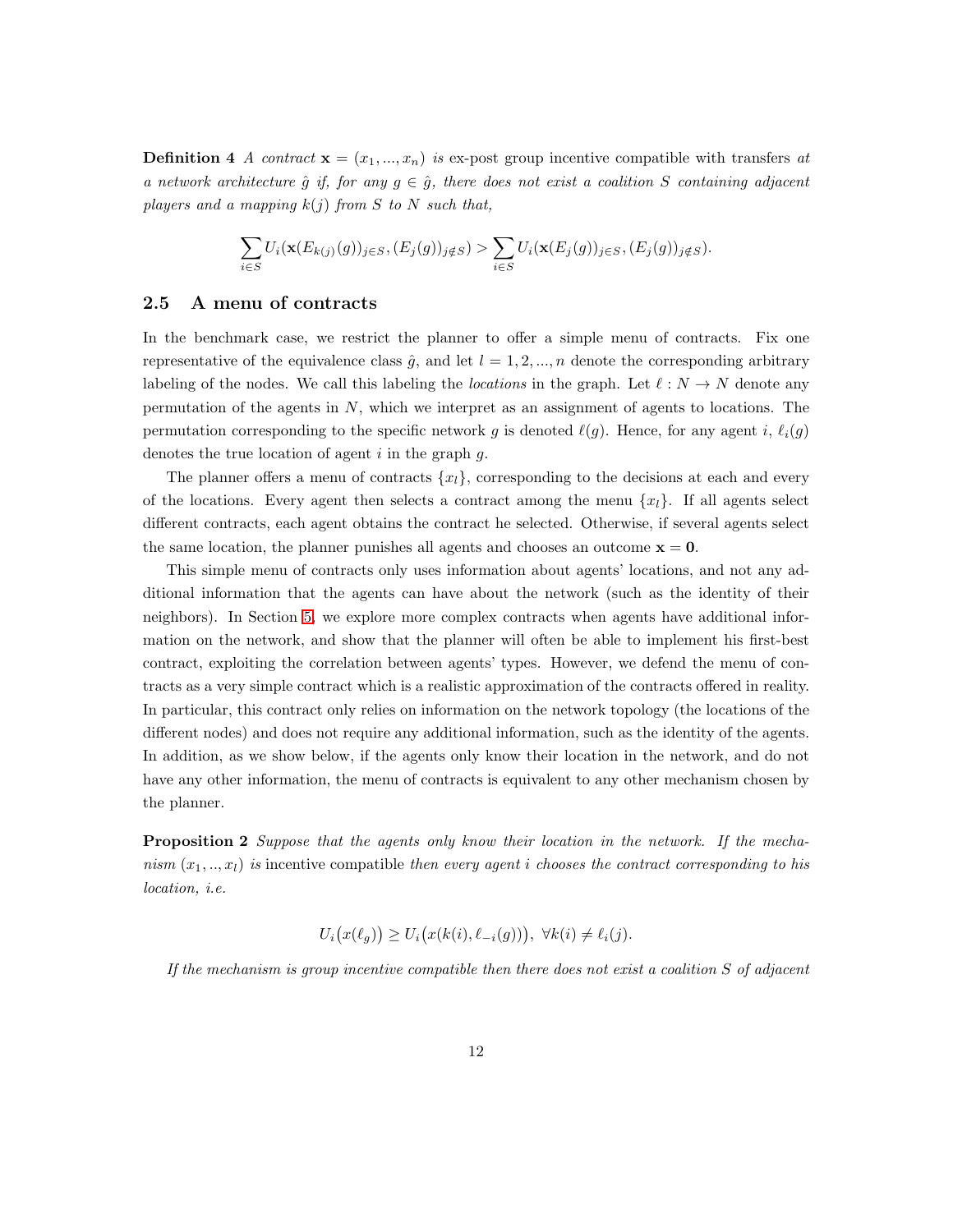**Definition 4** *A contract* $\mathbf{x} = (x_1, ..., x_n)$ *is* ex-post group incentive compatible with transfers *at a network architecture* $\hat{g}$ *if, for any* $g \in \hat{g}$*, there does not exist a coalition* $S$ *containing adjacent players and a mapping* $k(j)$ *from* $S$ *to* $N$ *such that,*

$$\sum_{i \in S} U_i(\mathbf{x}(E_{k(j)}(g))_{j \in S}, (E_j(g))_{j \notin S}) > \sum_{i \in S} U_i(\mathbf{x}(E_j(g))_{j \in S}, (E_j(g))_{j \notin S}).$$

## 2.5 A menu of contracts

In the benchmark case, we restrict the planner to offer a simple menu of contracts. Fix one representative of the equivalence class $\hat{g}$, and let $l = 1, 2, ..., n$ denote the corresponding arbitrary labeling of the nodes. We call this labeling the *locations* in the graph. Let $\ell : N \to N$ denote any permutation of the agents in $N$, which we interpret as an assignment of agents to locations. The permutation corresponding to the specific network $g$ is denoted $\ell(g)$. Hence, for any agent $i$, $\ell_i(g)$ denotes the true location of agent $i$ in the graph $g$.

The planner offers a menu of contracts $\{x_l\}$, corresponding to the decisions at each and every of the locations. Every agent then selects a contract among the menu $\{x_l\}$. If all agents select different contracts, each agent obtains the contract he selected. Otherwise, if several agents select the same location, the planner punishes all agents and chooses an outcome $\mathbf{x} = \mathbf{0}$.

This simple menu of contracts only uses information about agents' locations, and not any additional information that the agents can have about the network (such as the identity of their neighbors). In Section 5, we explore more complex contracts when agents have additional information on the network, and show that the planner will often be able to implement his first-best contract, exploiting the correlation between agents' types. However, we defend the menu of contracts as a very simple contract which is a realistic approximation of the contracts offered in reality. In particular, this contract only relies on information on the network topology (the locations of the different nodes) and does not require any additional information, such as the identity of the agents. In addition, as we show below, if the agents only know their location in the network, and do not have any other information, the menu of contracts is equivalent to any other mechanism chosen by the planner.

**Proposition 2** *Suppose that the agents only know their location in the network. If the mechanism* $(x_1, .., x_l)$ *is* incentive compatible *then every agent* $i$ *chooses the contract corresponding to his location, i.e.*

$$U_i\big(x(\ell_g)\big) \geq U_i\big(x(k(i), \ell_{-i}(g))\big), \ \forall k(i) \neq \ell_i(j).$$

*If the mechanism is group incentive compatible then there does not exist a coalition* $S$ *of adjacent*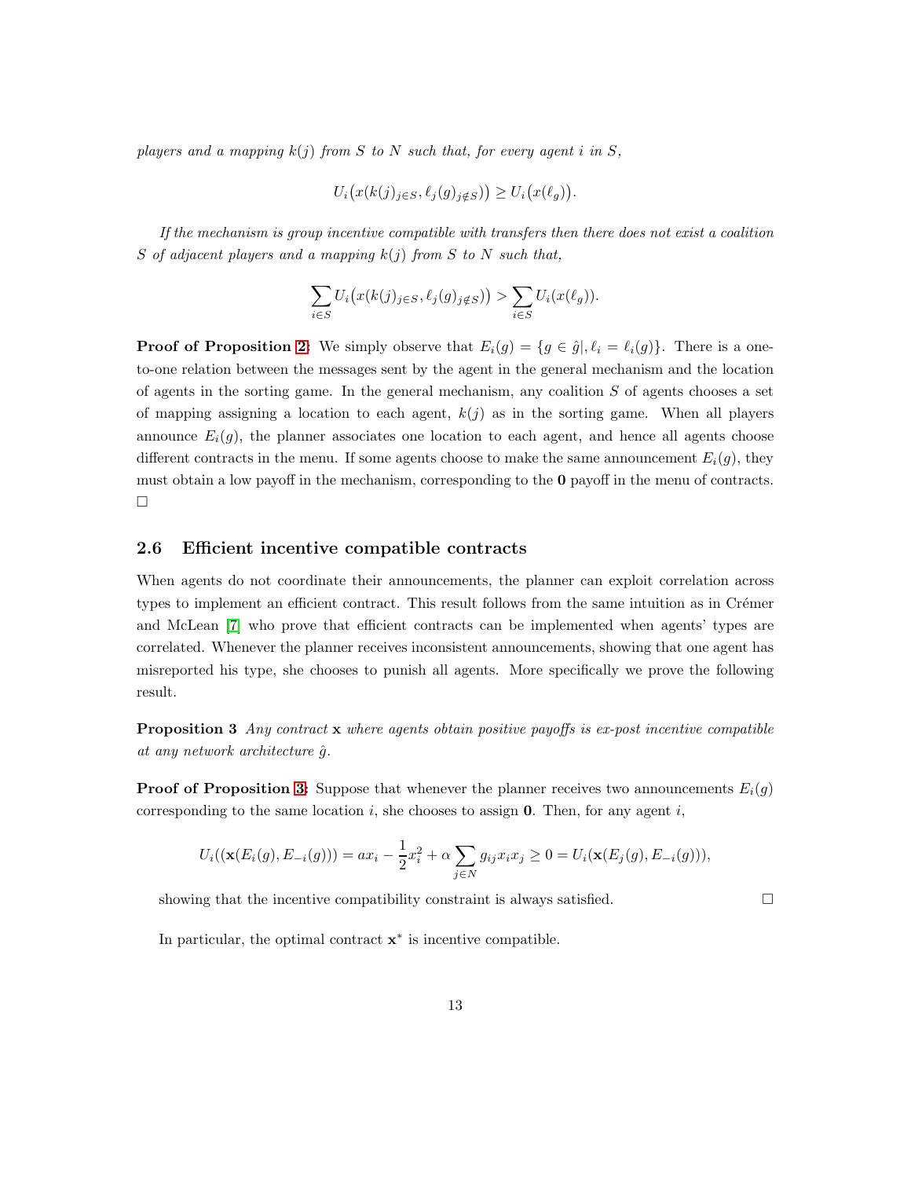*players and a mapping $k(j)$ from $S$ to $N$ such that, for every agent $i$ in $S$,*

$$U_i\big(x(k(j)_{j\in S}, \ell_j(g)_{j\notin S})\big) \geq U_i\big(x(\ell_g)\big).$$

*If the mechanism is group incentive compatible with transfers then there does not exist a coalition $S$ of adjacent players and a mapping $k(j)$ from $S$ to $N$ such that,*

$$\sum_{i\in S} U_i\big(x(k(j)_{j\in S}, \ell_j(g)_{j\notin S})\big) > \sum_{i\in S} U_i(x(\ell_g)).$$

**Proof of Proposition 2:** We simply observe that $E_i(g) = \{g \in \hat{g}|, \ell_i = \ell_i(g)\}$. There is a one-to-one relation between the messages sent by the agent in the general mechanism and the location of agents in the sorting game. In the general mechanism, any coalition $S$ of agents chooses a set of mapping assigning a location to each agent, $k(j)$ as in the sorting game. When all players announce $E_i(g)$, the planner associates one location to each agent, and hence all agents choose different contracts in the menu. If some agents choose to make the same announcement $E_i(g)$, they must obtain a low payoff in the mechanism, corresponding to the $\mathbf{0}$ payoff in the menu of contracts. □

## 2.6 Efficient incentive compatible contracts

When agents do not coordinate their announcements, the planner can exploit correlation across types to implement an efficient contract. This result follows from the same intuition as in Crémer and McLean [7] who prove that efficient contracts can be implemented when agents' types are correlated. Whenever the planner receives inconsistent announcements, showing that one agent has misreported his type, she chooses to punish all agents. More specifically we prove the following result.

**Proposition 3** *Any contract $\mathbf{x}$ where agents obtain positive payoffs is ex-post incentive compatible at any network architecture $\hat{g}$.*

**Proof of Proposition 3:** Suppose that whenever the planner receives two announcements $E_i(g)$ corresponding to the same location $i$, she chooses to assign $\mathbf{0}$. Then, for any agent $i$,

$$U_i((\mathbf{x}(E_i(g), E_{-i}(g))) = ax_i - \frac{1}{2}x_i^2 + \alpha \sum_{j\in N} g_{ij}x_ix_j \geq 0 = U_i(\mathbf{x}(E_j(g), E_{-i}(g))),$$

showing that the incentive compatibility constraint is always satisfied. □

In particular, the optimal contract $\mathbf{x}^*$ is incentive compatible.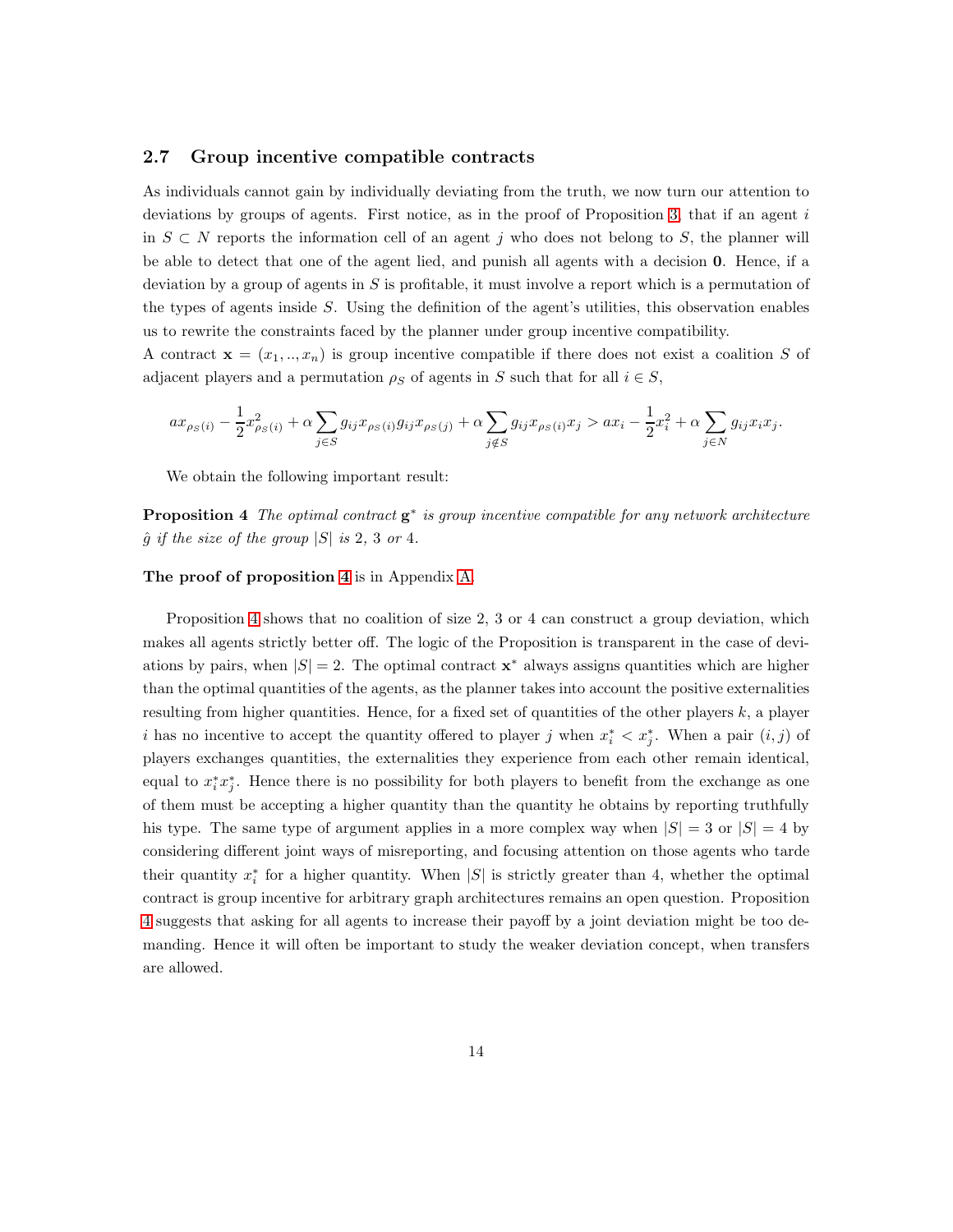### 2.7 Group incentive compatible contracts

As individuals cannot gain by individually deviating from the truth, we now turn our attention to deviations by groups of agents. First notice, as in the proof of Proposition 3, that if an agent $i$ in $S \subset N$ reports the information cell of an agent $j$ who does not belong to $S$, the planner will be able to detect that one of the agent lied, and punish all agents with a decision $\mathbf{0}$. Hence, if a deviation by a group of agents in $S$ is profitable, it must involve a report which is a permutation of the types of agents inside $S$. Using the definition of the agent's utilities, this observation enables us to rewrite the constraints faced by the planner under group incentive compatibility.

A contract $\mathbf{x} = (x_1, .., x_n)$ is group incentive compatible if there does not exist a coalition $S$ of adjacent players and a permutation $\rho_S$ of agents in $S$ such that for all $i \in S$,

$$ax_{\rho_S(i)} - \frac{1}{2}x^2_{\rho_S(i)} + \alpha \sum_{j \in S} g_{ij} x_{\rho_S(i)} g_{ij} x_{\rho_S(j)} + \alpha \sum_{j \notin S} g_{ij} x_{\rho_S(i)} x_j > ax_i - \frac{1}{2}x_i^2 + \alpha \sum_{j \in N} g_{ij} x_i x_j.$$

We obtain the following important result:

**Proposition 4** *The optimal contract* $\mathbf{g}^*$ *is group incentive compatible for any network architecture* $\hat{g}$ *if the size of the group* $|S|$ *is* 2, 3 *or* 4.

**The proof of proposition 4** is in Appendix A.

Proposition 4 shows that no coalition of size 2, 3 or 4 can construct a group deviation, which makes all agents strictly better off. The logic of the Proposition is transparent in the case of deviations by pairs, when $|S| = 2$. The optimal contract $\mathbf{x}^*$ always assigns quantities which are higher than the optimal quantities of the agents, as the planner takes into account the positive externalities resulting from higher quantities. Hence, for a fixed set of quantities of the other players $k$, a player $i$ has no incentive to accept the quantity offered to player $j$ when $x_i^* < x_j^*$. When a pair $(i, j)$ of players exchanges quantities, the externalities they experience from each other remain identical, equal to $x_i^* x_j^*$. Hence there is no possibility for both players to benefit from the exchange as one of them must be accepting a higher quantity than the quantity he obtains by reporting truthfully his type. The same type of argument applies in a more complex way when $|S| = 3$ or $|S| = 4$ by considering different joint ways of misreporting, and focusing attention on those agents who tarde their quantity $x_i^*$ for a higher quantity. When $|S|$ is strictly greater than 4, whether the optimal contract is group incentive for arbitrary graph architectures remains an open question. Proposition 4 suggests that asking for all agents to increase their payoff by a joint deviation might be too demanding. Hence it will often be important to study the weaker deviation concept, when transfers are allowed.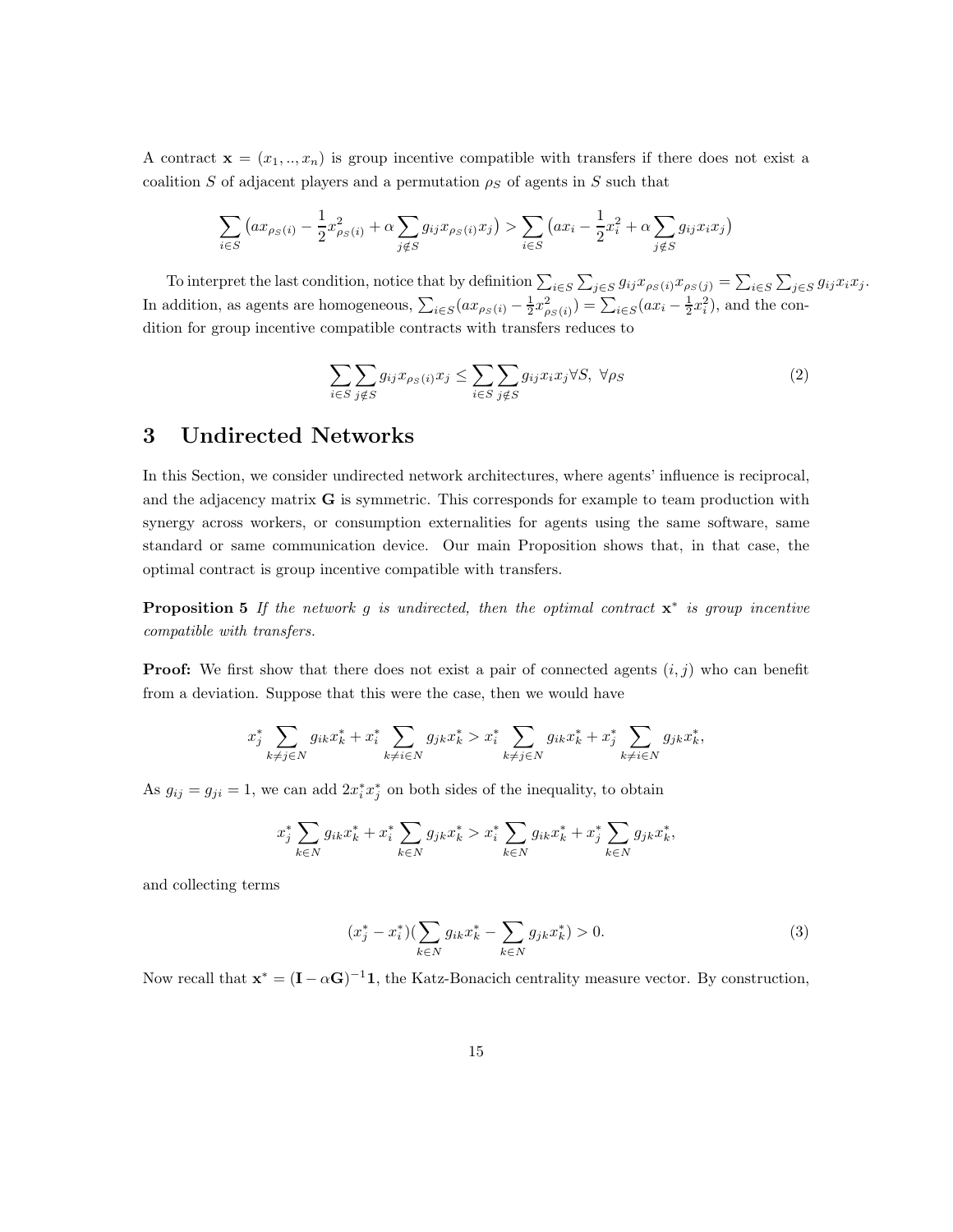A contract $\mathbf{x} = (x_1, .., x_n)$ is group incentive compatible with transfers if there does not exist a coalition $S$ of adjacent players and a permutation $\rho_S$ of agents in $S$ such that

$$\sum_{i \in S} \big(ax_{\rho_S(i)} - \frac{1}{2}x_{\rho_S(i)}^2 + \alpha \sum_{j \notin S} g_{ij} x_{\rho_S(i)} x_j\big) > \sum_{i \in S} \big(ax_i - \frac{1}{2}x_i^2 + \alpha \sum_{j \notin S} g_{ij} x_i x_j\big)$$

To interpret the last condition, notice that by definition $\sum_{i \in S} \sum_{j \in S} g_{ij} x_{\rho_S(i)} x_{\rho_S(j)} = \sum_{i \in S} \sum_{j \in S} g_{ij} x_i x_j$. In addition, as agents are homogeneous, $\sum_{i \in S}(ax_{\rho_S(i)} - \frac{1}{2}x_{\rho_S(i)}^2) = \sum_{i \in S}(ax_i - \frac{1}{2}x_i^2)$, and the condition for group incentive compatible contracts with transfers reduces to

$$\sum_{i \in S} \sum_{j \notin S} g_{ij} x_{\rho_S(i)} x_j \leq \sum_{i \in S} \sum_{j \notin S} g_{ij} x_i x_j \forall S, \ \forall \rho_S \tag{2}$$

# 3 Undirected Networks

In this Section, we consider undirected network architectures, where agents' influence is reciprocal, and the adjacency matrix $\mathbf{G}$ is symmetric. This corresponds for example to team production with synergy across workers, or consumption externalities for agents using the same software, same standard or same communication device. Our main Proposition shows that, in that case, the optimal contract is group incentive compatible with transfers.

**Proposition 5** *If the network $g$ is undirected, then the optimal contract $\mathbf{x}^*$ is group incentive compatible with transfers.*

**Proof:** We first show that there does not exist a pair of connected agents $(i, j)$ who can benefit from a deviation. Suppose that this were the case, then we would have

$$x_j^* \sum_{k \neq j \in N} g_{ik} x_k^* + x_i^* \sum_{k \neq i \in N} g_{jk} x_k^* > x_i^* \sum_{k \neq j \in N} g_{ik} x_k^* + x_j^* \sum_{k \neq i \in N} g_{jk} x_k^*,$$

As $g_{ij} = g_{ji} = 1$, we can add $2x_i^* x_j^*$ on both sides of the inequality, to obtain

$$x_j^* \sum_{k \in N} g_{ik} x_k^* + x_i^* \sum_{k \in N} g_{jk} x_k^* > x_i^* \sum_{k \in N} g_{ik} x_k^* + x_j^* \sum_{k \in N} g_{jk} x_k^*,$$

and collecting terms

$$(x_j^* - x_i^*)(\sum_{k \in N} g_{ik} x_k^* - \sum_{k \in N} g_{jk} x_k^*) > 0. \tag{3}$$

Now recall that $\mathbf{x}^* = (\mathbf{I} - \alpha \mathbf{G})^{-1} \mathbf{1}$, the Katz-Bonacich centrality measure vector. By construction,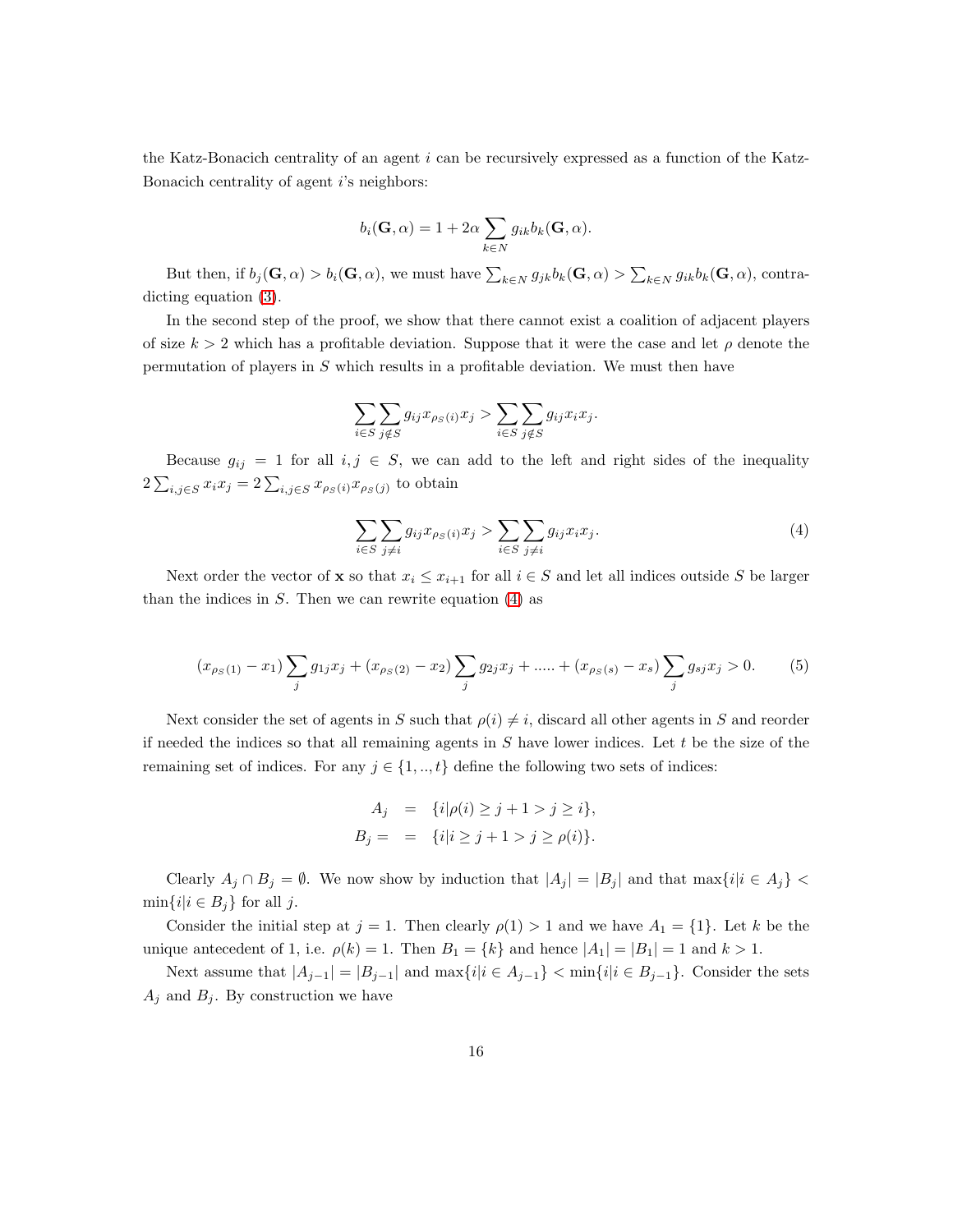the Katz-Bonacich centrality of an agent $i$ can be recursively expressed as a function of the Katz-Bonacich centrality of agent $i$'s neighbors:

$$b_i(\mathbf{G}, \alpha) = 1 + 2\alpha \sum_{k \in N} g_{ik} b_k(\mathbf{G}, \alpha).$$

But then, if $b_j(\mathbf{G}, \alpha) > b_i(\mathbf{G}, \alpha)$, we must have $\sum_{k \in N} g_{jk} b_k(\mathbf{G}, \alpha) > \sum_{k \in N} g_{ik} b_k(\mathbf{G}, \alpha)$, contradicting equation (3).

In the second step of the proof, we show that there cannot exist a coalition of adjacent players of size $k > 2$ which has a profitable deviation. Suppose that it were the case and let $\rho$ denote the permutation of players in $S$ which results in a profitable deviation. We must then have

$$\sum_{i \in S} \sum_{j \notin S} g_{ij} x_{\rho_S(i)} x_j > \sum_{i \in S} \sum_{j \notin S} g_{ij} x_i x_j.$$

Because $g_{ij} = 1$ for all $i, j \in S$, we can add to the left and right sides of the inequality $2 \sum_{i,j \in S} x_i x_j = 2 \sum_{i,j \in S} x_{\rho_S(i)} x_{\rho_S(j)}$ to obtain

$$\sum_{i \in S} \sum_{j \neq i} g_{ij} x_{\rho_S(i)} x_j > \sum_{i \in S} \sum_{j \neq i} g_{ij} x_i x_j. \tag{4}$$

Next order the vector of $\mathbf{x}$ so that $x_i \leq x_{i+1}$ for all $i \in S$ and let all indices outside $S$ be larger than the indices in $S$. Then we can rewrite equation (4) as

$$(x_{\rho_S(1)} - x_1) \sum_j g_{1j} x_j + (x_{\rho_S(2)} - x_2) \sum_j g_{2j} x_j + ..... + (x_{\rho_S(s)} - x_s) \sum_j g_{sj} x_j > 0. \tag{5}$$

Next consider the set of agents in $S$ such that $\rho(i) \neq i$, discard all other agents in $S$ and reorder if needed the indices so that all remaining agents in $S$ have lower indices. Let $t$ be the size of the remaining set of indices. For any $j \in \{1, .., t\}$ define the following two sets of indices:

$$\begin{aligned} A_j &= \{i | \rho(i) \geq j + 1 > j \geq i\}, \\ B_j = &= \{i | i \geq j + 1 > j \geq \rho(i)\}. \end{aligned}$$

Clearly $A_j \cap B_j = \emptyset$. We now show by induction that $|A_j| = |B_j|$ and that $\max\{i | i \in A_j\} < \min\{i | i \in B_j\}$ for all $j$.

Consider the initial step at $j = 1$. Then clearly $\rho(1) > 1$ and we have $A_1 = \{1\}$. Let $k$ be the unique antecedent of 1, i.e. $\rho(k) = 1$. Then $B_1 = \{k\}$ and hence $|A_1| = |B_1| = 1$ and $k > 1$.

Next assume that $|A_{j-1}| = |B_{j-1}|$ and $\max\{i | i \in A_{j-1}\} < \min\{i | i \in B_{j-1}\}$. Consider the sets $A_j$ and $B_j$. By construction we have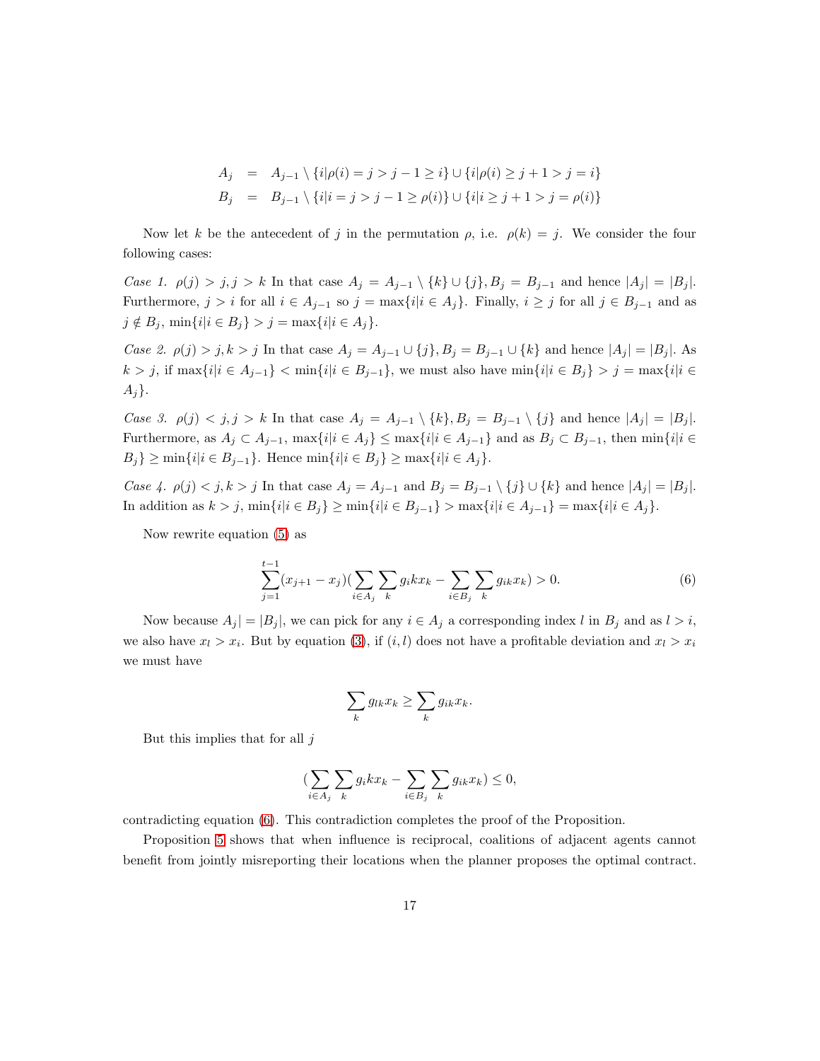$$
\begin{aligned}
A_j &= A_{j-1} \setminus \{i|\rho(i) = j > j-1 \geq i\} \cup \{i|\rho(i) \geq j+1 > j = i\} \\
B_j &= B_{j-1} \setminus \{i|i = j > j-1 \geq \rho(i)\} \cup \{i|i \geq j+1 > j = \rho(i)\}
\end{aligned}
$$

Now let $k$ be the antecedent of $j$ in the permutation $\rho$, i.e. $\rho(k) = j$. We consider the four following cases:

*Case 1.* $\rho(j) > j, j > k$ In that case $A_j = A_{j-1} \setminus \{k\} \cup \{j\}, B_j = B_{j-1}$ and hence $|A_j| = |B_j|$. Furthermore, $j > i$ for all $i \in A_{j-1}$ so $j = \max\{i|i \in A_j\}$. Finally, $i \geq j$ for all $j \in B_{j-1}$ and as $j \notin B_j$, $\min\{i|i \in B_j\} > j = \max\{i|i \in A_j\}$.

*Case 2.* $\rho(j) > j, k > j$ In that case $A_j = A_{j-1} \cup \{j\}, B_j = B_{j-1} \cup \{k\}$ and hence $|A_j| = |B_j|$. As $k > j$, if $\max\{i|i \in A_{j-1}\} < \min\{i|i \in B_{j-1}\}$, we must also have $\min\{i|i \in B_j\} > j = \max\{i|i \in A_j\}$.

*Case 3.* $\rho(j) < j, j > k$ In that case $A_j = A_{j-1} \setminus \{k\}, B_j = B_{j-1} \setminus \{j\}$ and hence $|A_j| = |B_j|$. Furthermore, as $A_j \subset A_{j-1}$, $\max\{i|i \in A_j\} \leq \max\{i|i \in A_{j-1}\}$ and as $B_j \subset B_{j-1}$, then $\min\{i|i \in B_j\} \geq \min\{i|i \in B_{j-1}\}$. Hence $\min\{i|i \in B_j\} \geq \max\{i|i \in A_j\}$.

*Case 4.* $\rho(j) < j, k > j$ In that case $A_j = A_{j-1}$ and $B_j = B_{j-1} \setminus \{j\} \cup \{k\}$ and hence $|A_j| = |B_j|$. In addition as $k > j$, $\min\{i|i \in B_j\} \geq \min\{i|i \in B_{j-1}\} > \max\{i|i \in A_{j-1}\} = \max\{i|i \in A_j\}$.

Now rewrite equation (5) as

$$
\sum_{j=1}^{t-1} (x_{j+1} - x_j)(\sum_{i \in A_j} \sum_k g_i k x_k - \sum_{i \in B_j} \sum_k g_{ik} x_k) > 0. \tag{6}
$$

Now because $A_j| = |B_j|$, we can pick for any $i \in A_j$ a corresponding index $l$ in $B_j$ and as $l > i$, we also have $x_l > x_i$. But by equation (3), if $(i, l)$ does not have a profitable deviation and $x_l > x_i$ we must have

$$
\sum_k g_{lk} x_k \geq \sum_k g_{ik} x_k.
$$

But this implies that for all $j$

$$
(\sum_{i \in A_j} \sum_k g_i k x_k - \sum_{i \in B_j} \sum_k g_{ik} x_k) \leq 0,
$$

contradicting equation (6). This contradiction completes the proof of the Proposition.

Proposition 5 shows that when influence is reciprocal, coalitions of adjacent agents cannot benefit from jointly misreporting their locations when the planner proposes the optimal contract.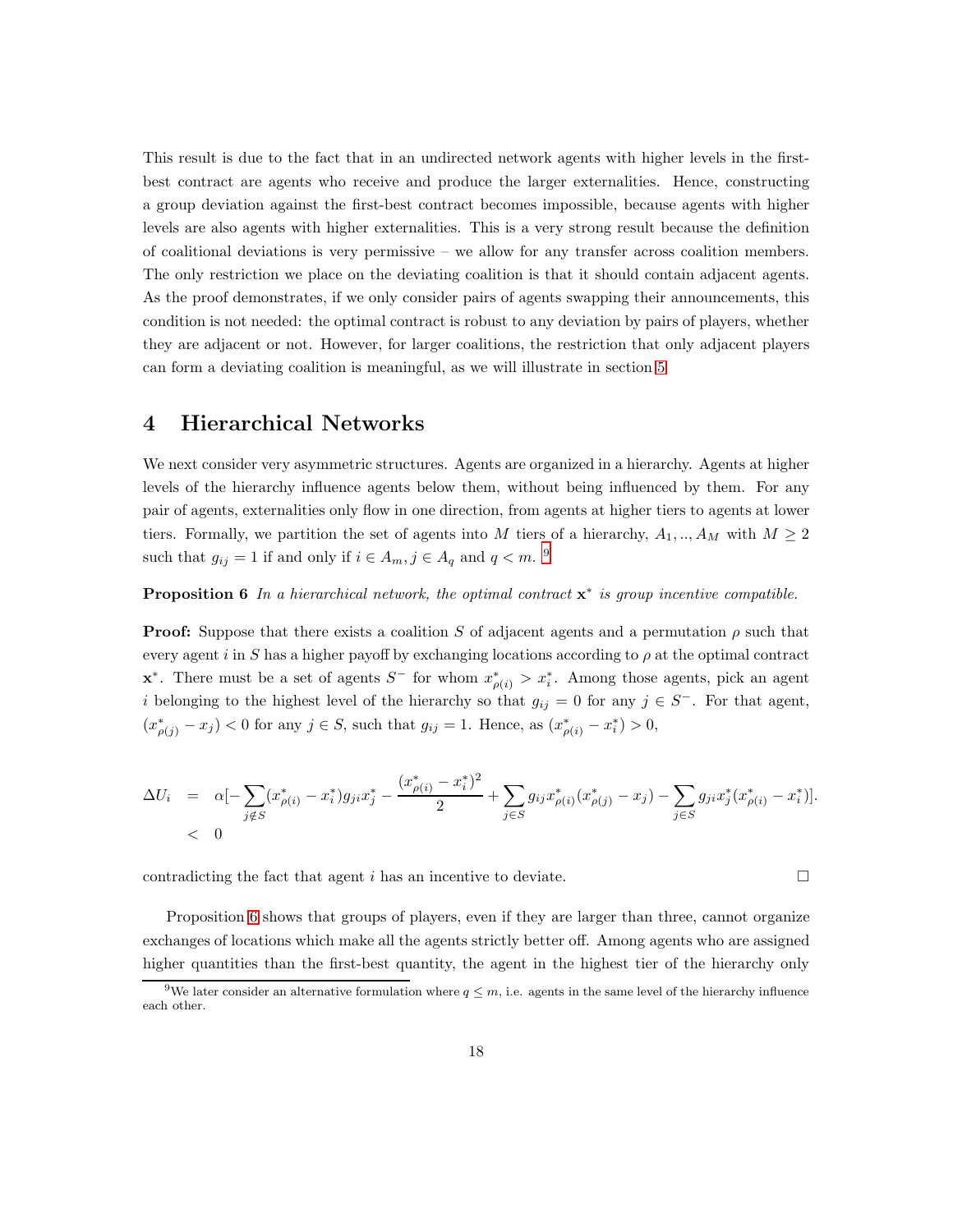This result is due to the fact that in an undirected network agents with higher levels in the first-best contract are agents who receive and produce the larger externalities. Hence, constructing a group deviation against the first-best contract becomes impossible, because agents with higher levels are also agents with higher externalities. This is a very strong result because the definition of coalitional deviations is very permissive – we allow for any transfer across coalition members. The only restriction we place on the deviating coalition is that it should contain adjacent agents. As the proof demonstrates, if we only consider pairs of agents swapping their announcements, this condition is not needed: the optimal contract is robust to any deviation by pairs of players, whether they are adjacent or not. However, for larger coalitions, the restriction that only adjacent players can form a deviating coalition is meaningful, as we will illustrate in section 5.

# 4 Hierarchical Networks

We next consider very asymmetric structures. Agents are organized in a hierarchy. Agents at higher levels of the hierarchy influence agents below them, without being influenced by them. For any pair of agents, externalities only flow in one direction, from agents at higher tiers to agents at lower tiers. Formally, we partition the set of agents into $M$ tiers of a hierarchy, $A_1, .., A_M$ with $M \geq 2$ such that $g_{ij} = 1$ if and only if $i \in A_m, j \in A_q$ and $q < m$. [9]

**Proposition 6** *In a hierarchical network, the optimal contract $\mathbf{x}^*$ is group incentive compatible.*

**Proof:** Suppose that there exists a coalition $S$ of adjacent agents and a permutation $\rho$ such that every agent $i$ in $S$ has a higher payoff by exchanging locations according to $\rho$ at the optimal contract $\mathbf{x}^*$. There must be a set of agents $S^-$ for whom $x^*_{\rho(i)} > x^*_i$. Among those agents, pick an agent $i$ belonging to the highest level of the hierarchy so that $g_{ij} = 0$ for any $j \in S^-$. For that agent, $(x^*_{\rho(j)} - x_j) < 0$ for any $j \in S$, such that $g_{ij} = 1$. Hence, as $(x^*_{\rho(i)} - x^*_i) > 0$,

$$
\begin{aligned}
\Delta U_i &= \alpha[-\sum_{j \notin S}(x^*_{\rho(i)} - x^*_i) g_{ji} x^*_j - \frac{(x^*_{\rho(i)} - x^*_i)^2}{2} + \sum_{j \in S} g_{ij} x^*_{\rho(i)} (x^*_{\rho(j)} - x_j) - \sum_{j \in S} g_{ji} x^*_j (x^*_{\rho(i)} - x^*_i)]. \\
&< 0
\end{aligned}
$$

contradicting the fact that agent $i$ has an incentive to deviate. $\square$

Proposition 6 shows that groups of players, even if they are larger than three, cannot organize exchanges of locations which make all the agents strictly better off. Among agents who are assigned higher quantities than the first-best quantity, the agent in the highest tier of the hierarchy only

[9] We later consider an alternative formulation where $q \leq m$, i.e. agents in the same level of the hierarchy influence each other.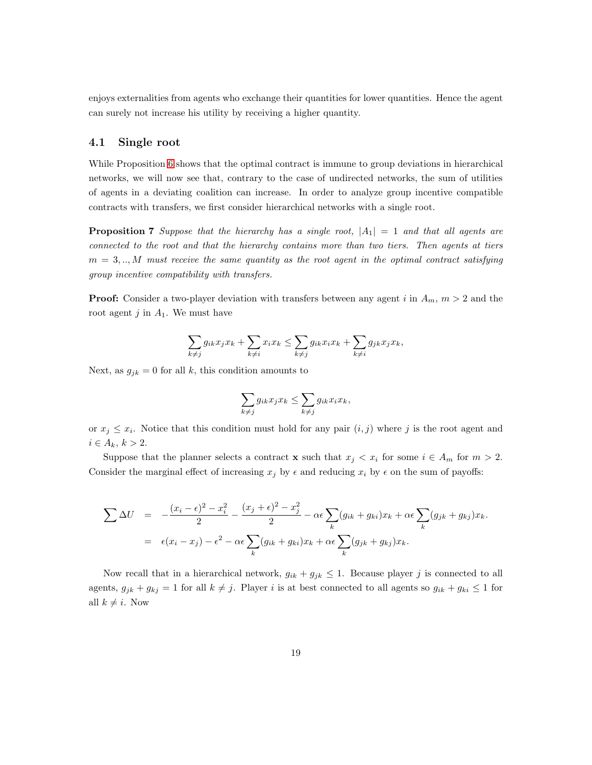enjoys externalities from agents who exchange their quantities for lower quantities. Hence the agent can surely not increase his utility by receiving a higher quantity.

## 4.1 Single root

While Proposition 6 shows that the optimal contract is immune to group deviations in hierarchical networks, we will now see that, contrary to the case of undirected networks, the sum of utilities of agents in a deviating coalition can increase. In order to analyze group incentive compatible contracts with transfers, we first consider hierarchical networks with a single root.

**Proposition 7** *Suppose that the hierarchy has a single root, $|A_1| = 1$ and that all agents are connected to the root and that the hierarchy contains more than two tiers. Then agents at tiers $m = 3, .., M$ must receive the same quantity as the root agent in the optimal contract satisfying group incentive compatibility with transfers.*

**Proof:** Consider a two-player deviation with transfers between any agent $i$ in $A_m$, $m > 2$ and the root agent $j$ in $A_1$. We must have

$$\sum_{k \neq j} g_{ik} x_j x_k + \sum_{k \neq i} x_i x_k \leq \sum_{k \neq j} g_{ik} x_i x_k + \sum_{k \neq i} g_{jk} x_j x_k,$$

Next, as $g_{jk} = 0$ for all $k$, this condition amounts to

$$\sum_{k \neq j} g_{ik} x_j x_k \leq \sum_{k \neq j} g_{ik} x_i x_k,$$

or $x_j \leq x_i$. Notice that this condition must hold for any pair $(i, j)$ where $j$ is the root agent and $i \in A_k$, $k > 2$.

Suppose that the planner selects a contract $\mathbf{x}$ such that $x_j < x_i$ for some $i \in A_m$ for $m > 2$. Consider the marginal effect of increasing $x_j$ by $\epsilon$ and reducing $x_i$ by $\epsilon$ on the sum of payoffs:

$$\begin{aligned}
\sum \Delta U &= -\frac{(x_i - \epsilon)^2 - x_i^2}{2} - \frac{(x_j + \epsilon)^2 - x_j^2}{2} - \alpha\epsilon \sum_k (g_{ik} + g_{ki}) x_k + \alpha\epsilon \sum_k (g_{jk} + g_{kj}) x_k. \\
&= \epsilon(x_i - x_j) - \epsilon^2 - \alpha\epsilon \sum_k (g_{ik} + g_{ki}) x_k + \alpha\epsilon \sum_k (g_{jk} + g_{kj}) x_k.
\end{aligned}$$

Now recall that in a hierarchical network, $g_{ik} + g_{jk} \leq 1$. Because player $j$ is connected to all agents, $g_{jk} + g_{kj} = 1$ for all $k \neq j$. Player $i$ is at best connected to all agents so $g_{ik} + g_{ki} \leq 1$ for all $k \neq i$. Now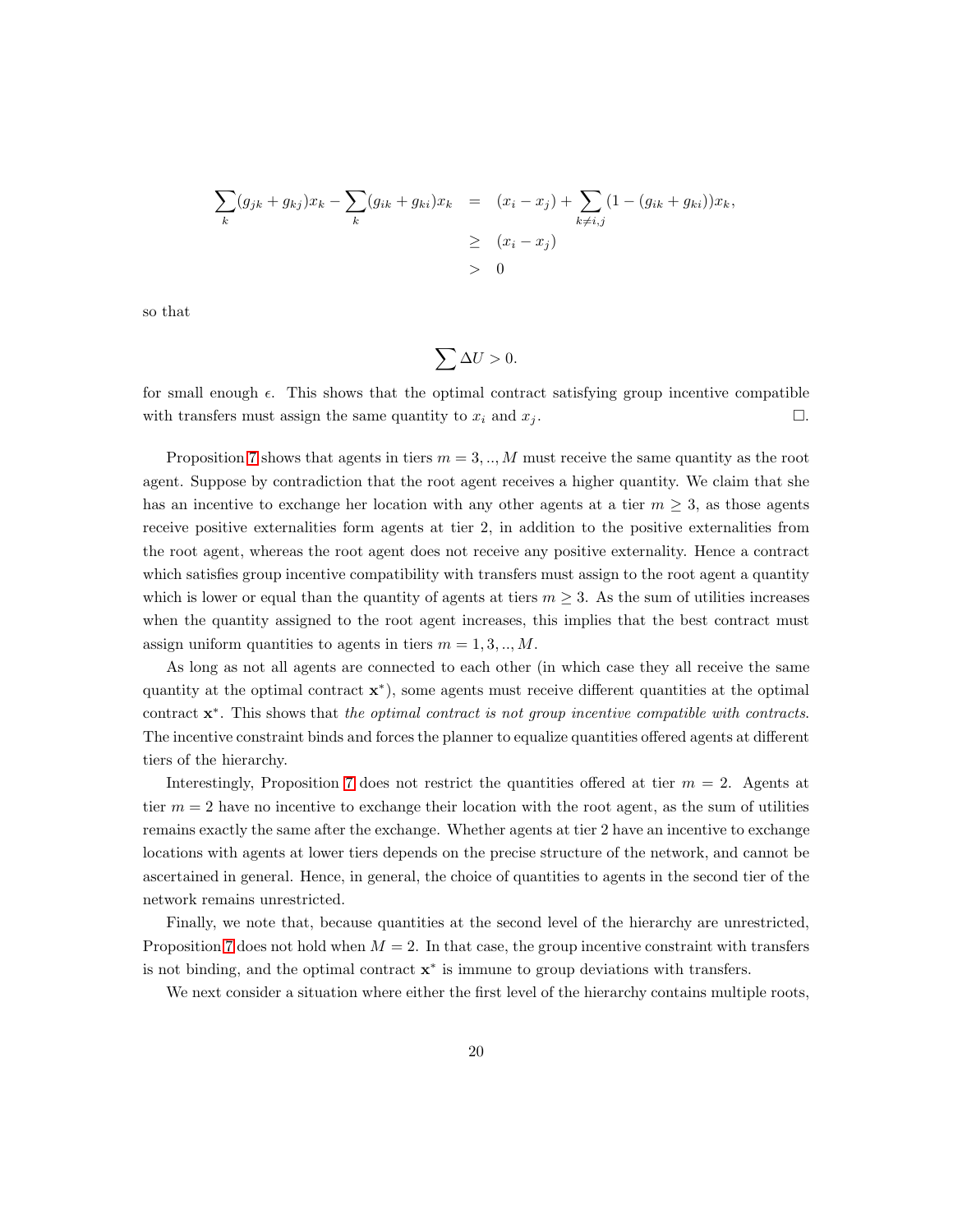$$
\begin{aligned}
\sum_k (g_{jk} + g_{kj}) x_k - \sum_k (g_{ik} + g_{ki}) x_k &= (x_i - x_j) + \sum_{k \neq i,j} (1 - (g_{ik} + g_{ki})) x_k, \\
&\geq (x_i - x_j) \\
&> 0
\end{aligned}
$$

so that

$$
\sum \Delta U > 0.
$$

for small enough $\epsilon$. This shows that the optimal contract satisfying group incentive compatible with transfers must assign the same quantity to $x_i$ and $x_j$. $\square$.

Proposition 7 shows that agents in tiers $m = 3, .., M$ must receive the same quantity as the root agent. Suppose by contradiction that the root agent receives a higher quantity. We claim that she has an incentive to exchange her location with any other agents at a tier $m \geq 3$, as those agents receive positive externalities form agents at tier 2, in addition to the positive externalities from the root agent, whereas the root agent does not receive any positive externality. Hence a contract which satisfies group incentive compatibility with transfers must assign to the root agent a quantity which is lower or equal than the quantity of agents at tiers $m \geq 3$. As the sum of utilities increases when the quantity assigned to the root agent increases, this implies that the best contract must assign uniform quantities to agents in tiers $m = 1, 3, .., M$.

As long as not all agents are connected to each other (in which case they all receive the same quantity at the optimal contract $\mathbf{x}^*$), some agents must receive different quantities at the optimal contract $\mathbf{x}^*$. This shows that *the optimal contract is not group incentive compatible with contracts.* The incentive constraint binds and forces the planner to equalize quantities offered agents at different tiers of the hierarchy.

Interestingly, Proposition 7 does not restrict the quantities offered at tier $m = 2$. Agents at tier $m = 2$ have no incentive to exchange their location with the root agent, as the sum of utilities remains exactly the same after the exchange. Whether agents at tier 2 have an incentive to exchange locations with agents at lower tiers depends on the precise structure of the network, and cannot be ascertained in general. Hence, in general, the choice of quantities to agents in the second tier of the network remains unrestricted.

Finally, we note that, because quantities at the second level of the hierarchy are unrestricted, Proposition 7 does not hold when $M = 2$. In that case, the group incentive constraint with transfers is not binding, and the optimal contract $\mathbf{x}^*$ is immune to group deviations with transfers.

We next consider a situation where either the first level of the hierarchy contains multiple roots,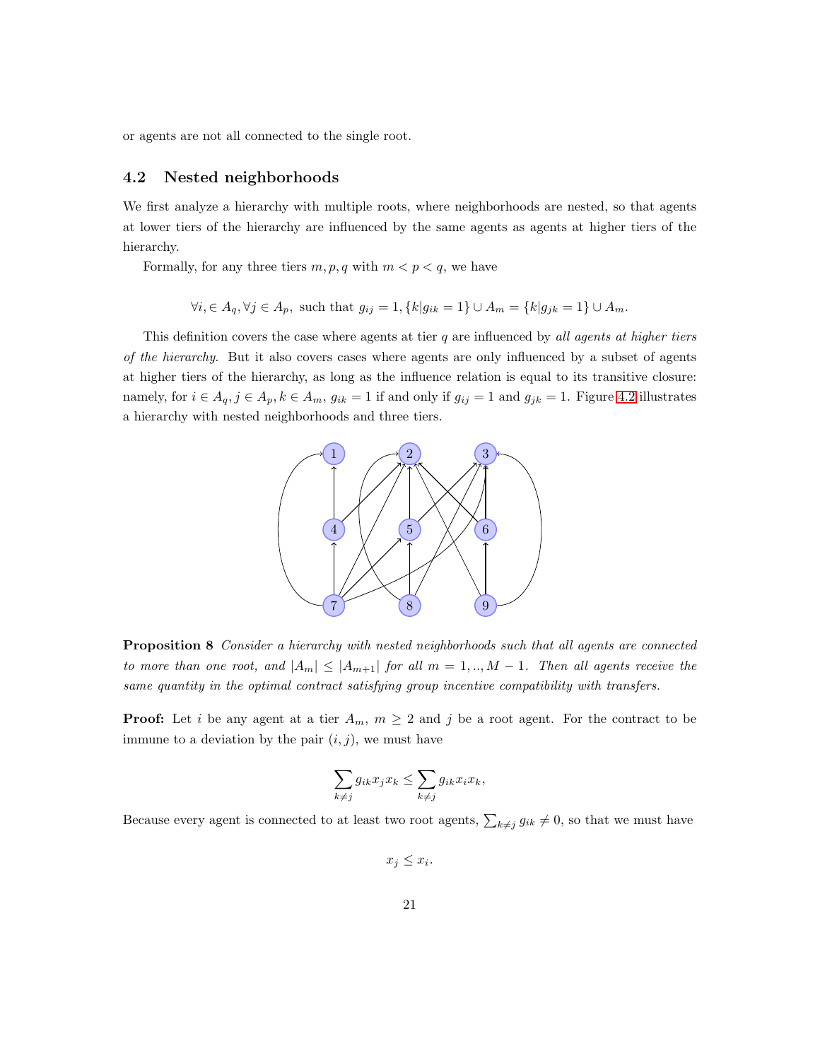or agents are not all connected to the single root.

### 4.2 Nested neighborhoods

We first analyze a hierarchy with multiple roots, where neighborhoods are nested, so that agents at lower tiers of the hierarchy are influenced by the same agents as agents at higher tiers of the hierarchy.

Formally, for any three tiers $m, p, q$ with $m < p < q$, we have

$$\forall i, \in A_q, \forall j \in A_p, \text{ such that } g_{ij} = 1, \{k | g_{ik} = 1\} \cup A_m = \{k | g_{jk} = 1\} \cup A_m.$$

This definition covers the case where agents at tier $q$ are influenced by *all agents at higher tiers of the hierarchy*. But it also covers cases where agents are only influenced by a subset of agents at higher tiers of the hierarchy, as long as the influence relation is equal to its transitive closure: namely, for $i \in A_q, j \in A_p, k \in A_m$, $g_{ik} = 1$ if and only if $g_{ij} = 1$ and $g_{jk} = 1$. Figure 4.2 illustrates a hierarchy with nested neighborhoods and three tiers.

**Proposition 8** *Consider a hierarchy with nested neighborhoods such that all agents are connected to more than one root, and $|A_m| \leq |A_{m+1}|$ for all $m = 1, .., M-1$. Then all agents receive the same quantity in the optimal contract satisfying group incentive compatibility with transfers.*

**Proof:** Let $i$ be any agent at a tier $A_m$, $m \geq 2$ and $j$ be a root agent. For the contract to be immune to a deviation by the pair $(i, j)$, we must have

$$\sum_{k \neq j} g_{ik} x_j x_k \leq \sum_{k \neq j} g_{ik} x_i x_k,$$

Because every agent is connected to at least two root agents, $\sum_{k \neq j} g_{ik} \neq 0$, so that we must have

$$x_j \leq x_i.$$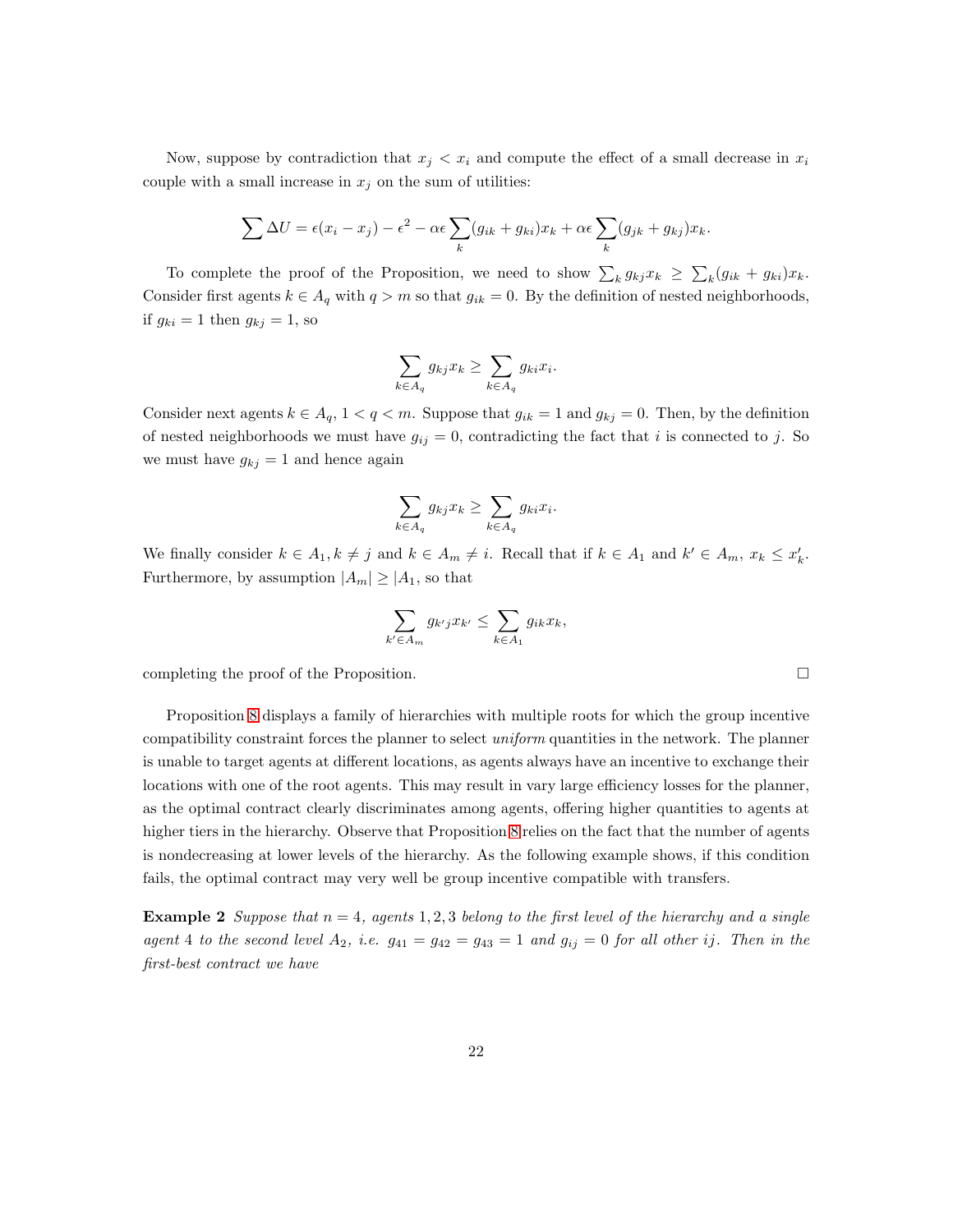Now, suppose by contradiction that $x_j < x_i$ and compute the effect of a small decrease in $x_i$ couple with a small increase in $x_j$ on the sum of utilities:

$$\sum \Delta U = \epsilon(x_i - x_j) - \epsilon^2 - \alpha\epsilon \sum_k (g_{ik} + g_{ki})x_k + \alpha\epsilon \sum_k (g_{jk} + g_{kj})x_k.$$

To complete the proof of the Proposition, we need to show $\sum_k g_{kj}x_k \geq \sum_k (g_{ik} + g_{ki})x_k$. Consider first agents $k \in A_q$ with $q > m$ so that $g_{ik} = 0$. By the definition of nested neighborhoods, if $g_{ki} = 1$ then $g_{kj} = 1$, so

$$\sum_{k \in A_q} g_{kj}x_k \geq \sum_{k \in A_q} g_{ki}x_i.$$

Consider next agents $k \in A_q$, $1 < q < m$. Suppose that $g_{ik} = 1$ and $g_{kj} = 0$. Then, by the definition of nested neighborhoods we must have $g_{ij} = 0$, contradicting the fact that $i$ is connected to $j$. So we must have $g_{kj} = 1$ and hence again

$$\sum_{k \in A_q} g_{kj}x_k \geq \sum_{k \in A_q} g_{ki}x_i.$$

We finally consider $k \in A_1, k \neq j$ and $k \in A_m \neq i$. Recall that if $k \in A_1$ and $k' \in A_m$, $x_k \leq x'_k$. Furthermore, by assumption $|A_m| \geq |A_1|$, so that

$$\sum_{k' \in A_m} g_{k'j}x_{k'} \leq \sum_{k \in A_1} g_{ik}x_k,$$

completing the proof of the Proposition. $\square$

Proposition 8 displays a family of hierarchies with multiple roots for which the group incentive compatibility constraint forces the planner to select *uniform* quantities in the network. The planner is unable to target agents at different locations, as agents always have an incentive to exchange their locations with one of the root agents. This may result in vary large efficiency losses for the planner, as the optimal contract clearly discriminates among agents, offering higher quantities to agents at higher tiers in the hierarchy. Observe that Proposition 8 relies on the fact that the number of agents is nondecreasing at lower levels of the hierarchy. As the following example shows, if this condition fails, the optimal contract may very well be group incentive compatible with transfers.

**Example 2** *Suppose that $n = 4$, agents $1, 2, 3$ belong to the first level of the hierarchy and a single agent $4$ to the second level $A_2$, i.e. $g_{41} = g_{42} = g_{43} = 1$ and $g_{ij} = 0$ for all other $ij$. Then in the first-best contract we have*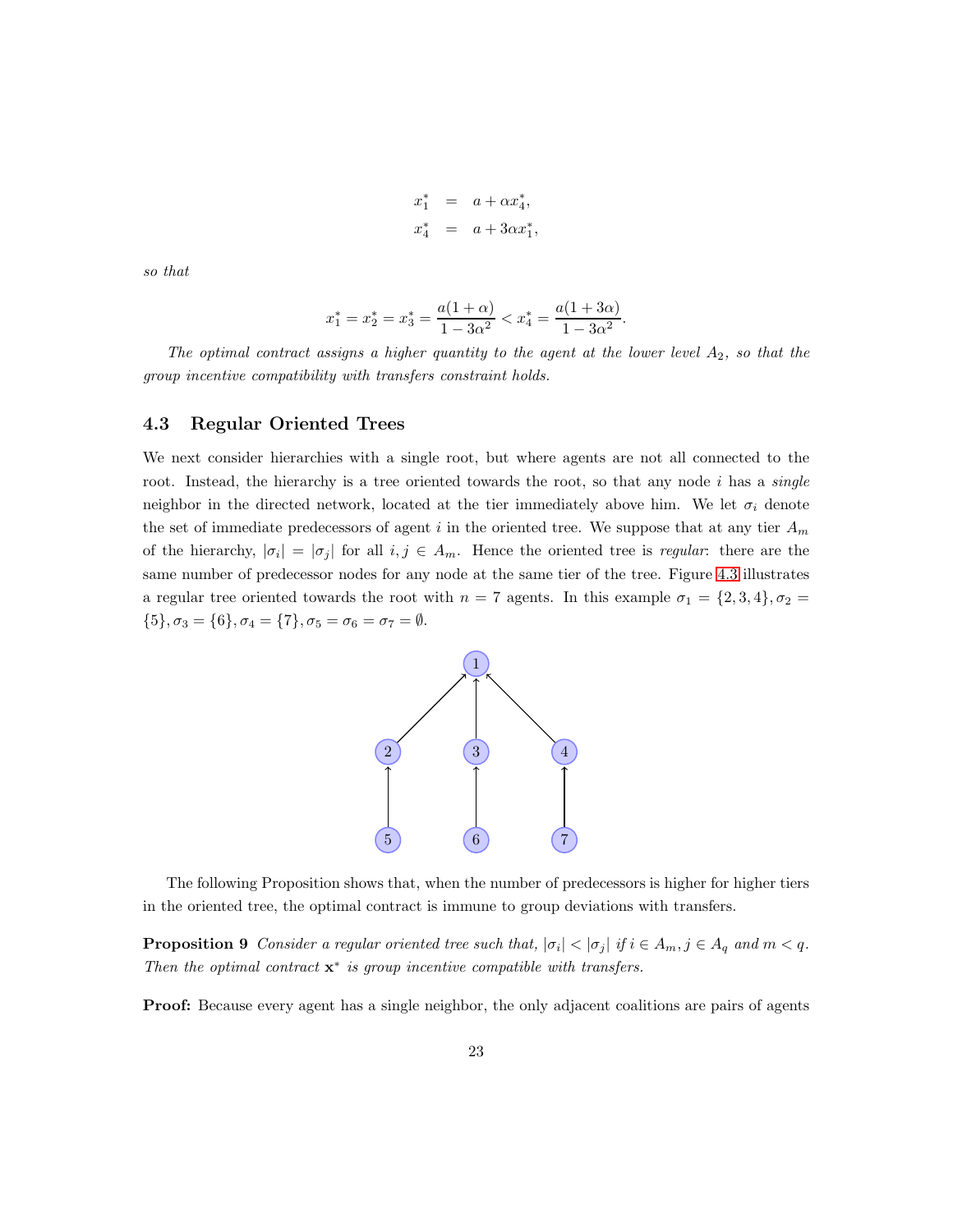$$
\begin{aligned}
x_1^* &= a + \alpha x_4^*, \\
x_4^* &= a + 3\alpha x_1^*,
\end{aligned}
$$

*so that*

$$
x_1^* = x_2^* = x_3^* = \frac{a(1+\alpha)}{1-3\alpha^2} < x_4^* = \frac{a(1+3\alpha)}{1-3\alpha^2}.
$$

*The optimal contract assigns a higher quantity to the agent at the lower level $A_2$, so that the group incentive compatibility with transfers constraint holds.*

### 4.3 Regular Oriented Trees

We next consider hierarchies with a single root, but where agents are not all connected to the root. Instead, the hierarchy is a tree oriented towards the root, so that any node $i$ has a *single* neighbor in the directed network, located at the tier immediately above him. We let $\sigma_i$ denote the set of immediate predecessors of agent $i$ in the oriented tree. We suppose that at any tier $A_m$ of the hierarchy, $|\sigma_i| = |\sigma_j|$ for all $i, j \in A_m$. Hence the oriented tree is *regular*: there are the same number of predecessor nodes for any node at the same tier of the tree. Figure 4.3 illustrates a regular tree oriented towards the root with $n = 7$ agents. In this example $\sigma_1 = \{2, 3, 4\}, \sigma_2 = \{5\}, \sigma_3 = \{6\}, \sigma_4 = \{7\}, \sigma_5 = \sigma_6 = \sigma_7 = \emptyset$.

The following Proposition shows that, when the number of predecessors is higher for higher tiers in the oriented tree, the optimal contract is immune to group deviations with transfers.

**Proposition 9** *Consider a regular oriented tree such that, $|\sigma_i| < |\sigma_j|$ if $i \in A_m, j \in A_q$ and $m < q$. Then the optimal contract $\mathbf{x}^*$ is group incentive compatible with transfers.*

**Proof:** Because every agent has a single neighbor, the only adjacent coalitions are pairs of agents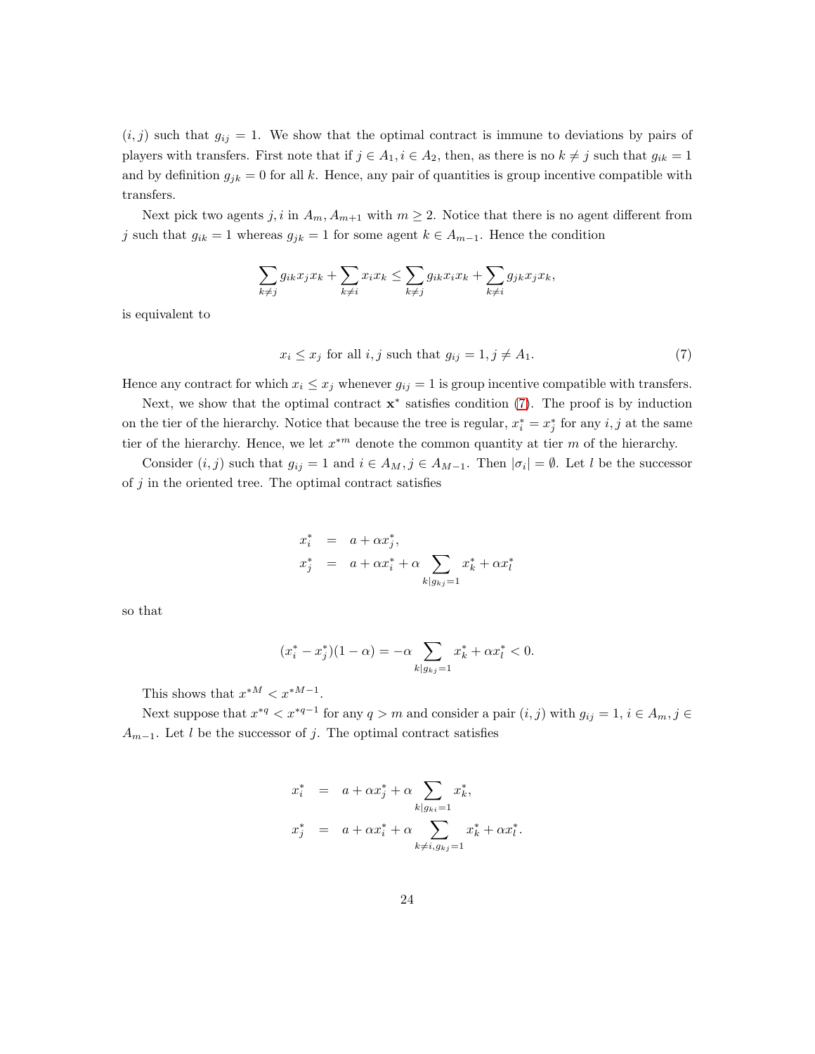$(i,j)$ such that $g_{ij} = 1$. We show that the optimal contract is immune to deviations by pairs of players with transfers. First note that if $j \in A_1, i \in A_2$, then, as there is no $k \neq j$ such that $g_{ik} = 1$ and by definition $g_{jk} = 0$ for all $k$. Hence, any pair of quantities is group incentive compatible with transfers.

Next pick two agents $j, i$ in $A_m, A_{m+1}$ with $m \geq 2$. Notice that there is no agent different from $j$ such that $g_{ik} = 1$ whereas $g_{jk} = 1$ for some agent $k \in A_{m-1}$. Hence the condition

$$\sum_{k \neq j} g_{ik} x_j x_k + \sum_{k \neq i} x_i x_k \leq \sum_{k \neq j} g_{ik} x_i x_k + \sum_{k \neq i} g_{jk} x_j x_k,$$

is equivalent to

$$x_i \leq x_j \text{ for all } i, j \text{ such that } g_{ij} = 1, j \neq A_1. \tag{7}$$

Hence any contract for which $x_i \leq x_j$ whenever $g_{ij} = 1$ is group incentive compatible with transfers.

Next, we show that the optimal contract $\mathbf{x}^*$ satisfies condition (7). The proof is by induction on the tier of the hierarchy. Notice that because the tree is regular, $x_i^* = x_j^*$ for any $i, j$ at the same tier of the hierarchy. Hence, we let $x^{*m}$ denote the common quantity at tier $m$ of the hierarchy.

Consider $(i,j)$ such that $g_{ij} = 1$ and $i \in A_M, j \in A_{M-1}$. Then $|\sigma_i| = \emptyset$. Let $l$ be the successor of $j$ in the oriented tree. The optimal contract satisfies

$$\begin{aligned}
x_i^* &= a + \alpha x_j^*, \\
x_j^* &= a + \alpha x_i^* + \alpha \sum_{k | g_{kj} = 1} x_k^* + \alpha x_l^*
\end{aligned}$$

so that

$$(x_i^* - x_j^*)(1 - \alpha) = -\alpha \sum_{k | g_{kj} = 1} x_k^* + \alpha x_l^* < 0.$$

This shows that $x^{*M} < x^{*M-1}$.

Next suppose that $x^{*q} < x^{*q-1}$ for any $q > m$ and consider a pair $(i,j)$ with $g_{ij} = 1, i \in A_m, j \in A_{m-1}$. Let $l$ be the successor of $j$. The optimal contract satisfies

$$\begin{aligned}
x_i^* &= a + \alpha x_j^* + \alpha \sum_{k | g_{ki} = 1} x_k^*, \\
x_j^* &= a + \alpha x_i^* + \alpha \sum_{k \neq i, g_{kj} = 1} x_k^* + \alpha x_l^*.
\end{aligned}$$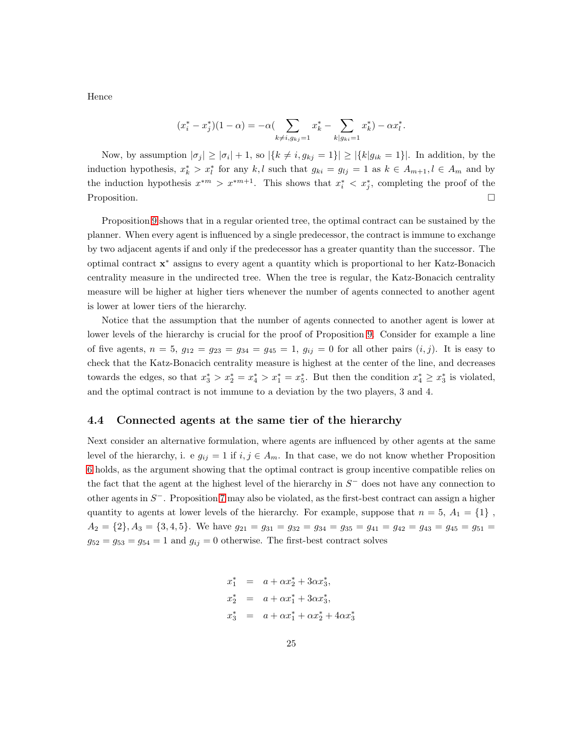Hence

$$(x_i^* - x_j^*)(1-\alpha) = -\alpha(\sum_{k \neq i, g_{kj}=1} x_k^* - \sum_{k | g_{ki}=1} x_k^*) - \alpha x_l^*.$$

Now, by assumption $|\sigma_j| \geq |\sigma_i| + 1$, so $|\{k \neq i, g_{kj} = 1\}| \geq |\{k | g_{ik} = 1\}|$. In addition, by the induction hypothesis, $x_k^* > x_l^*$ for any $k, l$ such that $g_{ki} = g_{lj} = 1$ as $k \in A_{m+1}, l \in A_m$ and by the induction hypothesis $x^{*m} > x^{*m+1}$. This shows that $x_i^* < x_j^*$, completing the proof of the Proposition. □

Proposition 9 shows that in a regular oriented tree, the optimal contract can be sustained by the planner. When every agent is influenced by a single predecessor, the contract is immune to exchange by two adjacent agents if and only if the predecessor has a greater quantity than the successor. The optimal contract $\mathbf{x}^*$ assigns to every agent a quantity which is proportional to her Katz-Bonacich centrality measure in the undirected tree. When the tree is regular, the Katz-Bonacich centrality measure will be higher at higher tiers whenever the number of agents connected to another agent is lower at lower tiers of the hierarchy.

Notice that the assumption that the number of agents connected to another agent is lower at lower levels of the hierarchy is crucial for the proof of Proposition 9. Consider for example a line of five agents, $n = 5$, $g_{12} = g_{23} = g_{34} = g_{45} = 1$, $g_{ij} = 0$ for all other pairs $(i, j)$. It is easy to check that the Katz-Bonacich centrality measure is highest at the center of the line, and decreases towards the edges, so that $x_3^* > x_2^* = x_4^* > x_1^* = x_5^*$. But then the condition $x_4^* \geq x_3^*$ is violated, and the optimal contract is not immune to a deviation by the two players, 3 and 4.

### 4.4 Connected agents at the same tier of the hierarchy

Next consider an alternative formulation, where agents are influenced by other agents at the same level of the hierarchy, i. e $g_{ij} = 1$ if $i, j \in A_m$. In that case, we do not know whether Proposition 6 holds, as the argument showing that the optimal contract is group incentive compatible relies on the fact that the agent at the highest level of the hierarchy in $S^-$ does not have any connection to other agents in $S^-$. Proposition 7 may also be violated, as the first-best contract can assign a higher quantity to agents at lower levels of the hierarchy. For example, suppose that $n = 5$, $A_1 = \{1\}$ , $A_2 = \{2\}, A_3 = \{3, 4, 5\}$. We have $g_{21} = g_{31} = g_{32} = g_{34} = g_{35} = g_{41} = g_{42} = g_{43} = g_{45} = g_{51} = g_{52} = g_{53} = g_{54} = 1$ and $g_{ij} = 0$ otherwise. The first-best contract solves

$$\begin{aligned}
x_1^* &= a + \alpha x_2^* + 3\alpha x_3^*, \\
x_2^* &= a + \alpha x_1^* + 3\alpha x_3^*, \\
x_3^* &= a + \alpha x_1^* + \alpha x_2^* + 4\alpha x_3^*
\end{aligned}$$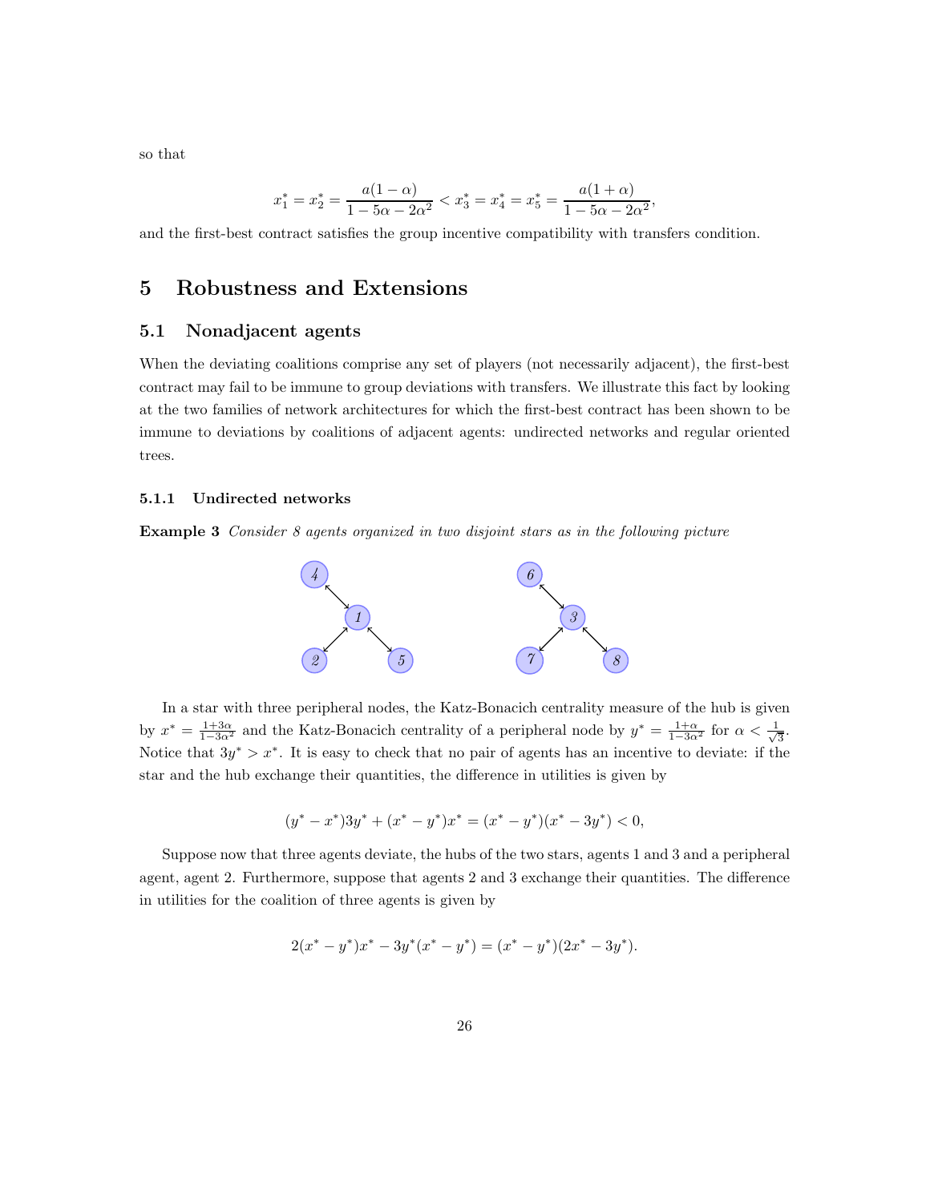so that

$$x_1^* = x_2^* = \frac{a(1-\alpha)}{1-5\alpha-2\alpha^2} < x_3^* = x_4^* = x_5^* = \frac{a(1+\alpha)}{1-5\alpha-2\alpha^2},$$

and the first-best contract satisfies the group incentive compatibility with transfers condition.

# 5 Robustness and Extensions

## 5.1 Nonadjacent agents

When the deviating coalitions comprise any set of players (not necessarily adjacent), the first-best contract may fail to be immune to group deviations with transfers. We illustrate this fact by looking at the two families of network architectures for which the first-best contract has been shown to be immune to deviations by coalitions of adjacent agents: undirected networks and regular oriented trees.

### 5.1.1 Undirected networks

**Example 3** *Consider 8 agents organized in two disjoint stars as in the following picture*

In a star with three peripheral nodes, the Katz-Bonacich centrality measure of the hub is given by $x^* = \frac{1+3\alpha}{1-3\alpha^2}$ and the Katz-Bonacich centrality of a peripheral node by $y^* = \frac{1+\alpha}{1-3\alpha^2}$ for $\alpha < \frac{1}{\sqrt{3}}$. Notice that $3y^* > x^*$. It is easy to check that no pair of agents has an incentive to deviate: if the star and the hub exchange their quantities, the difference in utilities is given by

$$(y^* - x^*)3y^* + (x^* - y^*)x^* = (x^* - y^*)(x^* - 3y^*) < 0,$$

Suppose now that three agents deviate, the hubs of the two stars, agents 1 and 3 and a peripheral agent, agent 2. Furthermore, suppose that agents 2 and 3 exchange their quantities. The difference in utilities for the coalition of three agents is given by

$$2(x^* - y^*)x^* - 3y^*(x^* - y^*) = (x^* - y^*)(2x^* - 3y^*).$$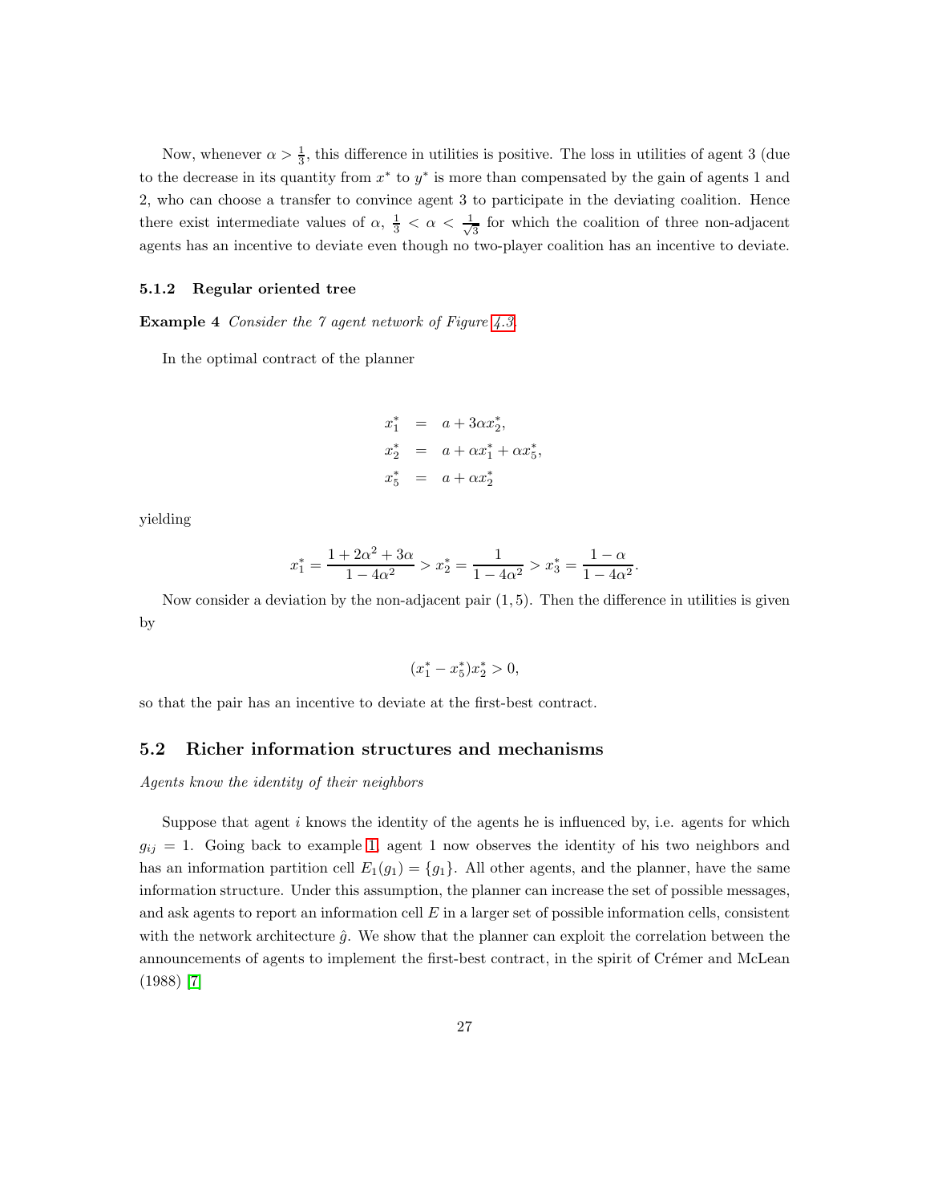Now, whenever $\alpha > \frac{1}{3}$, this difference in utilities is positive. The loss in utilities of agent 3 (due to the decrease in its quantity from $x^*$ to $y^*$ is more than compensated by the gain of agents 1 and 2, who can choose a transfer to convince agent 3 to participate in the deviating coalition. Hence there exist intermediate values of $\alpha$, $\frac{1}{3} < \alpha < \frac{1}{\sqrt{3}}$ for which the coalition of three non-adjacent agents has an incentive to deviate even though no two-player coalition has an incentive to deviate.

#### 5.1.2 Regular oriented tree

**Example 4** *Consider the 7 agent network of Figure 4.3.*

In the optimal contract of the planner

$$
\begin{aligned}
x_1^* &= a + 3\alpha x_2^*, \\
x_2^* &= a + \alpha x_1^* + \alpha x_5^*, \\
x_5^* &= a + \alpha x_2^*
\end{aligned}
$$

yielding

$$
x_1^* = \frac{1 + 2\alpha^2 + 3\alpha}{1 - 4\alpha^2} > x_2^* = \frac{1}{1 - 4\alpha^2} > x_3^* = \frac{1 - \alpha}{1 - 4\alpha^2}.
$$

Now consider a deviation by the non-adjacent pair $(1, 5)$. Then the difference in utilities is given by

$$
(x_1^* - x_5^*)x_2^* > 0,
$$

so that the pair has an incentive to deviate at the first-best contract.

### 5.2 Richer information structures and mechanisms

*Agents know the identity of their neighbors*

Suppose that agent $i$ knows the identity of the agents he is influenced by, i.e. agents for which $g_{ij} = 1$. Going back to example 1, agent 1 now observes the identity of his two neighbors and has an information partition cell $E_1(g_1) = \{g_1\}$. All other agents, and the planner, have the same information structure. Under this assumption, the planner can increase the set of possible messages, and ask agents to report an information cell $E$ in a larger set of possible information cells, consistent with the network architecture $\hat{g}$. We show that the planner can exploit the correlation between the announcements of agents to implement the first-best contract, in the spirit of Crémer and McLean (1988) [7]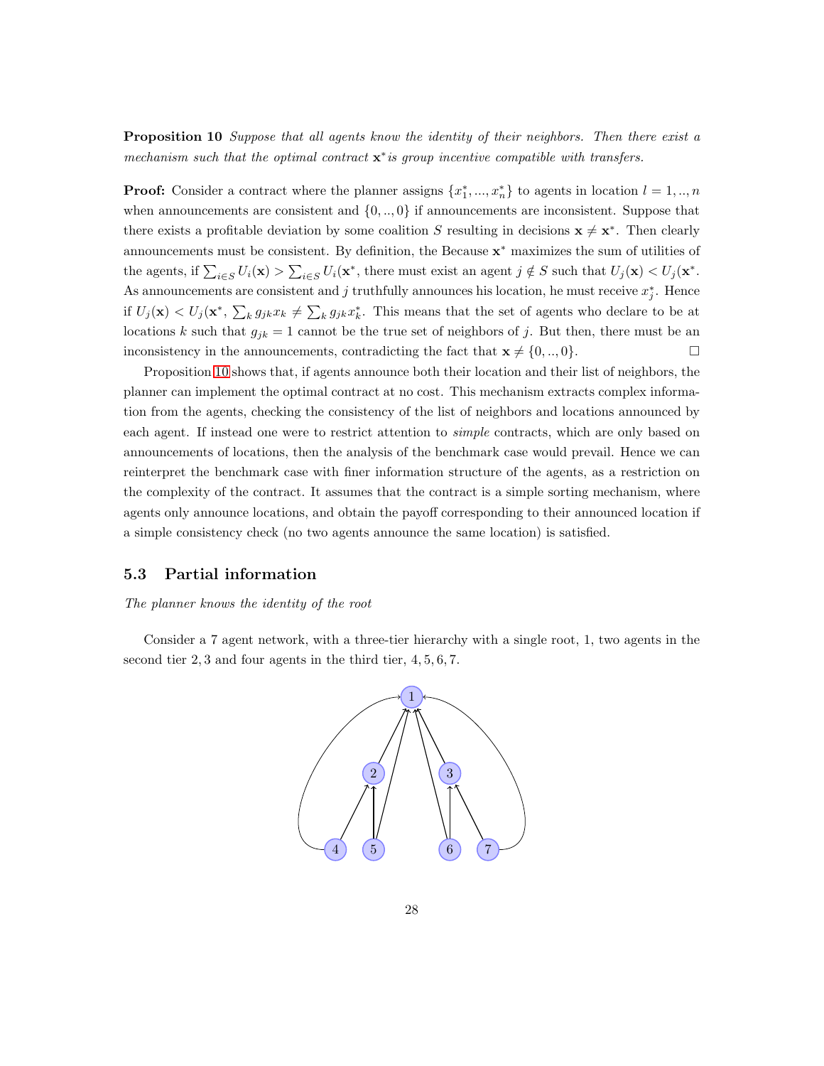**Proposition 10** *Suppose that all agents know the identity of their neighbors. Then there exist a mechanism such that the optimal contract* $\mathbf{x}^*$*is group incentive compatible with transfers.*

**Proof:** Consider a contract where the planner assigns $\{x_1^*, ..., x_n^*\}$ to agents in location $l = 1, .., n$ when announcements are consistent and $\{0, .., 0\}$ if announcements are inconsistent. Suppose that there exists a profitable deviation by some coalition $S$ resulting in decisions $\mathbf{x} \neq \mathbf{x}^*$. Then clearly announcements must be consistent. By definition, the Because $\mathbf{x}^*$ maximizes the sum of utilities of the agents, if $\sum_{i \in S} U_i(\mathbf{x}) > \sum_{i \in S} U_i(\mathbf{x}^*$, there must exist an agent $j \notin S$ such that $U_j(\mathbf{x}) < U_j(\mathbf{x}^*$. As announcements are consistent and $j$ truthfully announces his location, he must receive $x_j^*$. Hence if $U_j(\mathbf{x}) < U_j(\mathbf{x}^*$, $\sum_k g_{jk} x_k \neq \sum_k g_{jk} x_k^*$. This means that the set of agents who declare to be at locations $k$ such that $g_{jk} = 1$ cannot be the true set of neighbors of $j$. But then, there must be an inconsistency in the announcements, contradicting the fact that $\mathbf{x} \neq \{0, .., 0\}$. □

Proposition 10 shows that, if agents announce both their location and their list of neighbors, the planner can implement the optimal contract at no cost. This mechanism extracts complex information from the agents, checking the consistency of the list of neighbors and locations announced by each agent. If instead one were to restrict attention to *simple* contracts, which are only based on announcements of locations, then the analysis of the benchmark case would prevail. Hence we can reinterpret the benchmark case with finer information structure of the agents, as a restriction on the complexity of the contract. It assumes that the contract is a simple sorting mechanism, where agents only announce locations, and obtain the payoff corresponding to their announced location if a simple consistency check (no two agents announce the same location) is satisfied.

## 5.3 Partial information

*The planner knows the identity of the root*

Consider a 7 agent network, with a three-tier hierarchy with a single root, 1, two agents in the second tier 2, 3 and four agents in the third tier, 4, 5, 6, 7.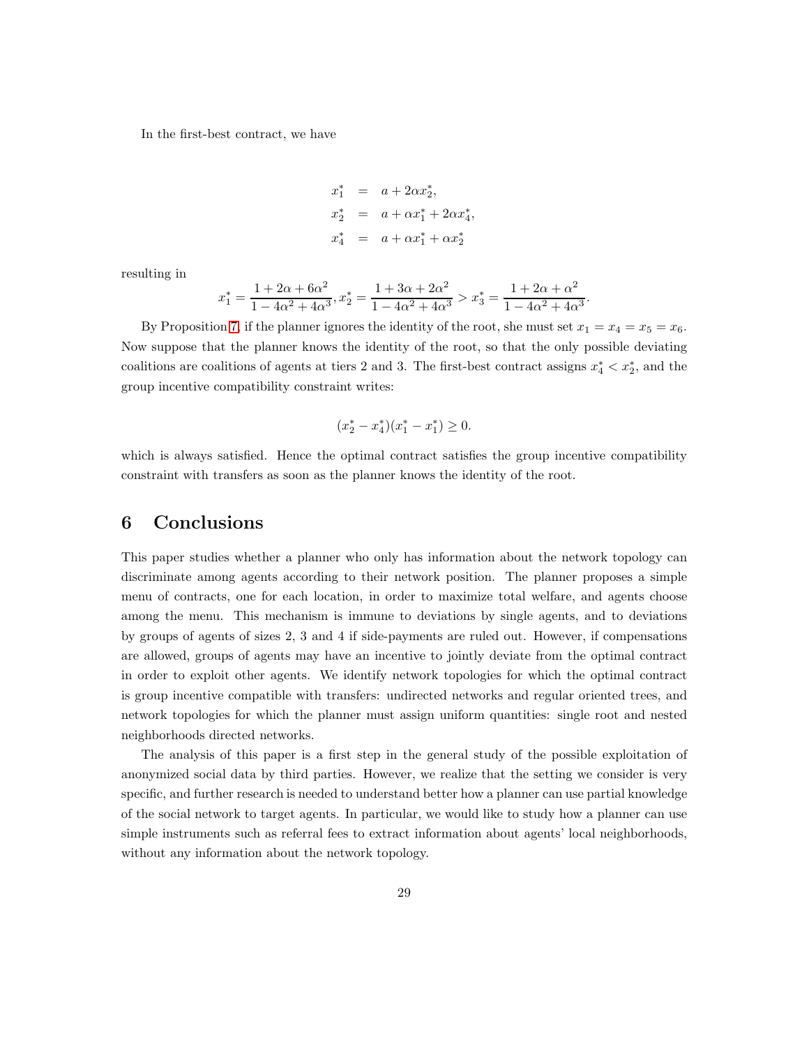In the first-best contract, we have

$$
\begin{aligned}
x_1^* &= a + 2\alpha x_2^*, \\
x_2^* &= a + \alpha x_1^* + 2\alpha x_4^*, \\
x_4^* &= a + \alpha x_1^* + \alpha x_2^*
\end{aligned}
$$

resulting in

$$
x_1^* = \frac{1 + 2\alpha + 6\alpha^2}{1 - 4\alpha^2 + 4\alpha^3}, x_2^* = \frac{1 + 3\alpha + 2\alpha^2}{1 - 4\alpha^2 + 4\alpha^3} > x_3^* = \frac{1 + 2\alpha + \alpha^2}{1 - 4\alpha^2 + 4\alpha^3}.
$$

By Proposition 7, if the planner ignores the identity of the root, she must set $x_1 = x_4 = x_5 = x_6$. Now suppose that the planner knows the identity of the root, so that the only possible deviating coalitions are coalitions of agents at tiers 2 and 3. The first-best contract assigns $x_4^* < x_2^*$, and the group incentive compatibility constraint writes:

$$
(x_2^* - x_4^*)(x_1^* - x_1^*) \geq 0.
$$

which is always satisfied. Hence the optimal contract satisfies the group incentive compatibility constraint with transfers as soon as the planner knows the identity of the root.

# 6 Conclusions

This paper studies whether a planner who only has information about the network topology can discriminate among agents according to their network position. The planner proposes a simple menu of contracts, one for each location, in order to maximize total welfare, and agents choose among the menu. This mechanism is immune to deviations by single agents, and to deviations by groups of agents of sizes 2, 3 and 4 if side-payments are ruled out. However, if compensations are allowed, groups of agents may have an incentive to jointly deviate from the optimal contract in order to exploit other agents. We identify network topologies for which the optimal contract is group incentive compatible with transfers: undirected networks and regular oriented trees, and network topologies for which the planner must assign uniform quantities: single root and nested neighborhoods directed networks.

The analysis of this paper is a first step in the general study of the possible exploitation of anonymized social data by third parties. However, we realize that the setting we consider is very specific, and further research is needed to understand better how a planner can use partial knowledge of the social network to target agents. In particular, we would like to study how a planner can use simple instruments such as referral fees to extract information about agents' local neighborhoods, without any information about the network topology.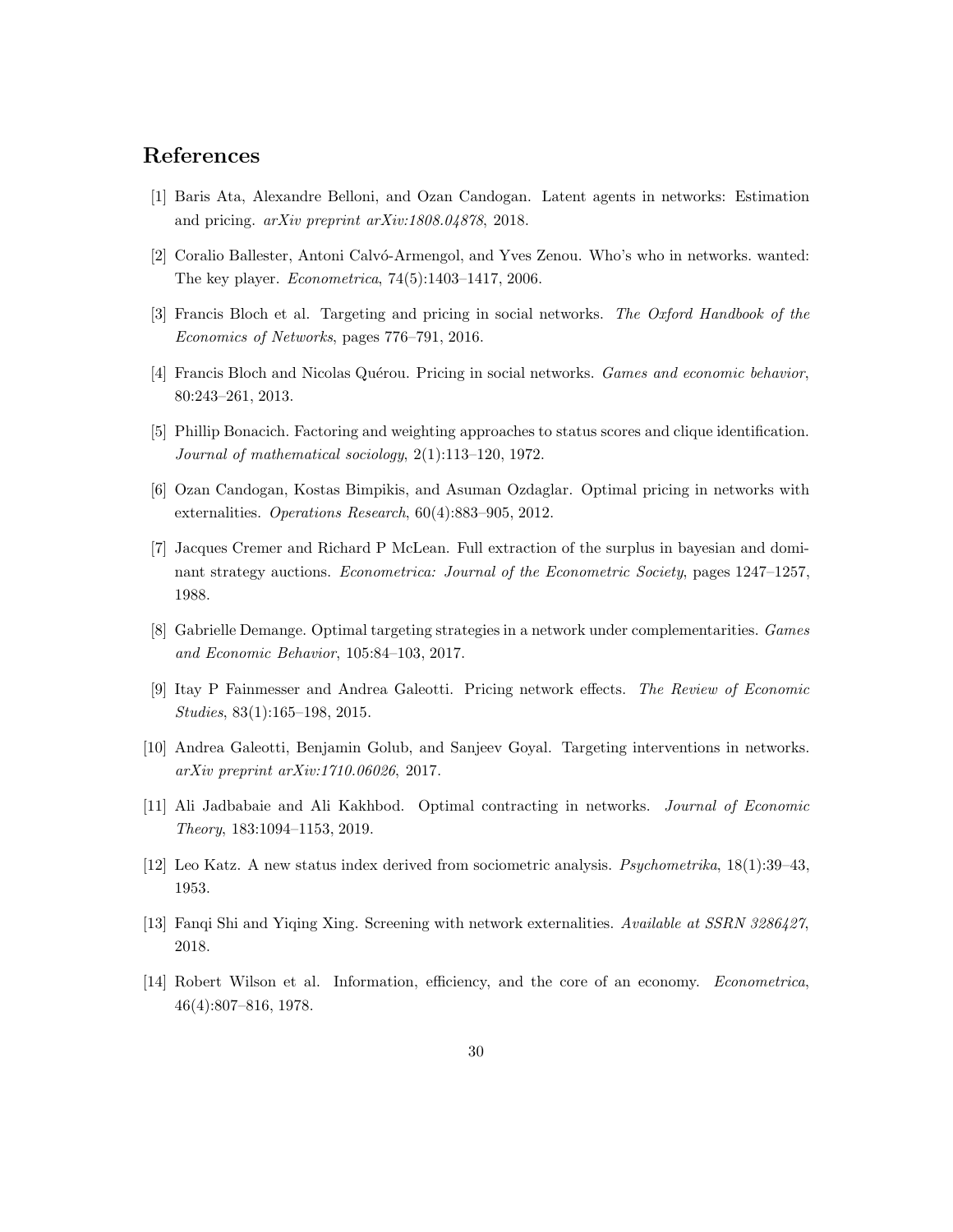## References

[1] Baris Ata, Alexandre Belloni, and Ozan Candogan. Latent agents in networks: Estimation and pricing. *arXiv preprint arXiv:1808.04878*, 2018.

[2] Coralio Ballester, Antoni Calvó-Armengol, and Yves Zenou. Who's who in networks. wanted: The key player. *Econometrica*, 74(5):1403–1417, 2006.

[3] Francis Bloch et al. Targeting and pricing in social networks. *The Oxford Handbook of the Economics of Networks*, pages 776–791, 2016.

[4] Francis Bloch and Nicolas Quérou. Pricing in social networks. *Games and economic behavior*, 80:243–261, 2013.

[5] Phillip Bonacich. Factoring and weighting approaches to status scores and clique identification. *Journal of mathematical sociology*, 2(1):113–120, 1972.

[6] Ozan Candogan, Kostas Bimpikis, and Asuman Ozdaglar. Optimal pricing in networks with externalities. *Operations Research*, 60(4):883–905, 2012.

[7] Jacques Cremer and Richard P McLean. Full extraction of the surplus in bayesian and dominant strategy auctions. *Econometrica: Journal of the Econometric Society*, pages 1247–1257, 1988.

[8] Gabrielle Demange. Optimal targeting strategies in a network under complementarities. *Games and Economic Behavior*, 105:84–103, 2017.

[9] Itay P Fainmesser and Andrea Galeotti. Pricing network effects. *The Review of Economic Studies*, 83(1):165–198, 2015.

[10] Andrea Galeotti, Benjamin Golub, and Sanjeev Goyal. Targeting interventions in networks. *arXiv preprint arXiv:1710.06026*, 2017.

[11] Ali Jadbabaie and Ali Kakhbod. Optimal contracting in networks. *Journal of Economic Theory*, 183:1094–1153, 2019.

[12] Leo Katz. A new status index derived from sociometric analysis. *Psychometrika*, 18(1):39–43, 1953.

[13] Fanqi Shi and Yiqing Xing. Screening with network externalities. *Available at SSRN 3286427*, 2018.

[14] Robert Wilson et al. Information, efficiency, and the core of an economy. *Econometrica*, 46(4):807–816, 1978.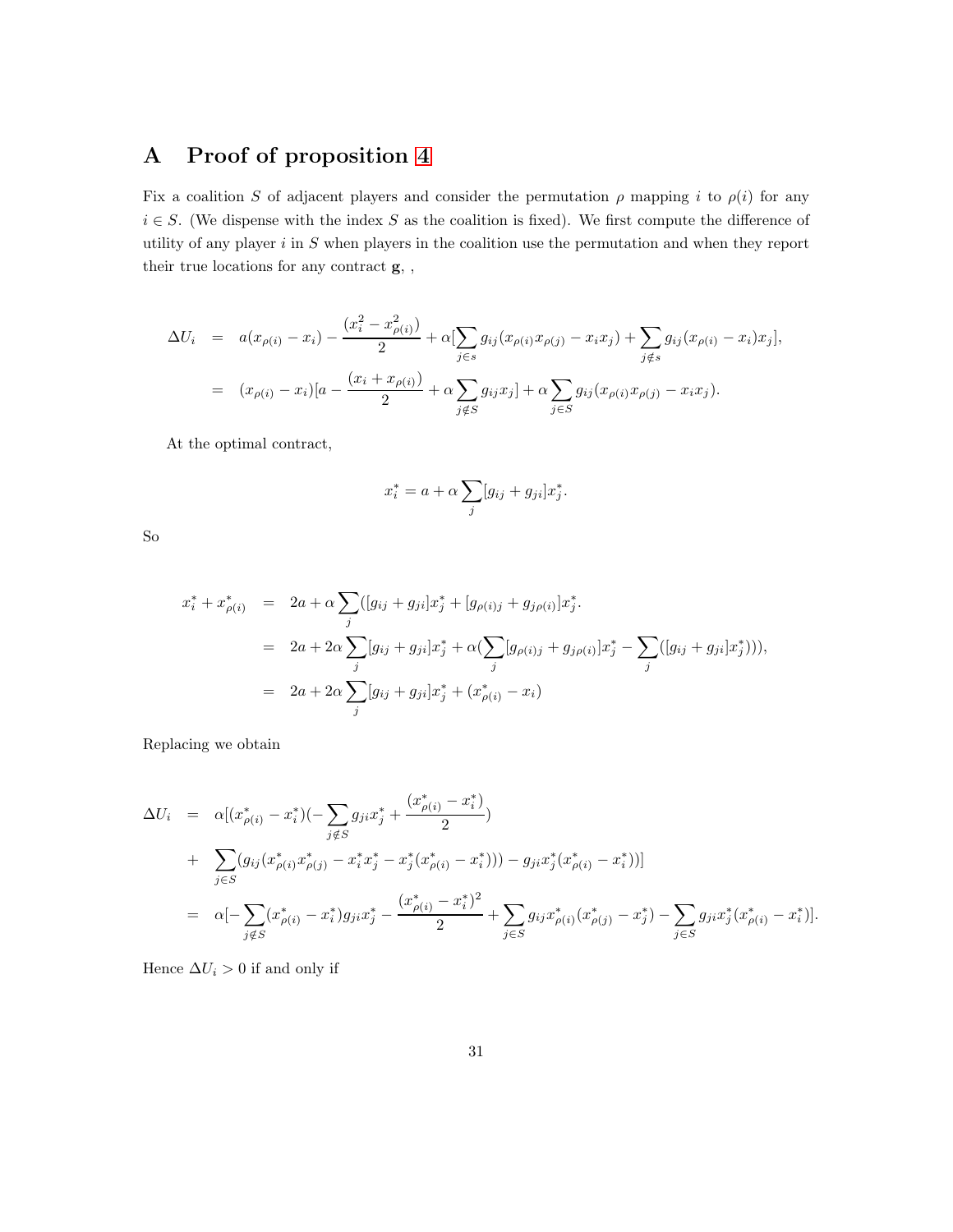# A Proof of proposition 4

Fix a coalition $S$ of adjacent players and consider the permutation $\rho$ mapping $i$ to $\rho(i)$ for any $i \in S$. (We dispense with the index $S$ as the coalition is fixed). We first compute the difference of utility of any player $i$ in $S$ when players in the coalition use the permutation and when they report their true locations for any contract $\mathbf{g}$, ,

$$
\begin{aligned}
\Delta U_i &= a(x_{\rho(i)} - x_i) - \frac{(x_i^2 - x_{\rho(i)}^2)}{2} + \alpha[\sum_{j \in s} g_{ij}(x_{\rho(i)}x_{\rho(j)} - x_i x_j) + \sum_{j \notin s} g_{ij}(x_{\rho(i)} - x_i)x_j], \\
&= (x_{\rho(i)} - x_i)[a - \frac{(x_i + x_{\rho(i)})}{2} + \alpha \sum_{j \notin S} g_{ij}x_j] + \alpha \sum_{j \in S} g_{ij}(x_{\rho(i)}x_{\rho(j)} - x_i x_j).
\end{aligned}
$$

At the optimal contract,

$$
x_i^* = a + \alpha \sum_j [g_{ij} + g_{ji}]x_j^*.
$$

So

$$
\begin{aligned}
x_i^* + x_{\rho(i)}^* &= 2a + \alpha \sum_j ([g_{ij} + g_{ji}]x_j^* + [g_{\rho(i)j} + g_{j\rho(i)}]x_j^*. \\
&= 2a + 2\alpha \sum_j [g_{ij} + g_{ji}]x_j^* + \alpha(\sum_j [g_{\rho(i)j} + g_{j\rho(i)}]x_j^* - \sum_j ([g_{ij} + g_{ji}]x_j^*))), \\
&= 2a + 2\alpha \sum_j [g_{ij} + g_{ji}]x_j^* + (x_{\rho(i)}^* - x_i)
\end{aligned}
$$

Replacing we obtain

$$
\begin{aligned}
\Delta U_i &= \alpha[(x_{\rho(i)}^* - x_i^*)(-\sum_{j \notin S} g_{ji}x_j^* + \frac{(x_{\rho(i)}^* - x_i^*)}{2}) \\
&+ \sum_{j \in S}(g_{ij}(x_{\rho(i)}^* x_{\rho(j)}^* - x_i^* x_j^* - x_j^*(x_{\rho(i)}^* - x_i^*))) - g_{ji}x_j^*(x_{\rho(i)}^* - x_i^*))] \\
&= \alpha[-\sum_{j \notin S}(x_{\rho(i)}^* - x_i^*)g_{ji}x_j^* - \frac{(x_{\rho(i)}^* - x_i^*)^2}{2} + \sum_{j \in S} g_{ij}x_{\rho(i)}^*(x_{\rho(j)}^* - x_j^*) - \sum_{j \in S} g_{ji}x_j^*(x_{\rho(i)}^* - x_i^*)].
\end{aligned}
$$

Hence $\Delta U_i > 0$ if and only if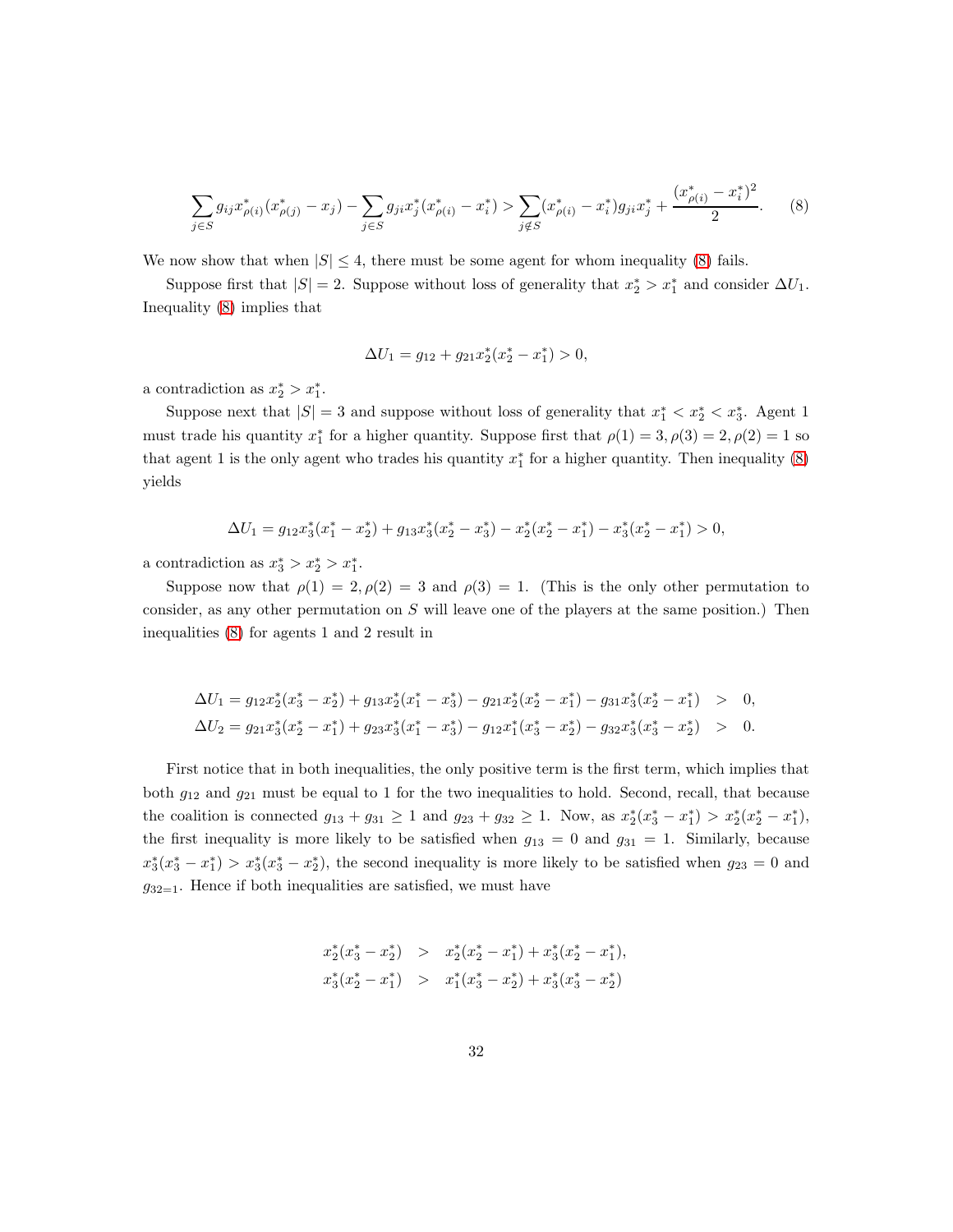$$\sum_{j \in S} g_{ij} x^*_{\rho(i)}(x^*_{\rho(j)} - x_j) - \sum_{j \in S} g_{ji} x^*_j (x^*_{\rho(i)} - x^*_i) > \sum_{j \notin S} (x^*_{\rho(i)} - x^*_i) g_{ji} x^*_j + \frac{(x^*_{\rho(i)} - x^*_i)^2}{2}. \quad (8)$$

We now show that when $|S| \leq 4$, there must be some agent for whom inequality (8) fails.

Suppose first that $|S| = 2$. Suppose without loss of generality that $x^*_2 > x^*_1$ and consider $\Delta U_1$. Inequality (8) implies that

$$\Delta U_1 = g_{12} + g_{21} x^*_2 (x^*_2 - x^*_1) > 0,$$

a contradiction as $x^*_2 > x^*_1$.

Suppose next that $|S| = 3$ and suppose without loss of generality that $x^*_1 < x^*_2 < x^*_3$. Agent 1 must trade his quantity $x^*_1$ for a higher quantity. Suppose first that $\rho(1) = 3, \rho(3) = 2, \rho(2) = 1$ so that agent 1 is the only agent who trades his quantity $x^*_1$ for a higher quantity. Then inequality (8) yields

$$\Delta U_1 = g_{12} x^*_3 (x^*_1 - x^*_2) + g_{13} x^*_3 (x^*_2 - x^*_3) - x^*_2 (x^*_2 - x^*_1) - x^*_3 (x^*_2 - x^*_1) > 0,$$

a contradiction as $x^*_3 > x^*_2 > x^*_1$.

Suppose now that $\rho(1) = 2, \rho(2) = 3$ and $\rho(3) = 1$. (This is the only other permutation to consider, as any other permutation on $S$ will leave one of the players at the same position.) Then inequalities (8) for agents 1 and 2 result in

$$\begin{aligned}
\Delta U_1 = g_{12} x^*_2 (x^*_3 - x^*_2) + g_{13} x^*_2 (x^*_1 - x^*_3) - g_{21} x^*_2 (x^*_2 - x^*_1) - g_{31} x^*_3 (x^*_2 - x^*_1) &> 0, \\
\Delta U_2 = g_{21} x^*_3 (x^*_2 - x^*_1) + g_{23} x^*_3 (x^*_1 - x^*_3) - g_{12} x^*_1 (x^*_3 - x^*_2) - g_{32} x^*_3 (x^*_3 - x^*_2) &> 0.
\end{aligned}$$

First notice that in both inequalities, the only positive term is the first term, which implies that both $g_{12}$ and $g_{21}$ must be equal to 1 for the two inequalities to hold. Second, recall, that because the coalition is connected $g_{13} + g_{31} \geq 1$ and $g_{23} + g_{32} \geq 1$. Now, as $x^*_2(x^*_3 - x^*_1) > x^*_2(x^*_2 - x^*_1)$, the first inequality is more likely to be satisfied when $g_{13} = 0$ and $g_{31} = 1$. Similarly, because $x^*_3(x^*_3 - x^*_1) > x^*_3(x^*_3 - x^*_2)$, the second inequality is more likely to be satisfied when $g_{23} = 0$ and $g_{32=1}$. Hence if both inequalities are satisfied, we must have

$$\begin{aligned}
x^*_2 (x^*_3 - x^*_2) &> x^*_2 (x^*_2 - x^*_1) + x^*_3 (x^*_2 - x^*_1), \\
x^*_3 (x^*_2 - x^*_1) &> x^*_1 (x^*_3 - x^*_2) + x^*_3 (x^*_3 - x^*_2)
\end{aligned}$$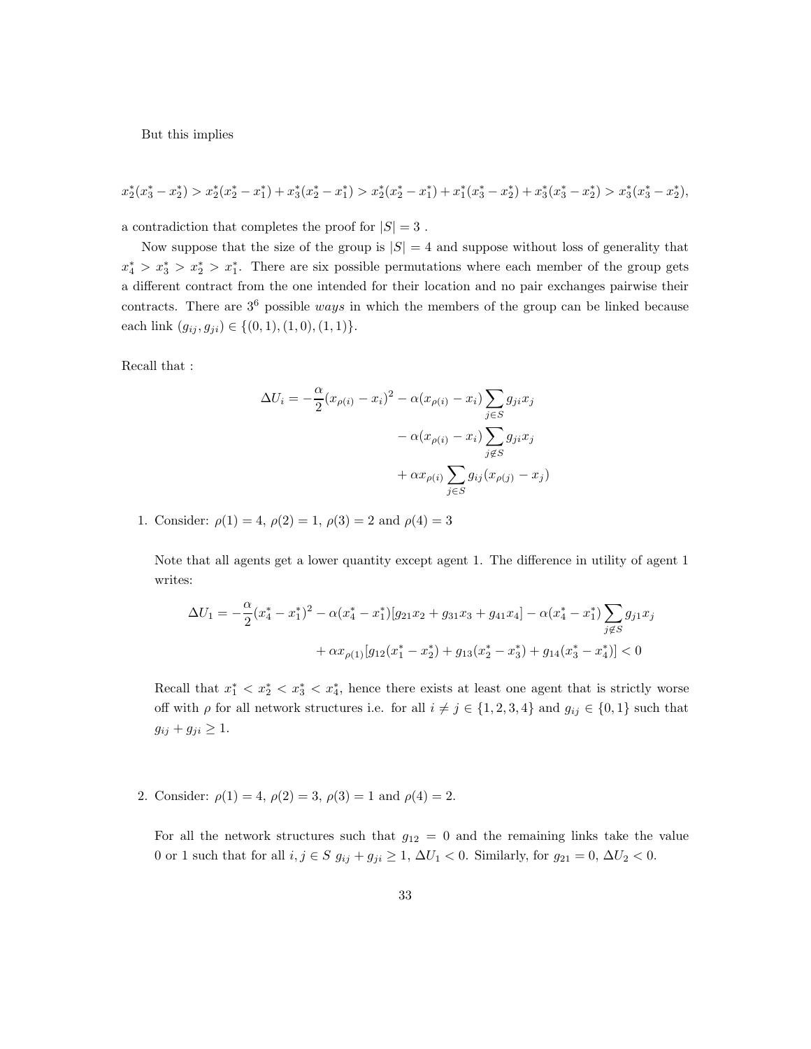But this implies

$$x_2^*(x_3^* - x_2^*) > x_2^*(x_2^* - x_1^*) + x_3^*(x_2^* - x_1^*) > x_2^*(x_2^* - x_1^*) + x_1^*(x_3^* - x_2^*) + x_3^*(x_3^* - x_2^*) > x_3^*(x_3^* - x_2^*),$$

a contradiction that completes the proof for $|S| = 3$ .

Now suppose that the size of the group is $|S| = 4$ and suppose without loss of generality that $x_4^* > x_3^* > x_2^* > x_1^*$. There are six possible permutations where each member of the group gets a different contract from the one intended for their location and no pair exchanges pairwise their contracts. There are $3^6$ possible *ways* in which the members of the group can be linked because each link $(g_{ij}, g_{ji}) \in \{(0,1), (1,0), (1,1)\}$.

Recall that :

$$\Delta U_i = -\frac{\alpha}{2}(x_{\rho(i)} - x_i)^2 - \alpha(x_{\rho(i)} - x_i)\sum_{j \in S} g_{ji}x_j - \alpha(x_{\rho(i)} - x_i)\sum_{j \notin S} g_{ji}x_j + \alpha x_{\rho(i)}\sum_{j \in S} g_{ij}(x_{\rho(j)} - x_j)$$

1. Consider: $\rho(1) = 4$, $\rho(2) = 1$, $\rho(3) = 2$ and $\rho(4) = 3$

   Note that all agents get a lower quantity except agent 1. The difference in utility of agent 1 writes:

   $$\Delta U_1 = -\frac{\alpha}{2}(x_4^* - x_1^*)^2 - \alpha(x_4^* - x_1^*)[g_{21}x_2 + g_{31}x_3 + g_{41}x_4] - \alpha(x_4^* - x_1^*)\sum_{j \notin S} g_{j1}x_j + \alpha x_{\rho(1)}[g_{12}(x_1^* - x_2^*) + g_{13}(x_2^* - x_3^*) + g_{14}(x_3^* - x_4^*)] < 0$$

   Recall that $x_1^* < x_2^* < x_3^* < x_4^*$, hence there exists at least one agent that is strictly worse off with $\rho$ for all network structures i.e. for all $i \neq j \in \{1, 2, 3, 4\}$ and $g_{ij} \in \{0, 1\}$ such that $g_{ij} + g_{ji} \geq 1$.

2. Consider: $\rho(1) = 4$, $\rho(2) = 3$, $\rho(3) = 1$ and $\rho(4) = 2$.

   For all the network structures such that $g_{12} = 0$ and the remaining links take the value 0 or 1 such that for all $i, j \in S$ $g_{ij} + g_{ji} \geq 1$, $\Delta U_1 < 0$. Similarly, for $g_{21} = 0$, $\Delta U_2 < 0$.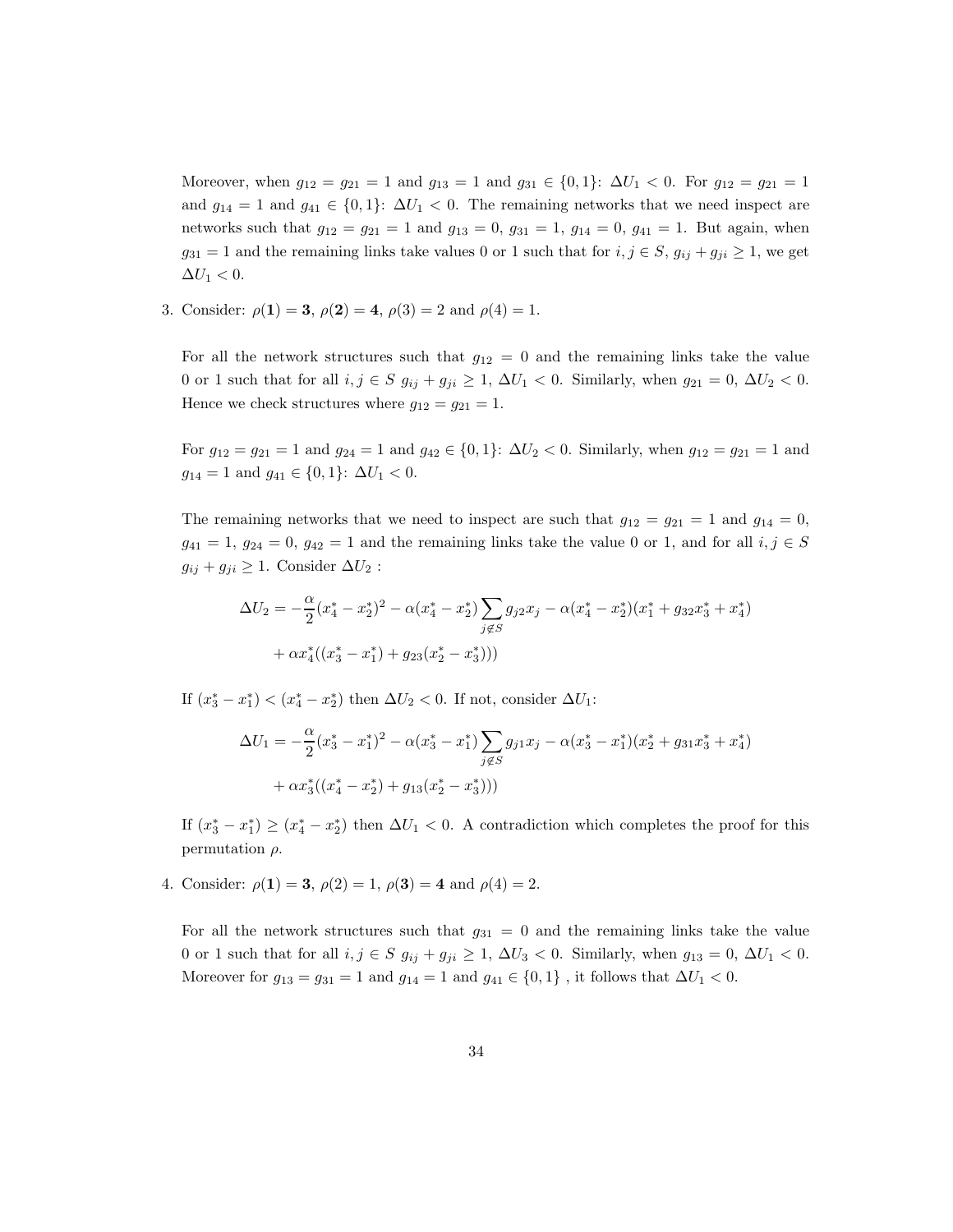Moreover, when $g_{12} = g_{21} = 1$ and $g_{13} = 1$ and $g_{31} \in \{0, 1\}$: $\Delta U_1 < 0$. For $g_{12} = g_{21} = 1$ and $g_{14} = 1$ and $g_{41} \in \{0, 1\}$: $\Delta U_1 < 0$. The remaining networks that we need inspect are networks such that $g_{12} = g_{21} = 1$ and $g_{13} = 0$, $g_{31} = 1$, $g_{14} = 0$, $g_{41} = 1$. But again, when $g_{31} = 1$ and the remaining links take values 0 or 1 such that for $i, j \in S$, $g_{ij} + g_{ji} \geq 1$, we get $\Delta U_1 < 0$.

3. Consider: $\rho(\mathbf{1}) = \mathbf{3}$, $\rho(\mathbf{2}) = \mathbf{4}$, $\rho(3) = 2$ and $\rho(4) = 1$.

   For all the network structures such that $g_{12} = 0$ and the remaining links take the value 0 or 1 such that for all $i, j \in S$ $g_{ij} + g_{ji} \geq 1$, $\Delta U_1 < 0$. Similarly, when $g_{21} = 0$, $\Delta U_2 < 0$. Hence we check structures where $g_{12} = g_{21} = 1$.

   For $g_{12} = g_{21} = 1$ and $g_{24} = 1$ and $g_{42} \in \{0, 1\}$: $\Delta U_2 < 0$. Similarly, when $g_{12} = g_{21} = 1$ and $g_{14} = 1$ and $g_{41} \in \{0, 1\}$: $\Delta U_1 < 0$.

   The remaining networks that we need to inspect are such that $g_{12} = g_{21} = 1$ and $g_{14} = 0$, $g_{41} = 1$, $g_{24} = 0$, $g_{42} = 1$ and the remaining links take the value 0 or 1, and for all $i, j \in S$ $g_{ij} + g_{ji} \geq 1$. Consider $\Delta U_2$ :

   $$\Delta U_2 = -\frac{\alpha}{2}(x_4^* - x_2^*)^2 - \alpha(x_4^* - x_2^*)\sum_{j \notin S} g_{j2}x_j - \alpha(x_4^* - x_2^*)(x_1^* + g_{32}x_3^* + x_4^*)$$
   $$+ \alpha x_4^*((x_3^* - x_1^*) + g_{23}(x_2^* - x_3^*)))$$

   If $(x_3^* - x_1^*) < (x_4^* - x_2^*)$ then $\Delta U_2 < 0$. If not, consider $\Delta U_1$:

   $$\Delta U_1 = -\frac{\alpha}{2}(x_3^* - x_1^*)^2 - \alpha(x_3^* - x_1^*)\sum_{j \notin S} g_{j1}x_j - \alpha(x_3^* - x_1^*)(x_2^* + g_{31}x_3^* + x_4^*)$$
   $$+ \alpha x_3^*((x_4^* - x_2^*) + g_{13}(x_2^* - x_3^*)))$$

   If $(x_3^* - x_1^*) \geq (x_4^* - x_2^*)$ then $\Delta U_1 < 0$. A contradiction which completes the proof for this permutation $\rho$.

4. Consider: $\rho(\mathbf{1}) = \mathbf{3}$, $\rho(2) = 1$, $\rho(\mathbf{3}) = \mathbf{4}$ and $\rho(4) = 2$.

   For all the network structures such that $g_{31} = 0$ and the remaining links take the value 0 or 1 such that for all $i, j \in S$ $g_{ij} + g_{ji} \geq 1$, $\Delta U_3 < 0$. Similarly, when $g_{13} = 0$, $\Delta U_1 < 0$. Moreover for $g_{13} = g_{31} = 1$ and $g_{14} = 1$ and $g_{41} \in \{0, 1\}$ , it follows that $\Delta U_1 < 0$.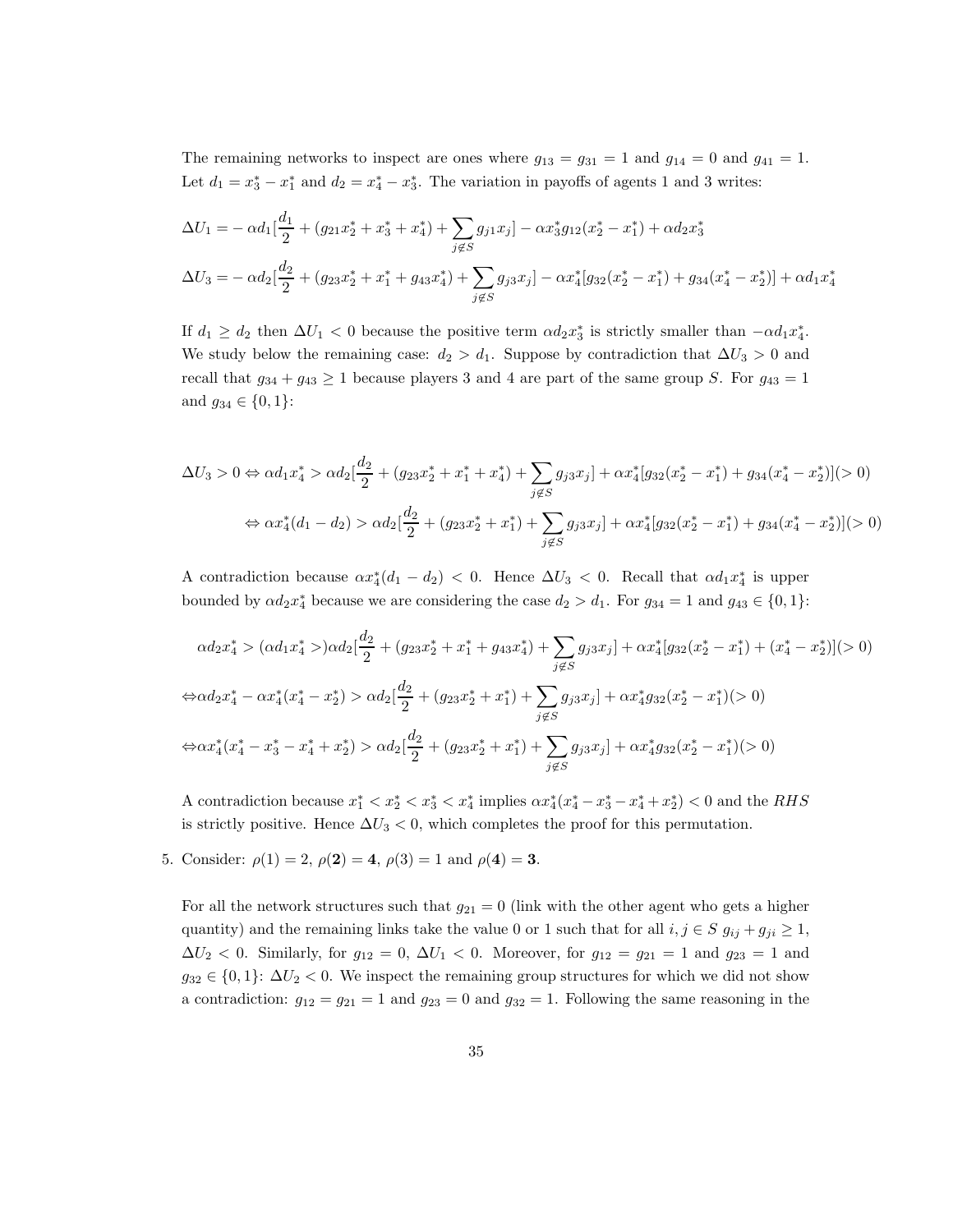The remaining networks to inspect are ones where $g_{13} = g_{31} = 1$ and $g_{14} = 0$ and $g_{41} = 1$. Let $d_1 = x_3^* - x_1^*$ and $d_2 = x_4^* - x_3^*$. The variation in payoffs of agents 1 and 3 writes:

$$\Delta U_1 = -\alpha d_1[\frac{d_1}{2} + (g_{21}x_2^* + x_3^* + x_4^*) + \sum_{j \notin S} g_{j1}x_j] - \alpha x_3^* g_{12}(x_2^* - x_1^*) + \alpha d_2 x_3^*$$

$$\Delta U_3 = -\alpha d_2[\frac{d_2}{2} + (g_{23}x_2^* + x_1^* + g_{43}x_4^*) + \sum_{j \notin S} g_{j3}x_j] - \alpha x_4^*[g_{32}(x_2^* - x_1^*) + g_{34}(x_4^* - x_2^*)] + \alpha d_1 x_4^*$$

If $d_1 \geq d_2$ then $\Delta U_1 < 0$ because the positive term $\alpha d_2 x_3^*$ is strictly smaller than $-\alpha d_1 x_4^*$. We study below the remaining case: $d_2 > d_1$. Suppose by contradiction that $\Delta U_3 > 0$ and recall that $g_{34} + g_{43} \geq 1$ because players 3 and 4 are part of the same group $S$. For $g_{43} = 1$ and $g_{34} \in \{0, 1\}$:

$$\Delta U_3 > 0 \Leftrightarrow \alpha d_1 x_4^* > \alpha d_2[\frac{d_2}{2} + (g_{23}x_2^* + x_1^* + x_4^*) + \sum_{j \notin S} g_{j3}x_j] + \alpha x_4^*[g_{32}(x_2^* - x_1^*) + g_{34}(x_4^* - x_2^*)](> 0)$$

$$\Leftrightarrow \alpha x_4^*(d_1 - d_2) > \alpha d_2[\frac{d_2}{2} + (g_{23}x_2^* + x_1^*) + \sum_{j \notin S} g_{j3}x_j] + \alpha x_4^*[g_{32}(x_2^* - x_1^*) + g_{34}(x_4^* - x_2^*)](> 0)$$

A contradiction because $\alpha x_4^*(d_1 - d_2) < 0$. Hence $\Delta U_3 < 0$. Recall that $\alpha d_1 x_4^*$ is upper bounded by $\alpha d_2 x_4^*$ because we are considering the case $d_2 > d_1$. For $g_{34} = 1$ and $g_{43} \in \{0, 1\}$:

$$\alpha d_2 x_4^* > (\alpha d_1 x_4^* >) \alpha d_2[\frac{d_2}{2} + (g_{23}x_2^* + x_1^* + g_{43}x_4^*) + \sum_{j \notin S} g_{j3}x_j] + \alpha x_4^*[g_{32}(x_2^* - x_1^*) + (x_4^* - x_2^*)](> 0)$$

$$\Leftrightarrow \alpha d_2 x_4^* - \alpha x_4^*(x_4^* - x_2^*) > \alpha d_2[\frac{d_2}{2} + (g_{23}x_2^* + x_1^*) + \sum_{j \notin S} g_{j3}x_j] + \alpha x_4^* g_{32}(x_2^* - x_1^*)(> 0)$$

$$\Leftrightarrow \alpha x_4^*(x_4^* - x_3^* - x_4^* + x_2^*) > \alpha d_2[\frac{d_2}{2} + (g_{23}x_2^* + x_1^*) + \sum_{j \notin S} g_{j3}x_j] + \alpha x_4^* g_{32}(x_2^* - x_1^*)(> 0)$$

A contradiction because $x_1^* < x_2^* < x_3^* < x_4^*$ implies $\alpha x_4^*(x_4^* - x_3^* - x_4^* + x_2^*) < 0$ and the $RHS$ is strictly positive. Hence $\Delta U_3 < 0$, which completes the proof for this permutation.

5. Consider: $\rho(1) = 2$, $\rho(\mathbf{2}) = \mathbf{4}$, $\rho(3) = 1$ and $\rho(\mathbf{4}) = \mathbf{3}$.

   For all the network structures such that $g_{21} = 0$ (link with the other agent who gets a higher quantity) and the remaining links take the value 0 or 1 such that for all $i, j \in S$ $g_{ij} + g_{ji} \geq 1$, $\Delta U_2 < 0$. Similarly, for $g_{12} = 0$, $\Delta U_1 < 0$. Moreover, for $g_{12} = g_{21} = 1$ and $g_{23} = 1$ and $g_{32} \in \{0, 1\}$: $\Delta U_2 < 0$. We inspect the remaining group structures for which we did not show a contradiction: $g_{12} = g_{21} = 1$ and $g_{23} = 0$ and $g_{32} = 1$. Following the same reasoning in the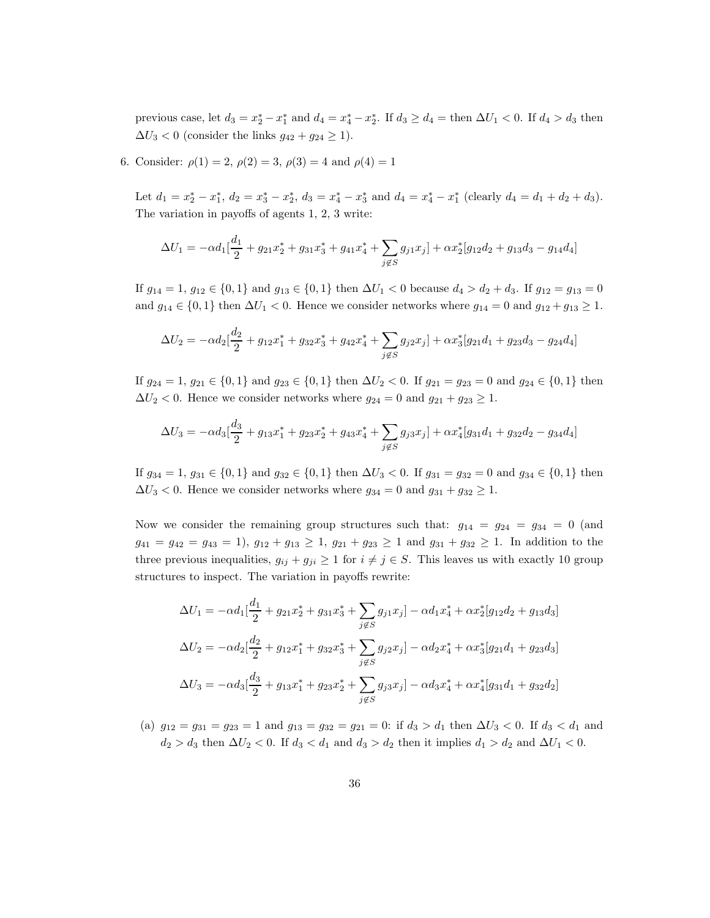previous case, let $d_3 = x_2^* - x_1^*$ and $d_4 = x_4^* - x_2^*$. If $d_3 \geq d_4 =$ then $\Delta U_1 < 0$. If $d_4 > d_3$ then $\Delta U_3 < 0$ (consider the links $g_{42} + g_{24} \geq 1$).

6. Consider: $\rho(1) = 2$, $\rho(2) = 3$, $\rho(3) = 4$ and $\rho(4) = 1$

   Let $d_1 = x_2^* - x_1^*$, $d_2 = x_3^* - x_2^*$, $d_3 = x_4^* - x_3^*$ and $d_4 = x_4^* - x_1^*$ (clearly $d_4 = d_1 + d_2 + d_3$). The variation in payoffs of agents 1, 2, 3 write:

$$\Delta U_1 = -\alpha d_1[\frac{d_1}{2} + g_{21}x_2^* + g_{31}x_3^* + g_{41}x_4^* + \sum_{j \notin S} g_{j1}x_j] + \alpha x_2^*[g_{12}d_2 + g_{13}d_3 - g_{14}d_4]$$

   If $g_{14} = 1$, $g_{12} \in \{0, 1\}$ and $g_{13} \in \{0, 1\}$ then $\Delta U_1 < 0$ because $d_4 > d_2 + d_3$. If $g_{12} = g_{13} = 0$ and $g_{14} \in \{0, 1\}$ then $\Delta U_1 < 0$. Hence we consider networks where $g_{14} = 0$ and $g_{12} + g_{13} \geq 1$.

$$\Delta U_2 = -\alpha d_2[\frac{d_2}{2} + g_{12}x_1^* + g_{32}x_3^* + g_{42}x_4^* + \sum_{j \notin S} g_{j2}x_j] + \alpha x_3^*[g_{21}d_1 + g_{23}d_3 - g_{24}d_4]$$

   If $g_{24} = 1$, $g_{21} \in \{0, 1\}$ and $g_{23} \in \{0, 1\}$ then $\Delta U_2 < 0$. If $g_{21} = g_{23} = 0$ and $g_{24} \in \{0, 1\}$ then $\Delta U_2 < 0$. Hence we consider networks where $g_{24} = 0$ and $g_{21} + g_{23} \geq 1$.

$$\Delta U_3 = -\alpha d_3[\frac{d_3}{2} + g_{13}x_1^* + g_{23}x_2^* + g_{43}x_4^* + \sum_{j \notin S} g_{j3}x_j] + \alpha x_4^*[g_{31}d_1 + g_{32}d_2 - g_{34}d_4]$$

   If $g_{34} = 1$, $g_{31} \in \{0, 1\}$ and $g_{32} \in \{0, 1\}$ then $\Delta U_3 < 0$. If $g_{31} = g_{32} = 0$ and $g_{34} \in \{0, 1\}$ then $\Delta U_3 < 0$. Hence we consider networks where $g_{34} = 0$ and $g_{31} + g_{32} \geq 1$.

   Now we consider the remaining group structures such that: $g_{14} = g_{24} = g_{34} = 0$ (and $g_{41} = g_{42} = g_{43} = 1$), $g_{12} + g_{13} \geq 1$, $g_{21} + g_{23} \geq 1$ and $g_{31} + g_{32} \geq 1$. In addition to the three previous inequalities, $g_{ij} + g_{ji} \geq 1$ for $i \neq j \in S$. This leaves us with exactly 10 group structures to inspect. The variation in payoffs rewrite:

$$\Delta U_1 = -\alpha d_1[\frac{d_1}{2} + g_{21}x_2^* + g_{31}x_3^* + \sum_{j \notin S} g_{j1}x_j] - \alpha d_1 x_4^* + \alpha x_2^*[g_{12}d_2 + g_{13}d_3]$$

$$\Delta U_2 = -\alpha d_2[\frac{d_2}{2} + g_{12}x_1^* + g_{32}x_3^* + \sum_{j \notin S} g_{j2}x_j] - \alpha d_2 x_4^* + \alpha x_3^*[g_{21}d_1 + g_{23}d_3]$$

$$\Delta U_3 = -\alpha d_3[\frac{d_3}{2} + g_{13}x_1^* + g_{23}x_2^* + \sum_{j \notin S} g_{j3}x_j] - \alpha d_3 x_4^* + \alpha x_4^*[g_{31}d_1 + g_{32}d_2]$$

   (a) $g_{12} = g_{31} = g_{23} = 1$ and $g_{13} = g_{32} = g_{21} = 0$: if $d_3 > d_1$ then $\Delta U_3 < 0$. If $d_3 < d_1$ and $d_2 > d_3$ then $\Delta U_2 < 0$. If $d_3 < d_1$ and $d_3 > d_2$ then it implies $d_1 > d_2$ and $\Delta U_1 < 0$.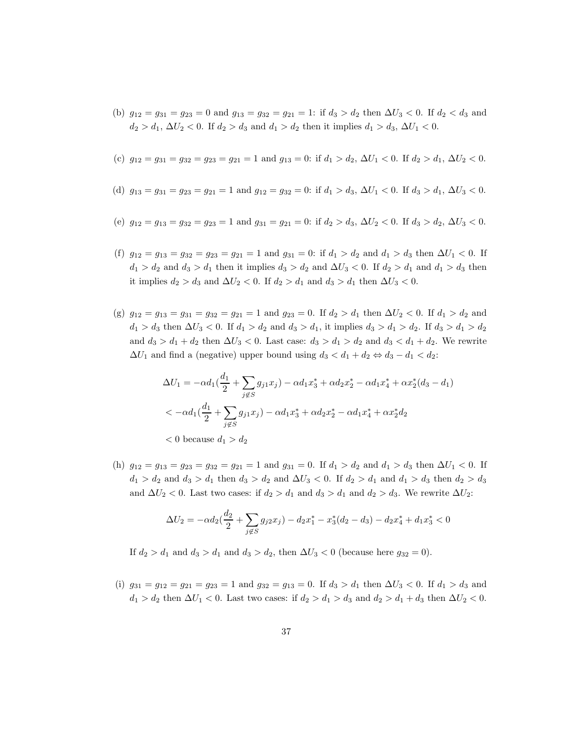(b) $g_{12} = g_{31} = g_{23} = 0$ and $g_{13} = g_{32} = g_{21} = 1$: if $d_3 > d_2$ then $\Delta U_3 < 0$. If $d_2 < d_3$ and $d_2 > d_1$, $\Delta U_2 < 0$. If $d_2 > d_3$ and $d_1 > d_2$ then it implies $d_1 > d_3$, $\Delta U_1 < 0$.

(c) $g_{12} = g_{31} = g_{32} = g_{23} = g_{21} = 1$ and $g_{13} = 0$: if $d_1 > d_2$, $\Delta U_1 < 0$. If $d_2 > d_1$, $\Delta U_2 < 0$.

(d) $g_{13} = g_{31} = g_{23} = g_{21} = 1$ and $g_{12} = g_{32} = 0$: if $d_1 > d_3$, $\Delta U_1 < 0$. If $d_3 > d_1$, $\Delta U_3 < 0$.

(e) $g_{12} = g_{13} = g_{32} = g_{23} = 1$ and $g_{31} = g_{21} = 0$: if $d_2 > d_3$, $\Delta U_2 < 0$. If $d_3 > d_2$, $\Delta U_3 < 0$.

(f) $g_{12} = g_{13} = g_{32} = g_{23} = g_{21} = 1$ and $g_{31} = 0$: if $d_1 > d_2$ and $d_1 > d_3$ then $\Delta U_1 < 0$. If $d_1 > d_2$ and $d_3 > d_1$ then it implies $d_3 > d_2$ and $\Delta U_3 < 0$. If $d_2 > d_1$ and $d_1 > d_3$ then it implies $d_2 > d_3$ and $\Delta U_2 < 0$. If $d_2 > d_1$ and $d_3 > d_1$ then $\Delta U_3 < 0$.

(g) $g_{12} = g_{13} = g_{31} = g_{32} = g_{21} = 1$ and $g_{23} = 0$. If $d_2 > d_1$ then $\Delta U_2 < 0$. If $d_1 > d_2$ and $d_1 > d_3$ then $\Delta U_3 < 0$. If $d_1 > d_2$ and $d_3 > d_1$, it implies $d_3 > d_1 > d_2$. If $d_3 > d_1 > d_2$ and $d_3 > d_1 + d_2$ then $\Delta U_3 < 0$. Last case: $d_3 > d_1 > d_2$ and $d_3 < d_1 + d_2$. We rewrite $\Delta U_1$ and find a (negative) upper bound using $d_3 < d_1 + d_2 \Leftrightarrow d_3 - d_1 < d_2$:

$$
\begin{aligned}
\Delta U_1 &= -\alpha d_1\left(\frac{d_1}{2} + \sum_{j \notin S} g_{j1} x_j\right) - \alpha d_1 x_3^* + \alpha d_2 x_2^* - \alpha d_1 x_4^* + \alpha x_2^*(d_3 - d_1) \\
&< -\alpha d_1\left(\frac{d_1}{2} + \sum_{j \notin S} g_{j1} x_j\right) - \alpha d_1 x_3^* + \alpha d_2 x_2^* - \alpha d_1 x_4^* + \alpha x_2^* d_2 \\
&< 0 \text{ because } d_1 > d_2
\end{aligned}
$$

(h) $g_{12} = g_{13} = g_{23} = g_{32} = g_{21} = 1$ and $g_{31} = 0$. If $d_1 > d_2$ and $d_1 > d_3$ then $\Delta U_1 < 0$. If $d_1 > d_2$ and $d_3 > d_1$ then $d_3 > d_2$ and $\Delta U_3 < 0$. If $d_2 > d_1$ and $d_1 > d_3$ then $d_2 > d_3$ and $\Delta U_2 < 0$. Last two cases: if $d_2 > d_1$ and $d_3 > d_1$ and $d_2 > d_3$. We rewrite $\Delta U_2$:

$$
\Delta U_2 = -\alpha d_2\left(\frac{d_2}{2} + \sum_{j \notin S} g_{j2} x_j\right) - d_2 x_1^* - x_3^*(d_2 - d_3) - d_2 x_4^* + d_1 x_3^* < 0
$$

If $d_2 > d_1$ and $d_3 > d_1$ and $d_3 > d_2$, then $\Delta U_3 < 0$ (because here $g_{32} = 0$).

(i) $g_{31} = g_{12} = g_{21} = g_{23} = 1$ and $g_{32} = g_{13} = 0$. If $d_3 > d_1$ then $\Delta U_3 < 0$. If $d_1 > d_3$ and $d_1 > d_2$ then $\Delta U_1 < 0$. Last two cases: if $d_2 > d_1 > d_3$ and $d_2 > d_1 + d_3$ then $\Delta U_2 < 0$.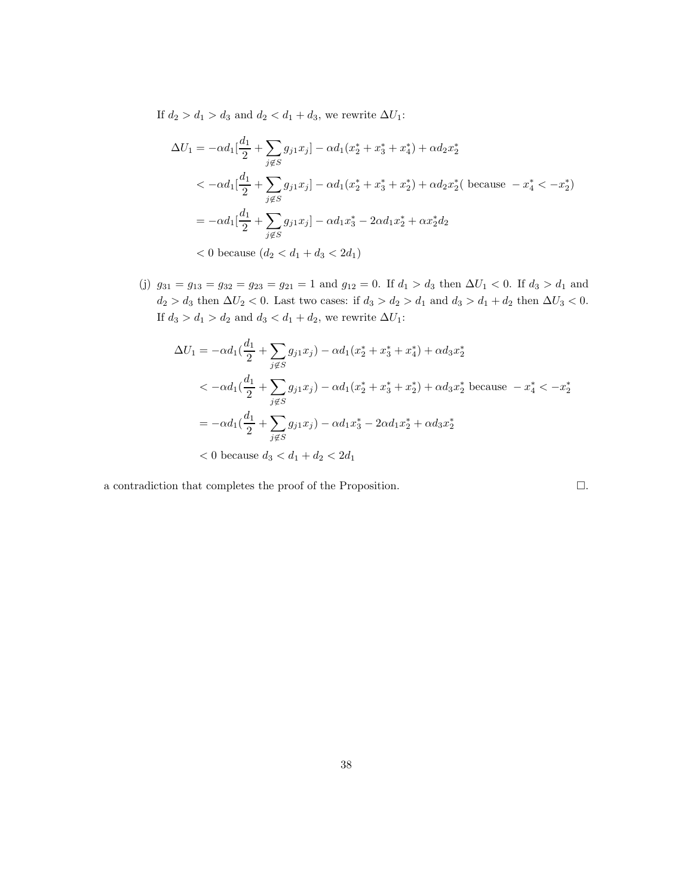If $d_2 > d_1 > d_3$ and $d_2 < d_1 + d_3$, we rewrite $\Delta U_1$:

$$
\begin{aligned}
\Delta U_1 &= -\alpha d_1[\frac{d_1}{2} + \sum_{j \notin S} g_{j1} x_j] - \alpha d_1(x_2^* + x_3^* + x_4^*) + \alpha d_2 x_2^* \\
&< -\alpha d_1[\frac{d_1}{2} + \sum_{j \notin S} g_{j1} x_j] - \alpha d_1(x_2^* + x_3^* + x_2^*) + \alpha d_2 x_2^* (\text{ because } -x_4^* < -x_2^*) \\
&= -\alpha d_1[\frac{d_1}{2} + \sum_{j \notin S} g_{j1} x_j] - \alpha d_1 x_3^* - 2\alpha d_1 x_2^* + \alpha x_2^* d_2 \\
&< 0 \text{ because } (d_2 < d_1 + d_3 < 2d_1)
\end{aligned}
$$

(j) $g_{31} = g_{13} = g_{32} = g_{23} = g_{21} = 1$ and $g_{12} = 0$. If $d_1 > d_3$ then $\Delta U_1 < 0$. If $d_3 > d_1$ and $d_2 > d_3$ then $\Delta U_2 < 0$. Last two cases: if $d_3 > d_2 > d_1$ and $d_3 > d_1 + d_2$ then $\Delta U_3 < 0$. If $d_3 > d_1 > d_2$ and $d_3 < d_1 + d_2$, we rewrite $\Delta U_1$:

$$
\begin{aligned}
\Delta U_1 &= -\alpha d_1(\frac{d_1}{2} + \sum_{j \notin S} g_{j1} x_j) - \alpha d_1(x_2^* + x_3^* + x_4^*) + \alpha d_3 x_2^* \\
&< -\alpha d_1(\frac{d_1}{2} + \sum_{j \notin S} g_{j1} x_j) - \alpha d_1(x_2^* + x_3^* + x_2^*) + \alpha d_3 x_2^* \text{ because } -x_4^* < -x_2^* \\
&= -\alpha d_1(\frac{d_1}{2} + \sum_{j \notin S} g_{j1} x_j) - \alpha d_1 x_3^* - 2\alpha d_1 x_2^* + \alpha d_3 x_2^* \\
&< 0 \text{ because } d_3 < d_1 + d_2 < 2d_1
\end{aligned}
$$

a contradiction that completes the proof of the Proposition. $\square$.